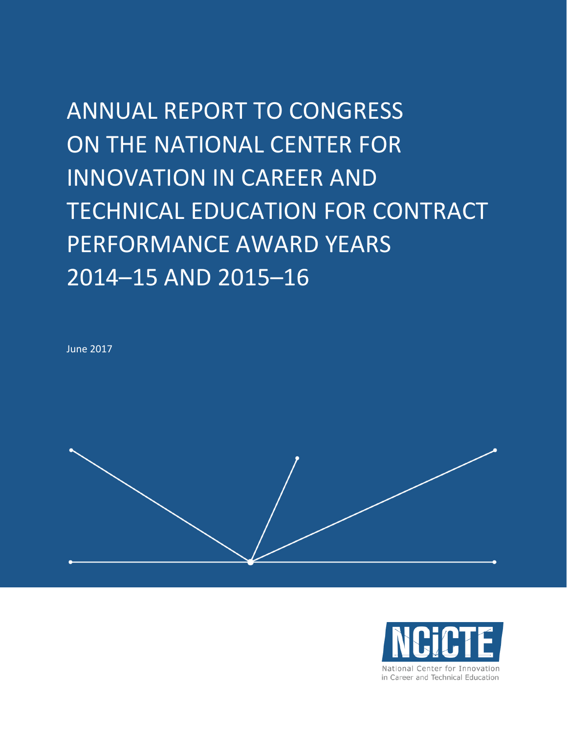# ANNUAL REPORT TO CONGRESS ON THE NATIONAL CENTER FOR INNOVATION IN CAREER AND TECHNICAL EDUCATION FOR CONTRACT PERFORMANCE AWARD YEARS 2014–15 AND 2015–16

June 2017

NCiCTE

National Center for Innovation in Career and Technical Education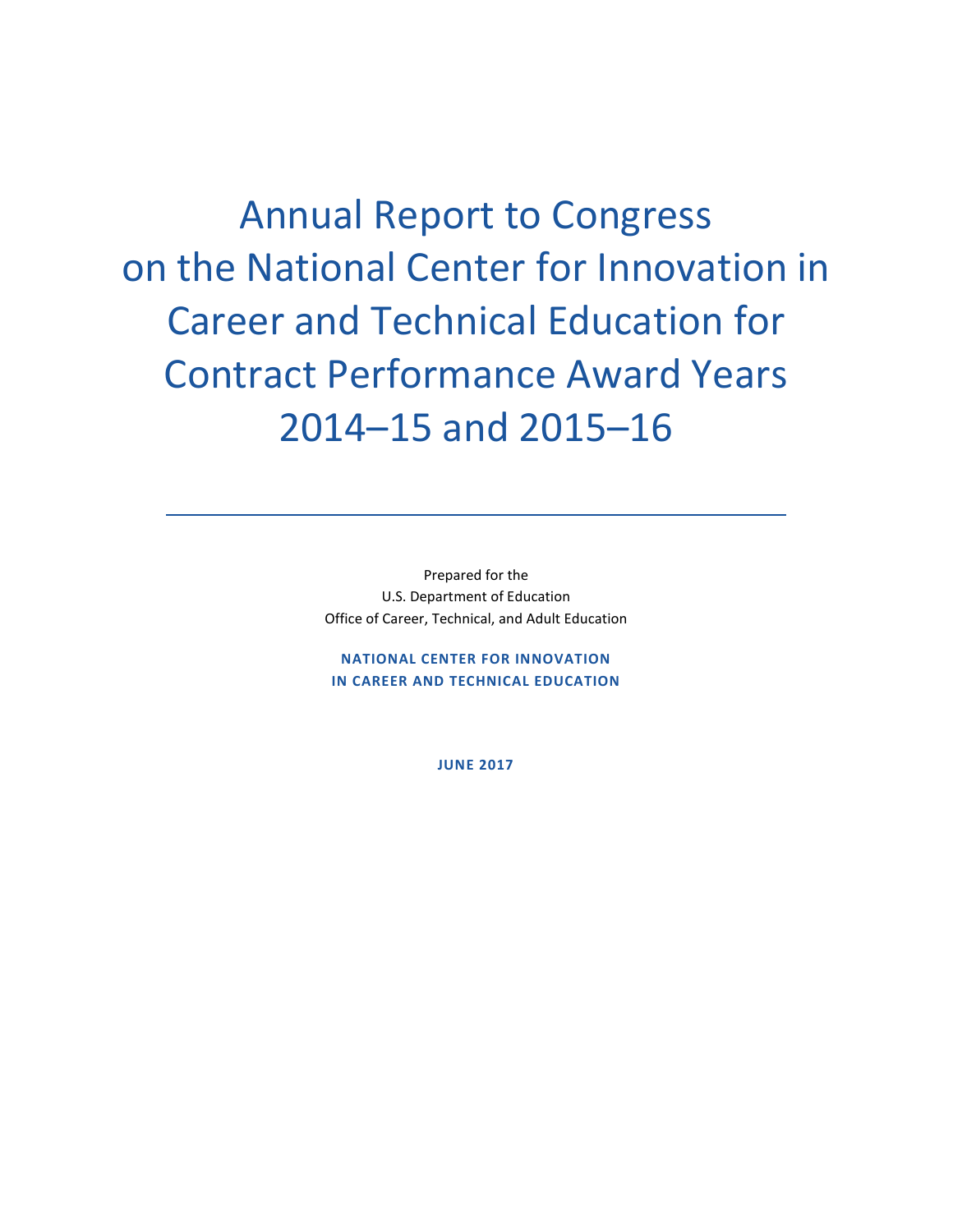# Annual Report to Congress on the National Center for Innovation in Career and Technical Education for Contract Performance Award Years 2014–15 and 2015–16

---

Prepared for the
U.S. Department of Education
Office of Career, Technical, and Adult Education

**NATIONAL CENTER FOR INNOVATION IN CAREER AND TECHNICAL EDUCATION**

**JUNE 2017**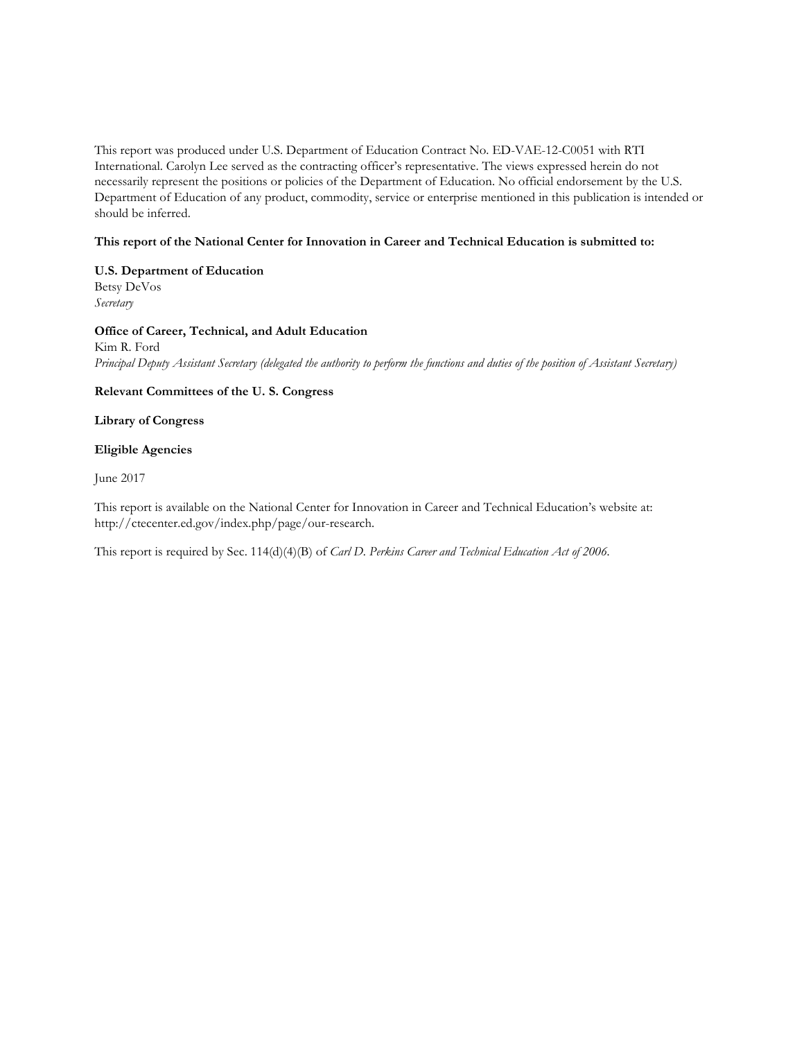This report was produced under U.S. Department of Education Contract No. ED-VAE-12-C0051 with RTI International. Carolyn Lee served as the contracting officer's representative. The views expressed herein do not necessarily represent the positions or policies of the Department of Education. No official endorsement by the U.S. Department of Education of any product, commodity, service or enterprise mentioned in this publication is intended or should be inferred.

**This report of the National Center for Innovation in Career and Technical Education is submitted to:**

**U.S. Department of Education**
Betsy DeVos
*Secretary*

**Office of Career, Technical, and Adult Education**
Kim R. Ford
*Principal Deputy Assistant Secretary (delegated the authority to perform the functions and duties of the position of Assistant Secretary)*

**Relevant Committees of the U. S. Congress**

**Library of Congress**

**Eligible Agencies**

June 2017

This report is available on the National Center for Innovation in Career and Technical Education's website at: http://ctecenter.ed.gov/index.php/page/our-research.

This report is required by Sec. 114(d)(4)(B) of *Carl D. Perkins Career and Technical Education Act of 2006*.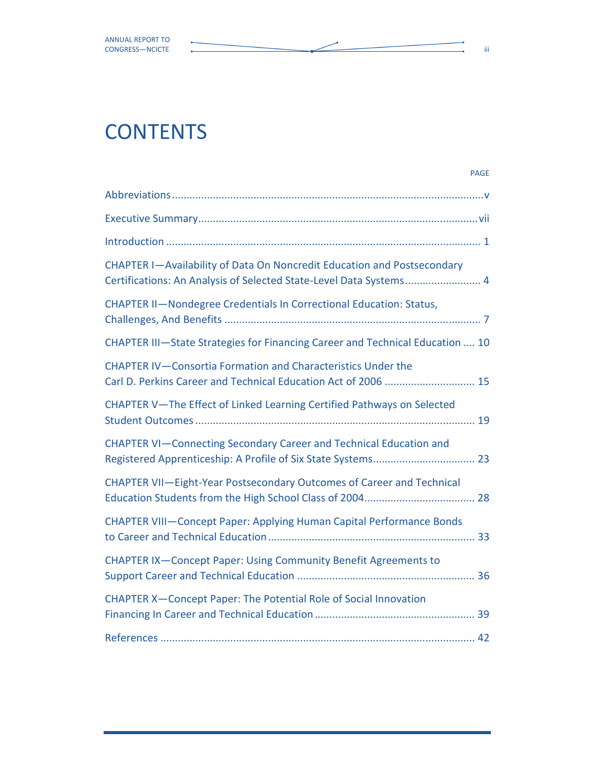# CONTENTS

| | PAGE |
|---|---|
| Abbreviations | v |
| Executive Summary | vii |
| Introduction | 1 |
| CHAPTER I—Availability of Data On Noncredit Education and Postsecondary Certifications: An Analysis of Selected State-Level Data Systems | 4 |
| CHAPTER II—Nondegree Credentials In Correctional Education: Status, Challenges, And Benefits | 7 |
| CHAPTER III—State Strategies for Financing Career and Technical Education | 10 |
| CHAPTER IV—Consortia Formation and Characteristics Under the Carl D. Perkins Career and Technical Education Act of 2006 | 15 |
| CHAPTER V—The Effect of Linked Learning Certified Pathways on Selected Student Outcomes | 19 |
| CHAPTER VI—Connecting Secondary Career and Technical Education and Registered Apprenticeship: A Profile of Six State Systems | 23 |
| CHAPTER VII—Eight-Year Postsecondary Outcomes of Career and Technical Education Students from the High School Class of 2004 | 28 |
| CHAPTER VIII—Concept Paper: Applying Human Capital Performance Bonds to Career and Technical Education | 33 |
| CHAPTER IX—Concept Paper: Using Community Benefit Agreements to Support Career and Technical Education | 36 |
| CHAPTER X—Concept Paper: The Potential Role of Social Innovation Financing In Career and Technical Education | 39 |
| References | 42 |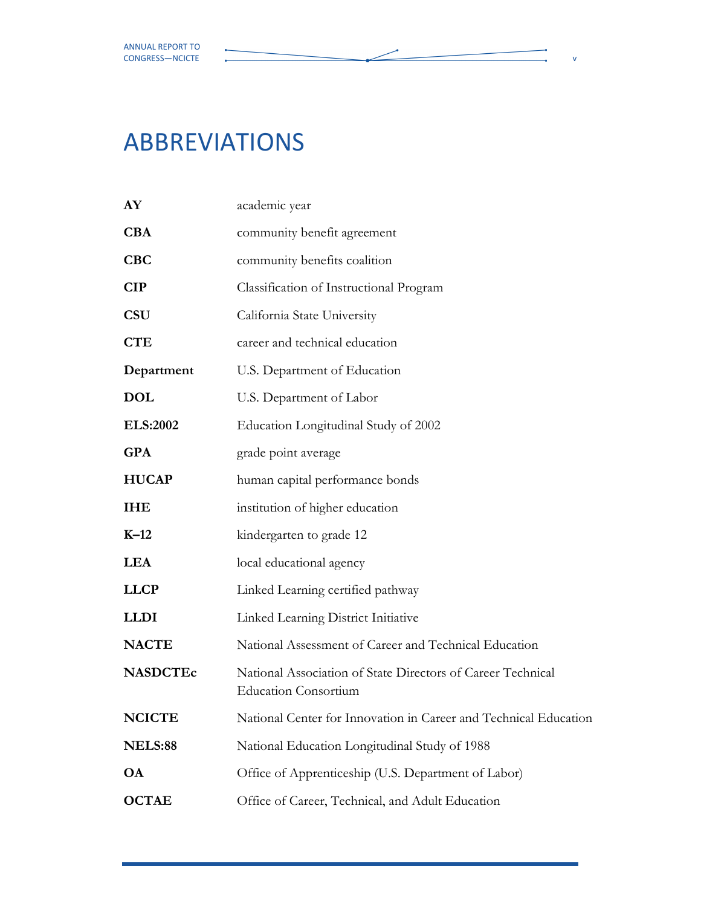# ABBREVIATIONS

| | |
|---|---|
| **AY** | academic year |
| **CBA** | community benefit agreement |
| **CBC** | community benefits coalition |
| **CIP** | Classification of Instructional Program |
| **CSU** | California State University |
| **CTE** | career and technical education |
| **Department** | U.S. Department of Education |
| **DOL** | U.S. Department of Labor |
| **ELS:2002** | Education Longitudinal Study of 2002 |
| **GPA** | grade point average |
| **HUCAP** | human capital performance bonds |
| **IHE** | institution of higher education |
| **K–12** | kindergarten to grade 12 |
| **LEA** | local educational agency |
| **LLCP** | Linked Learning certified pathway |
| **LLDI** | Linked Learning District Initiative |
| **NACTE** | National Assessment of Career and Technical Education |
| **NASDCTEc** | National Association of State Directors of Career Technical Education Consortium |
| **NCICTE** | National Center for Innovation in Career and Technical Education |
| **NELS:88** | National Education Longitudinal Study of 1988 |
| **OA** | Office of Apprenticeship (U.S. Department of Labor) |
| **OCTAE** | Office of Career, Technical, and Adult Education |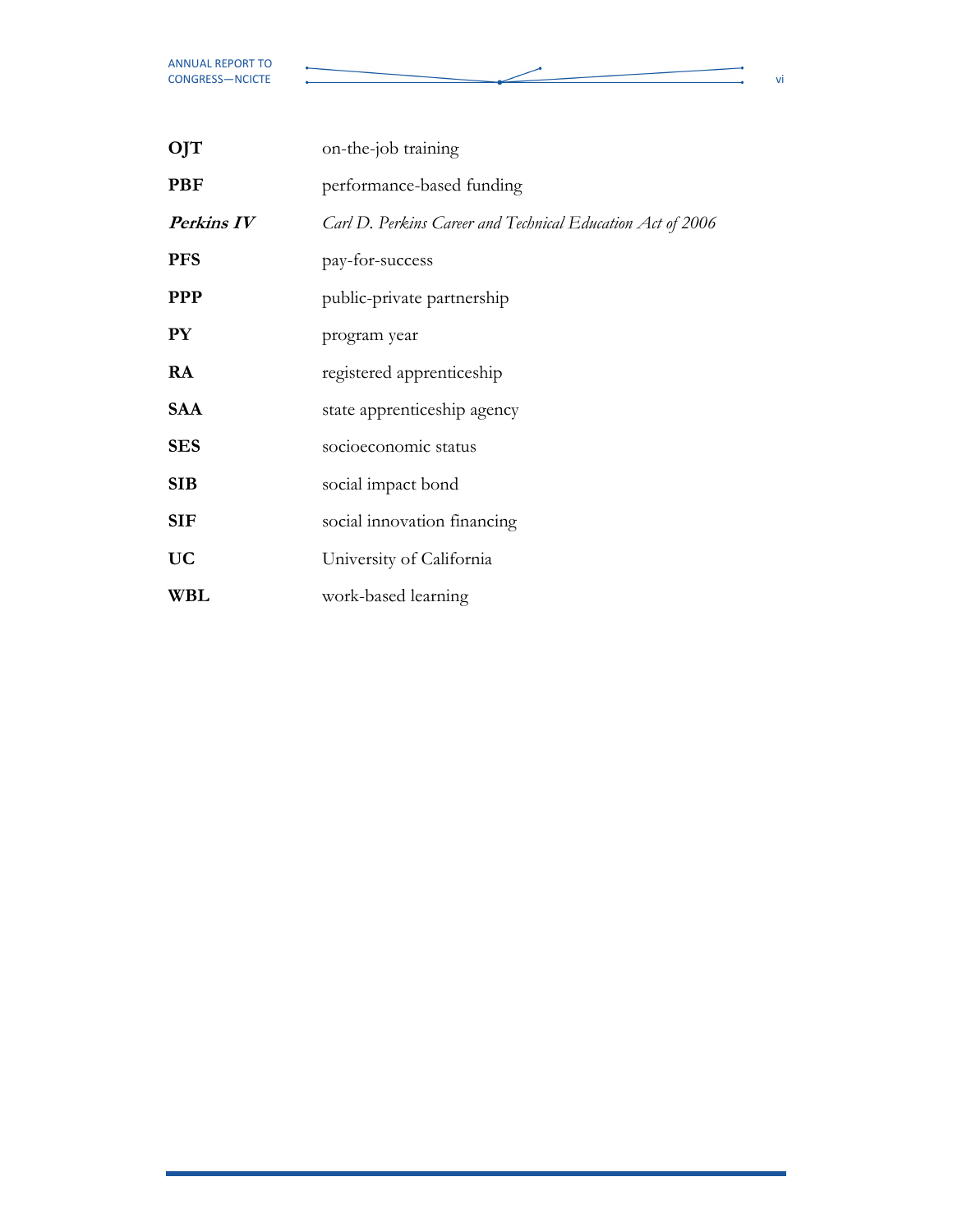| | |
|---|---|
| **OJT** | on-the-job training |
| **PBF** | performance-based funding |
| ***Perkins IV*** | *Carl D. Perkins Career and Technical Education Act of 2006* |
| **PFS** | pay-for-success |
| **PPP** | public-private partnership |
| **PY** | program year |
| **RA** | registered apprenticeship |
| **SAA** | state apprenticeship agency |
| **SES** | socioeconomic status |
| **SIB** | social impact bond |
| **SIF** | social innovation financing |
| **UC** | University of California |
| **WBL** | work-based learning |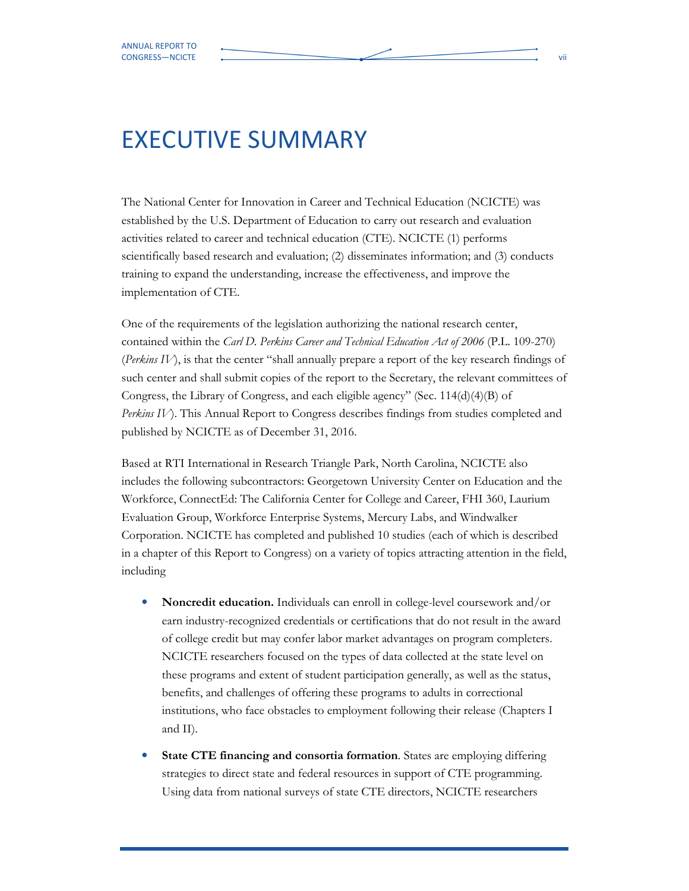# EXECUTIVE SUMMARY

The National Center for Innovation in Career and Technical Education (NCICTE) was established by the U.S. Department of Education to carry out research and evaluation activities related to career and technical education (CTE). NCICTE (1) performs scientifically based research and evaluation; (2) disseminates information; and (3) conducts training to expand the understanding, increase the effectiveness, and improve the implementation of CTE.

One of the requirements of the legislation authorizing the national research center, contained within the *Carl D. Perkins Career and Technical Education Act of 2006* (P.L. 109-270) (*Perkins IV*), is that the center "shall annually prepare a report of the key research findings of such center and shall submit copies of the report to the Secretary, the relevant committees of Congress, the Library of Congress, and each eligible agency" (Sec. 114(d)(4)(B) of *Perkins IV*). This Annual Report to Congress describes findings from studies completed and published by NCICTE as of December 31, 2016.

Based at RTI International in Research Triangle Park, North Carolina, NCICTE also includes the following subcontractors: Georgetown University Center on Education and the Workforce, ConnectEd: The California Center for College and Career, FHI 360, Laurium Evaluation Group, Workforce Enterprise Systems, Mercury Labs, and Windwalker Corporation. NCICTE has completed and published 10 studies (each of which is described in a chapter of this Report to Congress) on a variety of topics attracting attention in the field, including

- **Noncredit education.** Individuals can enroll in college-level coursework and/or earn industry-recognized credentials or certifications that do not result in the award of college credit but may confer labor market advantages on program completers. NCICTE researchers focused on the types of data collected at the state level on these programs and extent of student participation generally, as well as the status, benefits, and challenges of offering these programs to adults in correctional institutions, who face obstacles to employment following their release (Chapters I and II).
- **State CTE financing and consortia formation**. States are employing differing strategies to direct state and federal resources in support of CTE programming. Using data from national surveys of state CTE directors, NCICTE researchers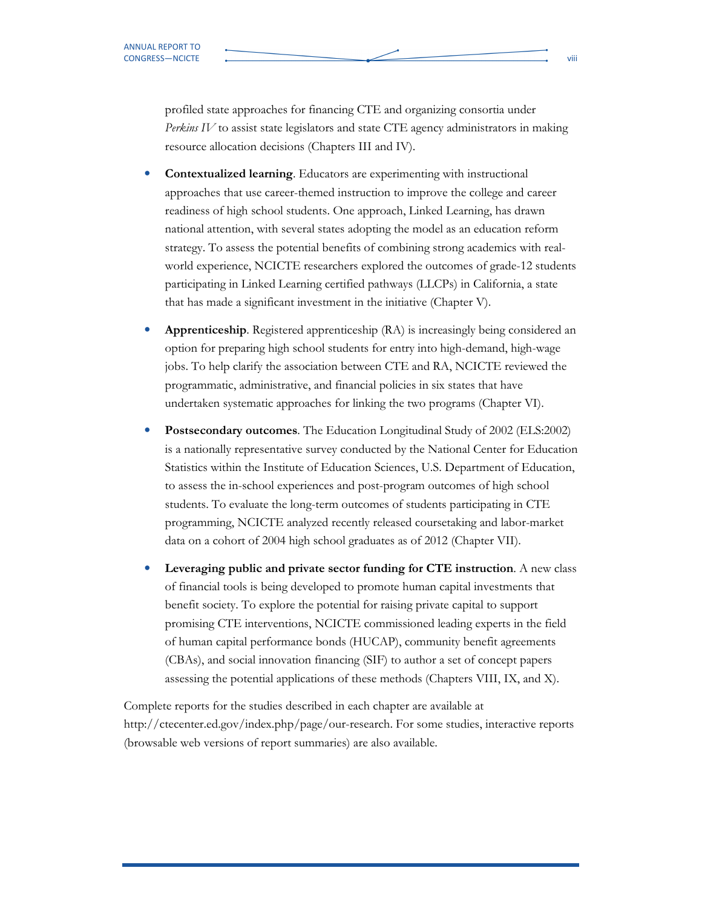profiled state approaches for financing CTE and organizing consortia under *Perkins IV* to assist state legislators and state CTE agency administrators in making resource allocation decisions (Chapters III and IV).

- **Contextualized learning**. Educators are experimenting with instructional approaches that use career-themed instruction to improve the college and career readiness of high school students. One approach, Linked Learning, has drawn national attention, with several states adopting the model as an education reform strategy. To assess the potential benefits of combining strong academics with real-world experience, NCICTE researchers explored the outcomes of grade-12 students participating in Linked Learning certified pathways (LLCPs) in California, a state that has made a significant investment in the initiative (Chapter V).

- **Apprenticeship**. Registered apprenticeship (RA) is increasingly being considered an option for preparing high school students for entry into high-demand, high-wage jobs. To help clarify the association between CTE and RA, NCICTE reviewed the programmatic, administrative, and financial policies in six states that have undertaken systematic approaches for linking the two programs (Chapter VI).

- **Postsecondary outcomes**. The Education Longitudinal Study of 2002 (ELS:2002) is a nationally representative survey conducted by the National Center for Education Statistics within the Institute of Education Sciences, U.S. Department of Education, to assess the in-school experiences and post-program outcomes of high school students. To evaluate the long-term outcomes of students participating in CTE programming, NCICTE analyzed recently released coursetaking and labor-market data on a cohort of 2004 high school graduates as of 2012 (Chapter VII).

- **Leveraging public and private sector funding for CTE instruction**. A new class of financial tools is being developed to promote human capital investments that benefit society. To explore the potential for raising private capital to support promising CTE interventions, NCICTE commissioned leading experts in the field of human capital performance bonds (HUCAP), community benefit agreements (CBAs), and social innovation financing (SIF) to author a set of concept papers assessing the potential applications of these methods (Chapters VIII, IX, and X).

Complete reports for the studies described in each chapter are available at http://ctecenter.ed.gov/index.php/page/our-research. For some studies, interactive reports (browsable web versions of report summaries) are also available.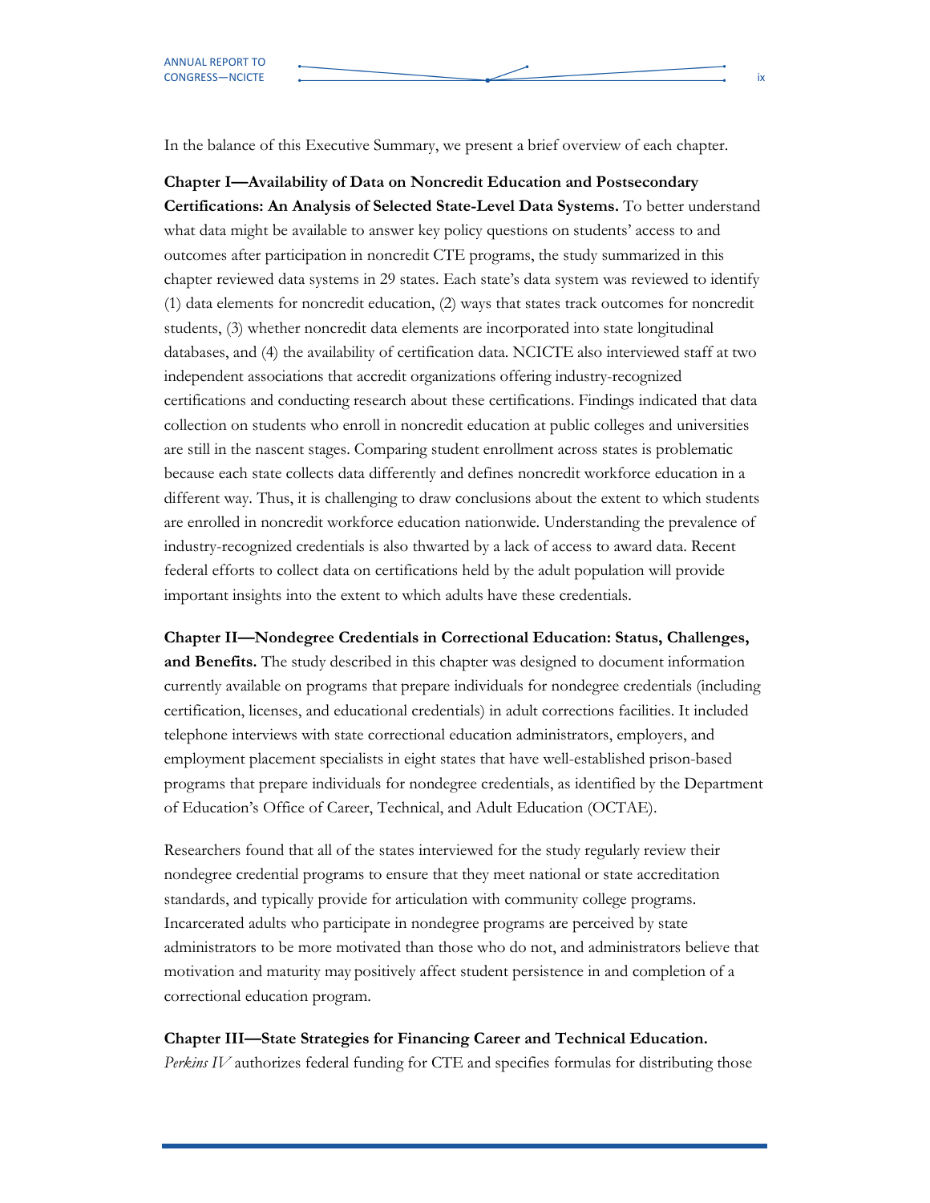In the balance of this Executive Summary, we present a brief overview of each chapter.

**Chapter I—Availability of Data on Noncredit Education and Postsecondary Certifications: An Analysis of Selected State-Level Data Systems.** To better understand what data might be available to answer key policy questions on students' access to and outcomes after participation in noncredit CTE programs, the study summarized in this chapter reviewed data systems in 29 states. Each state's data system was reviewed to identify (1) data elements for noncredit education, (2) ways that states track outcomes for noncredit students, (3) whether noncredit data elements are incorporated into state longitudinal databases, and (4) the availability of certification data. NCICTE also interviewed staff at two independent associations that accredit organizations offering industry-recognized certifications and conducting research about these certifications. Findings indicated that data collection on students who enroll in noncredit education at public colleges and universities are still in the nascent stages. Comparing student enrollment across states is problematic because each state collects data differently and defines noncredit workforce education in a different way. Thus, it is challenging to draw conclusions about the extent to which students are enrolled in noncredit workforce education nationwide. Understanding the prevalence of industry-recognized credentials is also thwarted by a lack of access to award data. Recent federal efforts to collect data on certifications held by the adult population will provide important insights into the extent to which adults have these credentials.

**Chapter II—Nondegree Credentials in Correctional Education: Status, Challenges, and Benefits.** The study described in this chapter was designed to document information currently available on programs that prepare individuals for nondegree credentials (including certification, licenses, and educational credentials) in adult corrections facilities. It included telephone interviews with state correctional education administrators, employers, and employment placement specialists in eight states that have well-established prison-based programs that prepare individuals for nondegree credentials, as identified by the Department of Education's Office of Career, Technical, and Adult Education (OCTAE).

Researchers found that all of the states interviewed for the study regularly review their nondegree credential programs to ensure that they meet national or state accreditation standards, and typically provide for articulation with community college programs. Incarcerated adults who participate in nondegree programs are perceived by state administrators to be more motivated than those who do not, and administrators believe that motivation and maturity may positively affect student persistence in and completion of a correctional education program.

**Chapter III—State Strategies for Financing Career and Technical Education.** *Perkins IV* authorizes federal funding for CTE and specifies formulas for distributing those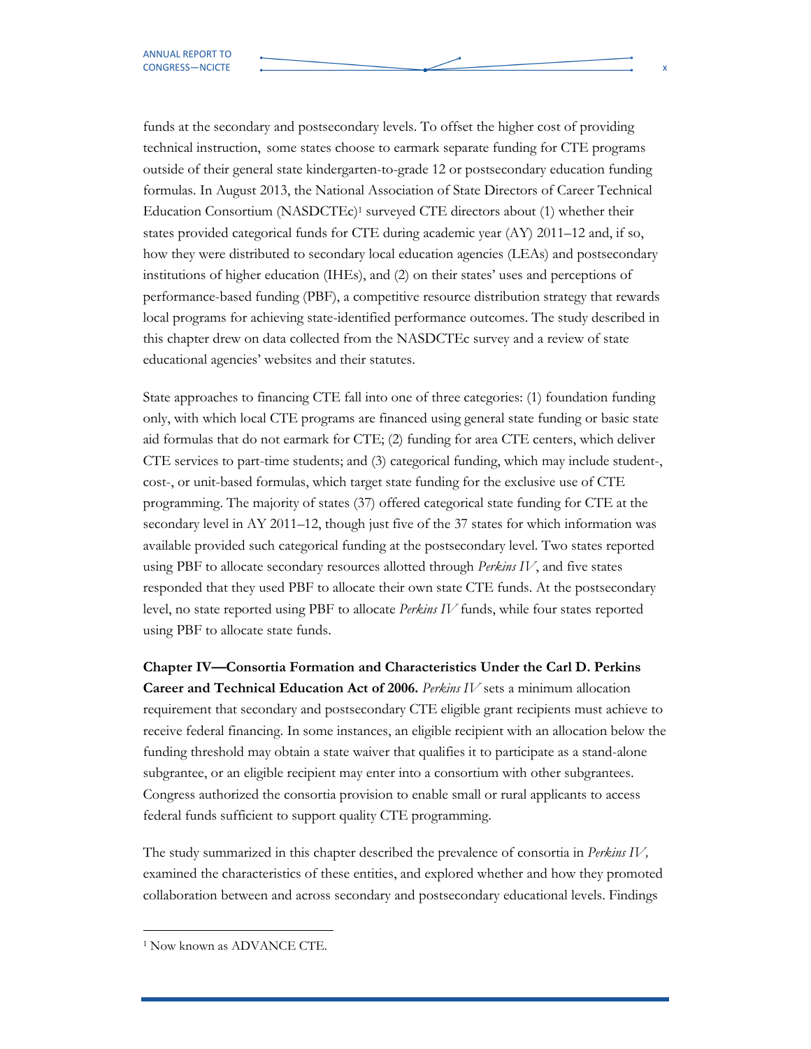funds at the secondary and postsecondary levels. To offset the higher cost of providing technical instruction, some states choose to earmark separate funding for CTE programs outside of their general state kindergarten-to-grade 12 or postsecondary education funding formulas. In August 2013, the National Association of State Directors of Career Technical Education Consortium (NASDCTEc)[1] surveyed CTE directors about (1) whether their states provided categorical funds for CTE during academic year (AY) 2011–12 and, if so, how they were distributed to secondary local education agencies (LEAs) and postsecondary institutions of higher education (IHEs), and (2) on their states' uses and perceptions of performance-based funding (PBF), a competitive resource distribution strategy that rewards local programs for achieving state-identified performance outcomes. The study described in this chapter drew on data collected from the NASDCTEc survey and a review of state educational agencies' websites and their statutes.

State approaches to financing CTE fall into one of three categories: (1) foundation funding only, with which local CTE programs are financed using general state funding or basic state aid formulas that do not earmark for CTE; (2) funding for area CTE centers, which deliver CTE services to part-time students; and (3) categorical funding, which may include student-, cost-, or unit-based formulas, which target state funding for the exclusive use of CTE programming. The majority of states (37) offered categorical state funding for CTE at the secondary level in AY 2011–12, though just five of the 37 states for which information was available provided such categorical funding at the postsecondary level. Two states reported using PBF to allocate secondary resources allotted through *Perkins IV*, and five states responded that they used PBF to allocate their own state CTE funds. At the postsecondary level, no state reported using PBF to allocate *Perkins IV* funds, while four states reported using PBF to allocate state funds.

**Chapter IV—Consortia Formation and Characteristics Under the Carl D. Perkins Career and Technical Education Act of 2006.** *Perkins IV* sets a minimum allocation requirement that secondary and postsecondary CTE eligible grant recipients must achieve to receive federal financing. In some instances, an eligible recipient with an allocation below the funding threshold may obtain a state waiver that qualifies it to participate as a stand-alone subgrantee, or an eligible recipient may enter into a consortium with other subgrantees. Congress authorized the consortia provision to enable small or rural applicants to access federal funds sufficient to support quality CTE programming.

The study summarized in this chapter described the prevalence of consortia in *Perkins IV,* examined the characteristics of these entities, and explored whether and how they promoted collaboration between and across secondary and postsecondary educational levels. Findings

[1] Now known as ADVANCE CTE.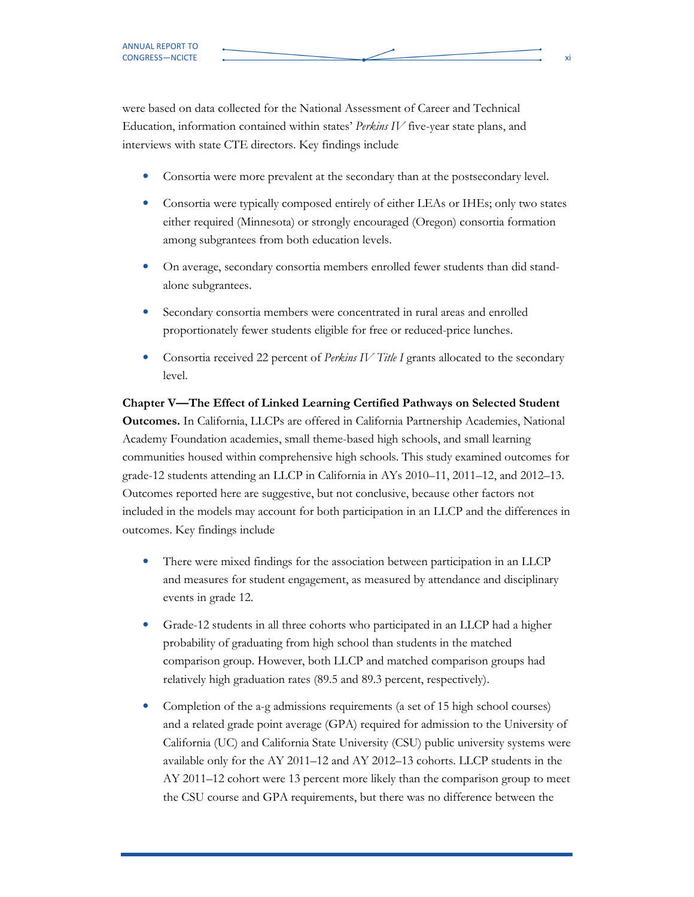were based on data collected for the National Assessment of Career and Technical Education, information contained within states' *Perkins IV* five-year state plans, and interviews with state CTE directors. Key findings include

- Consortia were more prevalent at the secondary than at the postsecondary level.
- Consortia were typically composed entirely of either LEAs or IHEs; only two states either required (Minnesota) or strongly encouraged (Oregon) consortia formation among subgrantees from both education levels.
- On average, secondary consortia members enrolled fewer students than did stand-alone subgrantees.
- Secondary consortia members were concentrated in rural areas and enrolled proportionately fewer students eligible for free or reduced-price lunches.
- Consortia received 22 percent of *Perkins IV Title I* grants allocated to the secondary level.

**Chapter V—The Effect of Linked Learning Certified Pathways on Selected Student Outcomes.** In California, LLCPs are offered in California Partnership Academies, National Academy Foundation academies, small theme-based high schools, and small learning communities housed within comprehensive high schools. This study examined outcomes for grade-12 students attending an LLCP in California in AYs 2010–11, 2011–12, and 2012–13. Outcomes reported here are suggestive, but not conclusive, because other factors not included in the models may account for both participation in an LLCP and the differences in outcomes. Key findings include

- There were mixed findings for the association between participation in an LLCP and measures for student engagement, as measured by attendance and disciplinary events in grade 12.
- Grade-12 students in all three cohorts who participated in an LLCP had a higher probability of graduating from high school than students in the matched comparison group. However, both LLCP and matched comparison groups had relatively high graduation rates (89.5 and 89.3 percent, respectively).
- Completion of the a-g admissions requirements (a set of 15 high school courses) and a related grade point average (GPA) required for admission to the University of California (UC) and California State University (CSU) public university systems were available only for the AY 2011–12 and AY 2012–13 cohorts. LLCP students in the AY 2011–12 cohort were 13 percent more likely than the comparison group to meet the CSU course and GPA requirements, but there was no difference between the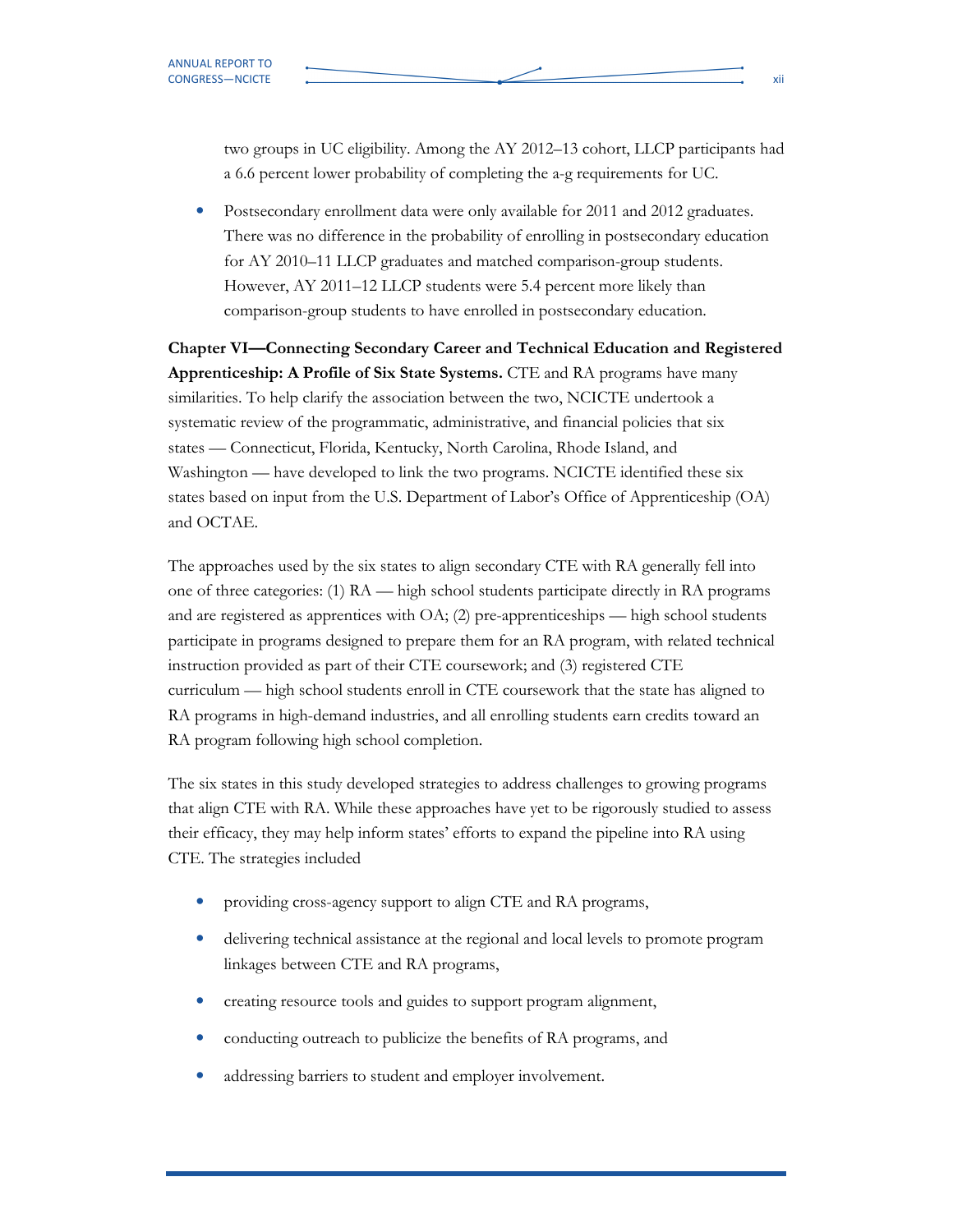two groups in UC eligibility. Among the AY 2012–13 cohort, LLCP participants had a 6.6 percent lower probability of completing the a-g requirements for UC.

- Postsecondary enrollment data were only available for 2011 and 2012 graduates. There was no difference in the probability of enrolling in postsecondary education for AY 2010–11 LLCP graduates and matched comparison-group students. However, AY 2011–12 LLCP students were 5.4 percent more likely than comparison-group students to have enrolled in postsecondary education.

**Chapter VI—Connecting Secondary Career and Technical Education and Registered Apprenticeship: A Profile of Six State Systems.** CTE and RA programs have many similarities. To help clarify the association between the two, NCICTE undertook a systematic review of the programmatic, administrative, and financial policies that six states — Connecticut, Florida, Kentucky, North Carolina, Rhode Island, and Washington — have developed to link the two programs. NCICTE identified these six states based on input from the U.S. Department of Labor's Office of Apprenticeship (OA) and OCTAE.

The approaches used by the six states to align secondary CTE with RA generally fell into one of three categories: (1) RA — high school students participate directly in RA programs and are registered as apprentices with OA; (2) pre-apprenticeships — high school students participate in programs designed to prepare them for an RA program, with related technical instruction provided as part of their CTE coursework; and (3) registered CTE curriculum — high school students enroll in CTE coursework that the state has aligned to RA programs in high-demand industries, and all enrolling students earn credits toward an RA program following high school completion.

The six states in this study developed strategies to address challenges to growing programs that align CTE with RA. While these approaches have yet to be rigorously studied to assess their efficacy, they may help inform states' efforts to expand the pipeline into RA using CTE. The strategies included

- providing cross-agency support to align CTE and RA programs,
- delivering technical assistance at the regional and local levels to promote program linkages between CTE and RA programs,
- creating resource tools and guides to support program alignment,
- conducting outreach to publicize the benefits of RA programs, and
- addressing barriers to student and employer involvement.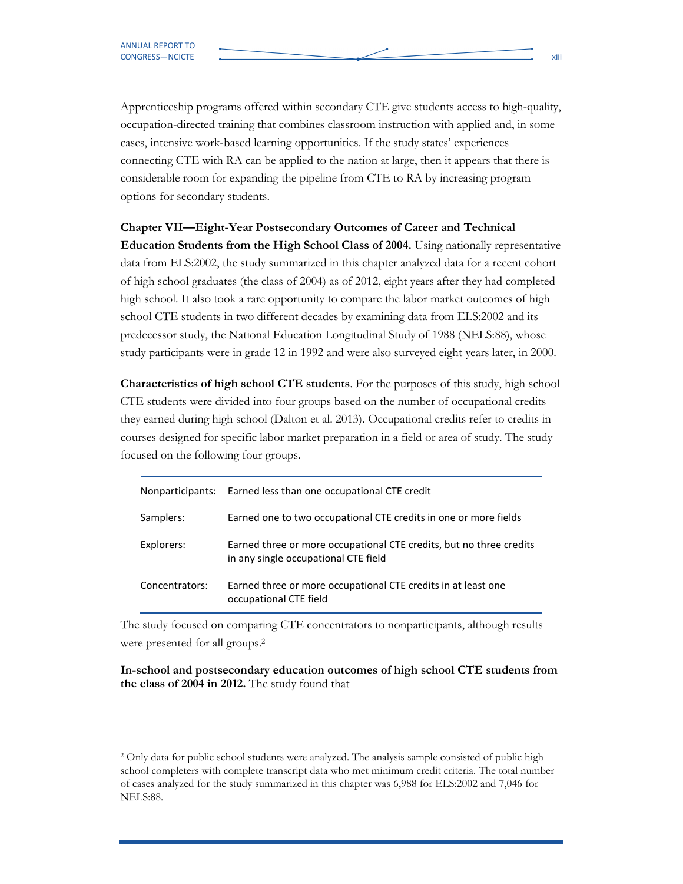Apprenticeship programs offered within secondary CTE give students access to high-quality, occupation-directed training that combines classroom instruction with applied and, in some cases, intensive work-based learning opportunities. If the study states' experiences connecting CTE with RA can be applied to the nation at large, then it appears that there is considerable room for expanding the pipeline from CTE to RA by increasing program options for secondary students.

**Chapter VII—Eight-Year Postsecondary Outcomes of Career and Technical Education Students from the High School Class of 2004.** Using nationally representative data from ELS:2002, the study summarized in this chapter analyzed data for a recent cohort of high school graduates (the class of 2004) as of 2012, eight years after they had completed high school. It also took a rare opportunity to compare the labor market outcomes of high school CTE students in two different decades by examining data from ELS:2002 and its predecessor study, the National Education Longitudinal Study of 1988 (NELS:88), whose study participants were in grade 12 in 1992 and were also surveyed eight years later, in 2000.

**Characteristics of high school CTE students**. For the purposes of this study, high school CTE students were divided into four groups based on the number of occupational credits they earned during high school (Dalton et al. 2013). Occupational credits refer to credits in courses designed for specific labor market preparation in a field or area of study. The study focused on the following four groups.

| | |
|---|---|
| Nonparticipants: | Earned less than one occupational CTE credit |
| Samplers: | Earned one to two occupational CTE credits in one or more fields |
| Explorers: | Earned three or more occupational CTE credits, but no three credits in any single occupational CTE field |
| Concentrators: | Earned three or more occupational CTE credits in at least one occupational CTE field |

The study focused on comparing CTE concentrators to nonparticipants, although results were presented for all groups.[2]

**In-school and postsecondary education outcomes of high school CTE students from the class of 2004 in 2012.** The study found that

[2] Only data for public school students were analyzed. The analysis sample consisted of public high school completers with complete transcript data who met minimum credit criteria. The total number of cases analyzed for the study summarized in this chapter was 6,988 for ELS:2002 and 7,046 for NELS:88.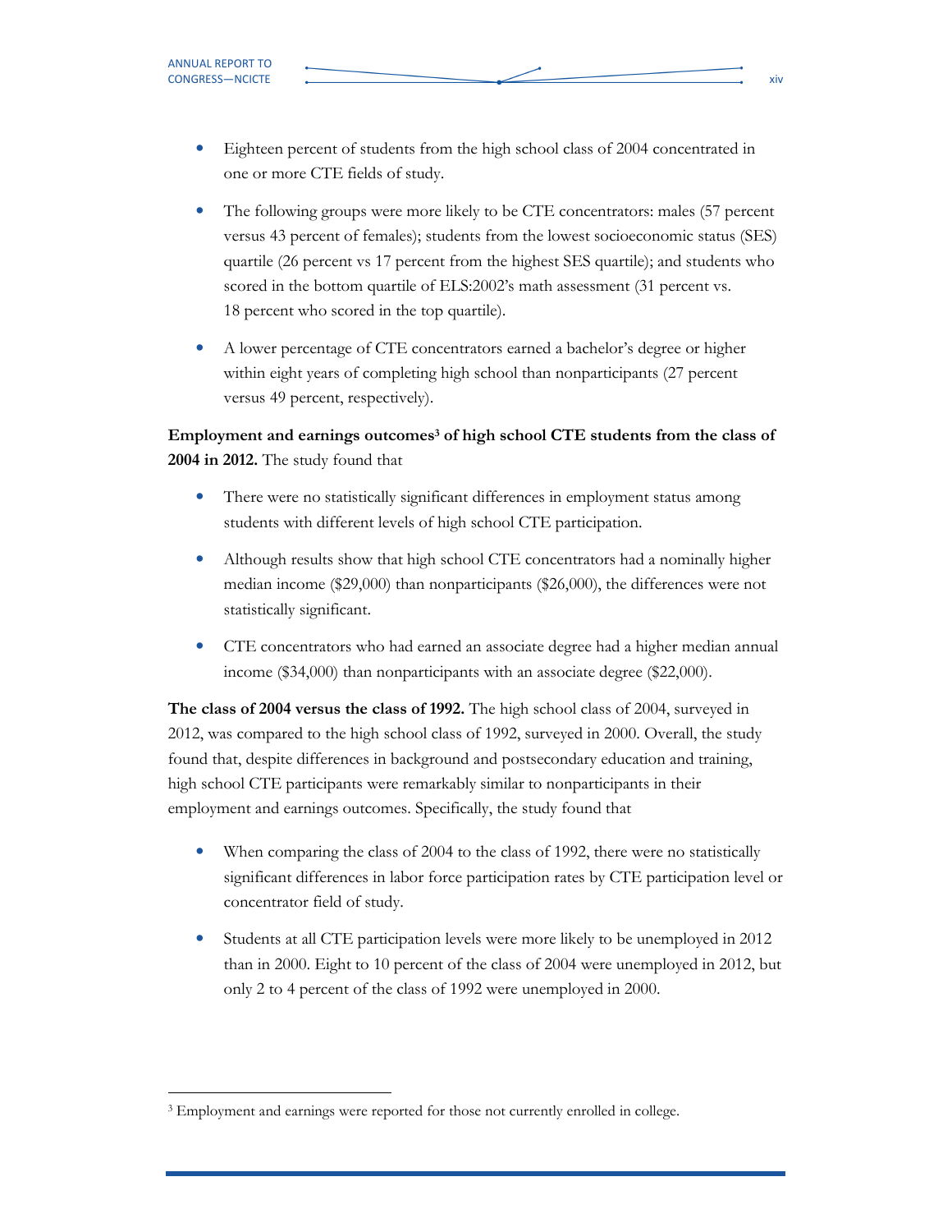- Eighteen percent of students from the high school class of 2004 concentrated in one or more CTE fields of study.
- The following groups were more likely to be CTE concentrators: males (57 percent versus 43 percent of females); students from the lowest socioeconomic status (SES) quartile (26 percent vs 17 percent from the highest SES quartile); and students who scored in the bottom quartile of ELS:2002's math assessment (31 percent vs. 18 percent who scored in the top quartile).
- A lower percentage of CTE concentrators earned a bachelor's degree or higher within eight years of completing high school than nonparticipants (27 percent versus 49 percent, respectively).

**Employment and earnings outcomes[3] of high school CTE students from the class of 2004 in 2012.** The study found that

- There were no statistically significant differences in employment status among students with different levels of high school CTE participation.
- Although results show that high school CTE concentrators had a nominally higher median income ($29,000) than nonparticipants ($26,000), the differences were not statistically significant.
- CTE concentrators who had earned an associate degree had a higher median annual income ($34,000) than nonparticipants with an associate degree ($22,000).

**The class of 2004 versus the class of 1992.** The high school class of 2004, surveyed in 2012, was compared to the high school class of 1992, surveyed in 2000. Overall, the study found that, despite differences in background and postsecondary education and training, high school CTE participants were remarkably similar to nonparticipants in their employment and earnings outcomes. Specifically, the study found that

- When comparing the class of 2004 to the class of 1992, there were no statistically significant differences in labor force participation rates by CTE participation level or concentrator field of study.
- Students at all CTE participation levels were more likely to be unemployed in 2012 than in 2000. Eight to 10 percent of the class of 2004 were unemployed in 2012, but only 2 to 4 percent of the class of 1992 were unemployed in 2000.

---

[3] Employment and earnings were reported for those not currently enrolled in college.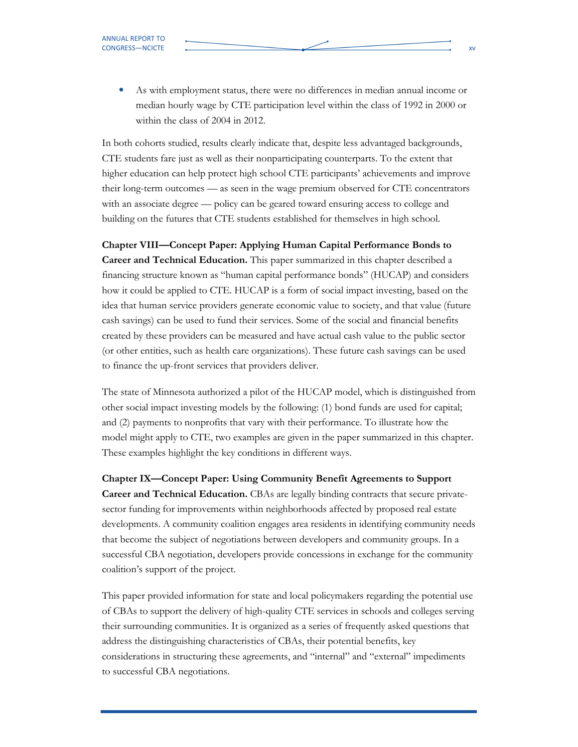- As with employment status, there were no differences in median annual income or median hourly wage by CTE participation level within the class of 1992 in 2000 or within the class of 2004 in 2012.

In both cohorts studied, results clearly indicate that, despite less advantaged backgrounds, CTE students fare just as well as their nonparticipating counterparts. To the extent that higher education can help protect high school CTE participants' achievements and improve their long-term outcomes — as seen in the wage premium observed for CTE concentrators with an associate degree — policy can be geared toward ensuring access to college and building on the futures that CTE students established for themselves in high school.

**Chapter VIII—Concept Paper: Applying Human Capital Performance Bonds to Career and Technical Education.** This paper summarized in this chapter described a financing structure known as "human capital performance bonds" (HUCAP) and considers how it could be applied to CTE. HUCAP is a form of social impact investing, based on the idea that human service providers generate economic value to society, and that value (future cash savings) can be used to fund their services. Some of the social and financial benefits created by these providers can be measured and have actual cash value to the public sector (or other entities, such as health care organizations). These future cash savings can be used to finance the up-front services that providers deliver.

The state of Minnesota authorized a pilot of the HUCAP model, which is distinguished from other social impact investing models by the following: (1) bond funds are used for capital; and (2) payments to nonprofits that vary with their performance. To illustrate how the model might apply to CTE, two examples are given in the paper summarized in this chapter. These examples highlight the key conditions in different ways.

**Chapter IX—Concept Paper: Using Community Benefit Agreements to Support Career and Technical Education.** CBAs are legally binding contracts that secure private-sector funding for improvements within neighborhoods affected by proposed real estate developments. A community coalition engages area residents in identifying community needs that become the subject of negotiations between developers and community groups. In a successful CBA negotiation, developers provide concessions in exchange for the community coalition's support of the project.

This paper provided information for state and local policymakers regarding the potential use of CBAs to support the delivery of high-quality CTE services in schools and colleges serving their surrounding communities. It is organized as a series of frequently asked questions that address the distinguishing characteristics of CBAs, their potential benefits, key considerations in structuring these agreements, and "internal" and "external" impediments to successful CBA negotiations.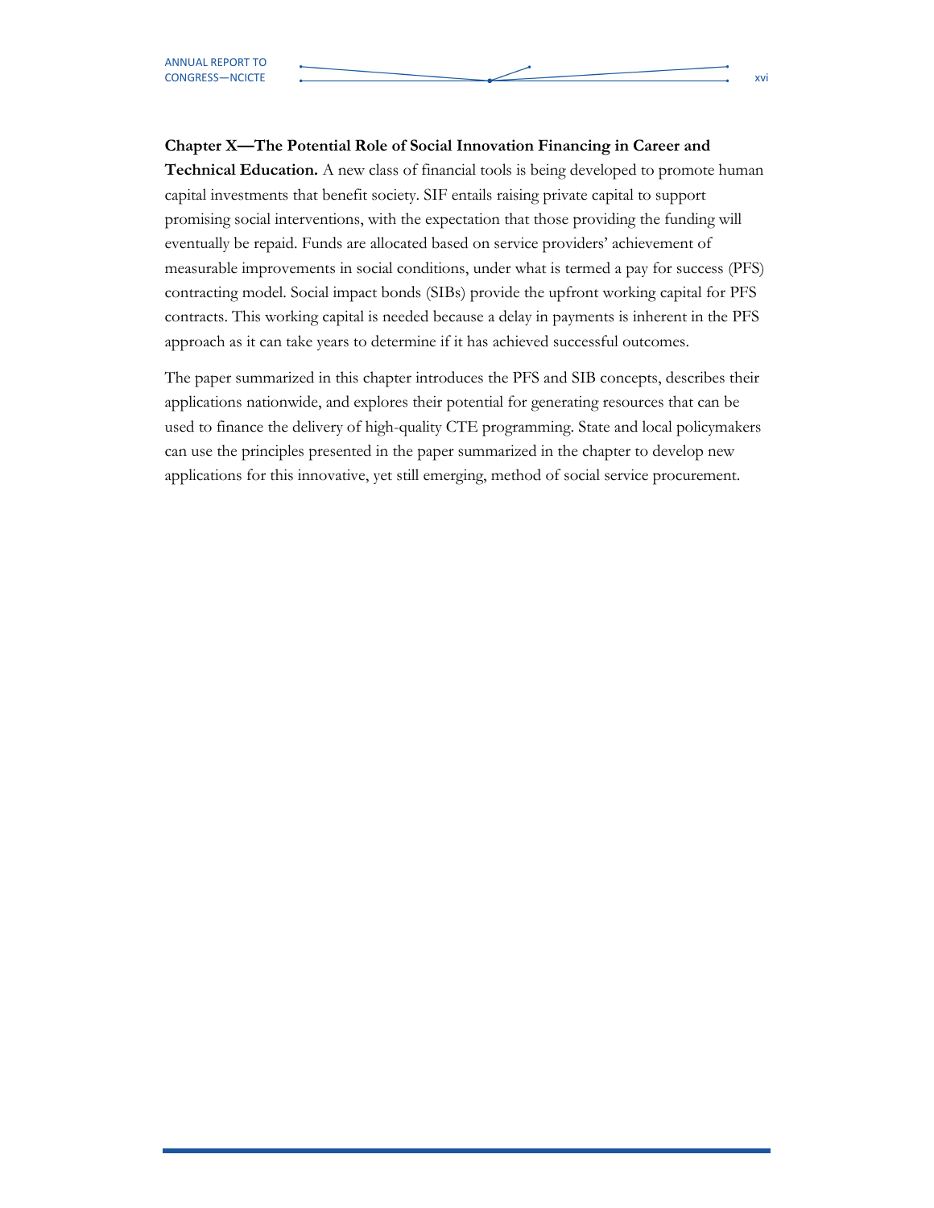**Chapter X—The Potential Role of Social Innovation Financing in Career and Technical Education.** A new class of financial tools is being developed to promote human capital investments that benefit society. SIF entails raising private capital to support promising social interventions, with the expectation that those providing the funding will eventually be repaid. Funds are allocated based on service providers' achievement of measurable improvements in social conditions, under what is termed a pay for success (PFS) contracting model. Social impact bonds (SIBs) provide the upfront working capital for PFS contracts. This working capital is needed because a delay in payments is inherent in the PFS approach as it can take years to determine if it has achieved successful outcomes.

The paper summarized in this chapter introduces the PFS and SIB concepts, describes their applications nationwide, and explores their potential for generating resources that can be used to finance the delivery of high-quality CTE programming. State and local policymakers can use the principles presented in the paper summarized in the chapter to develop new applications for this innovative, yet still emerging, method of social service procurement.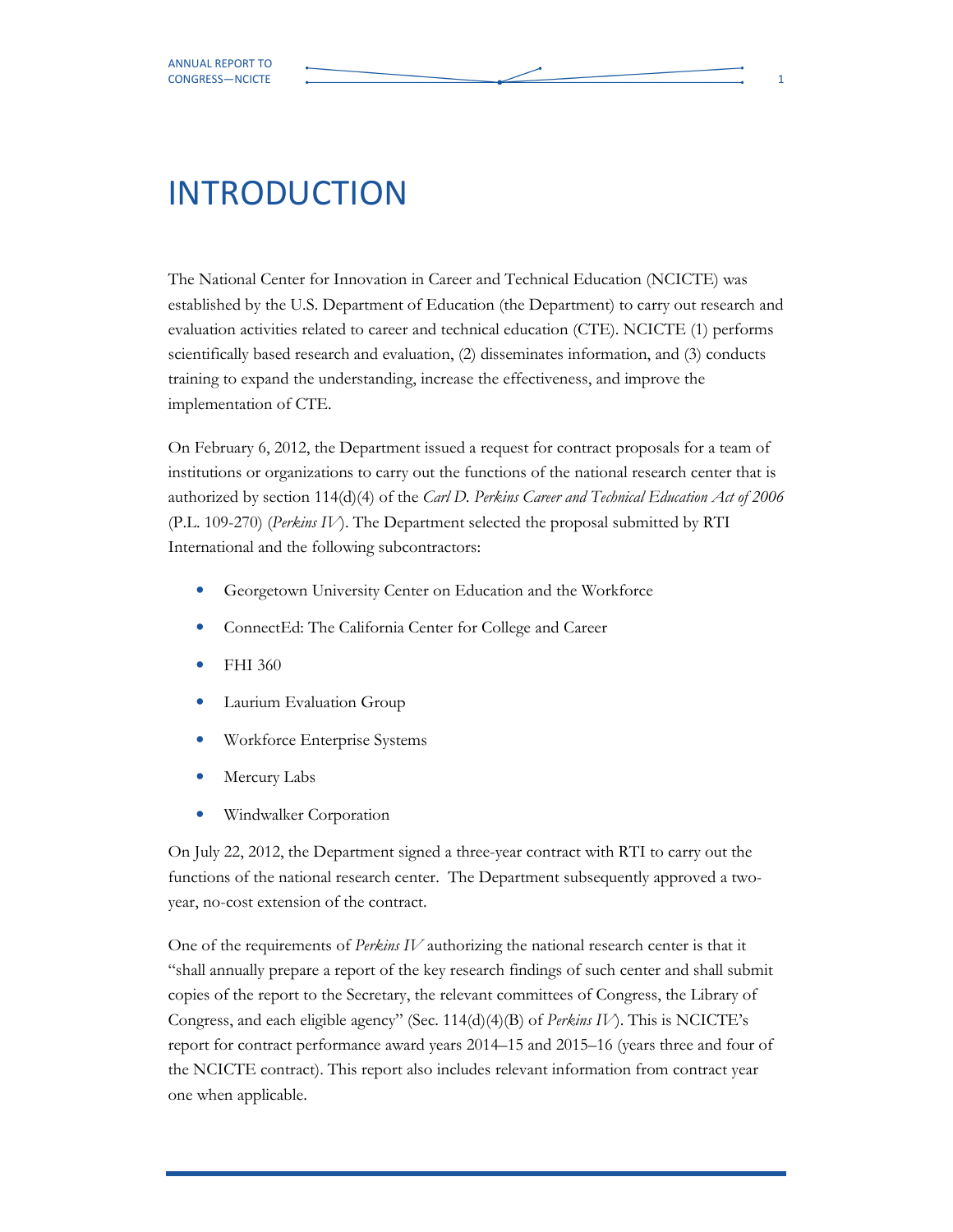# INTRODUCTION

The National Center for Innovation in Career and Technical Education (NCICTE) was established by the U.S. Department of Education (the Department) to carry out research and evaluation activities related to career and technical education (CTE). NCICTE (1) performs scientifically based research and evaluation, (2) disseminates information, and (3) conducts training to expand the understanding, increase the effectiveness, and improve the implementation of CTE.

On February 6, 2012, the Department issued a request for contract proposals for a team of institutions or organizations to carry out the functions of the national research center that is authorized by section 114(d)(4) of the *Carl D. Perkins Career and Technical Education Act of 2006* (P.L. 109-270) (*Perkins IV*). The Department selected the proposal submitted by RTI International and the following subcontractors:

- Georgetown University Center on Education and the Workforce
- ConnectEd: The California Center for College and Career
- FHI 360
- Laurium Evaluation Group
- Workforce Enterprise Systems
- Mercury Labs
- Windwalker Corporation

On July 22, 2012, the Department signed a three-year contract with RTI to carry out the functions of the national research center. The Department subsequently approved a two-year, no-cost extension of the contract.

One of the requirements of *Perkins IV* authorizing the national research center is that it "shall annually prepare a report of the key research findings of such center and shall submit copies of the report to the Secretary, the relevant committees of Congress, the Library of Congress, and each eligible agency" (Sec. 114(d)(4)(B) of *Perkins IV*). This is NCICTE's report for contract performance award years 2014–15 and 2015–16 (years three and four of the NCICTE contract). This report also includes relevant information from contract year one when applicable.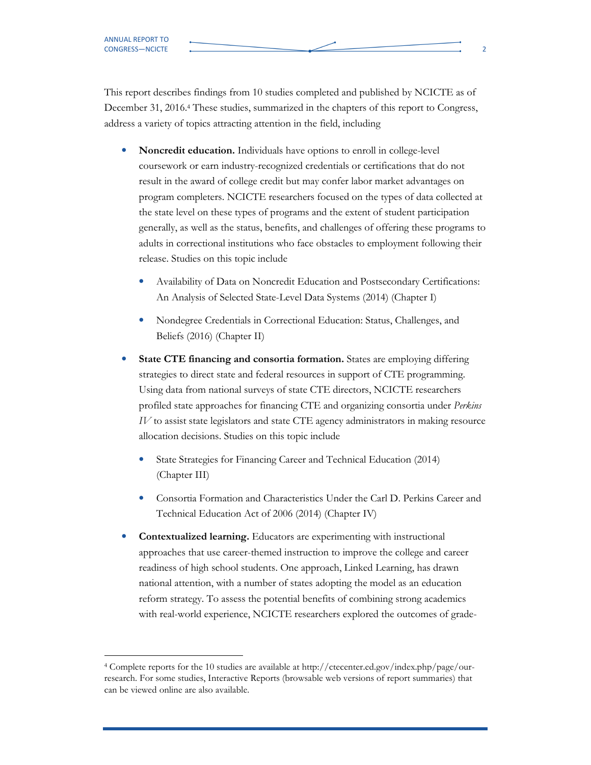This report describes findings from 10 studies completed and published by NCICTE as of December 31, 2016.[4] These studies, summarized in the chapters of this report to Congress, address a variety of topics attracting attention in the field, including

- **Noncredit education.** Individuals have options to enroll in college-level coursework or earn industry-recognized credentials or certifications that do not result in the award of college credit but may confer labor market advantages on program completers. NCICTE researchers focused on the types of data collected at the state level on these types of programs and the extent of student participation generally, as well as the status, benefits, and challenges of offering these programs to adults in correctional institutions who face obstacles to employment following their release. Studies on this topic include
  - Availability of Data on Noncredit Education and Postsecondary Certifications: An Analysis of Selected State-Level Data Systems (2014) (Chapter I)
  - Nondegree Credentials in Correctional Education: Status, Challenges, and Beliefs (2016) (Chapter II)
- **State CTE financing and consortia formation.** States are employing differing strategies to direct state and federal resources in support of CTE programming. Using data from national surveys of state CTE directors, NCICTE researchers profiled state approaches for financing CTE and organizing consortia under *Perkins IV* to assist state legislators and state CTE agency administrators in making resource allocation decisions. Studies on this topic include
  - State Strategies for Financing Career and Technical Education (2014) (Chapter III)
  - Consortia Formation and Characteristics Under the Carl D. Perkins Career and Technical Education Act of 2006 (2014) (Chapter IV)
- **Contextualized learning.** Educators are experimenting with instructional approaches that use career-themed instruction to improve the college and career readiness of high school students. One approach, Linked Learning, has drawn national attention, with a number of states adopting the model as an education reform strategy. To assess the potential benefits of combining strong academics with real-world experience, NCICTE researchers explored the outcomes of grade-

[4] Complete reports for the 10 studies are available at http://ctecenter.ed.gov/index.php/page/our-research. For some studies, Interactive Reports (browsable web versions of report summaries) that can be viewed online are also available.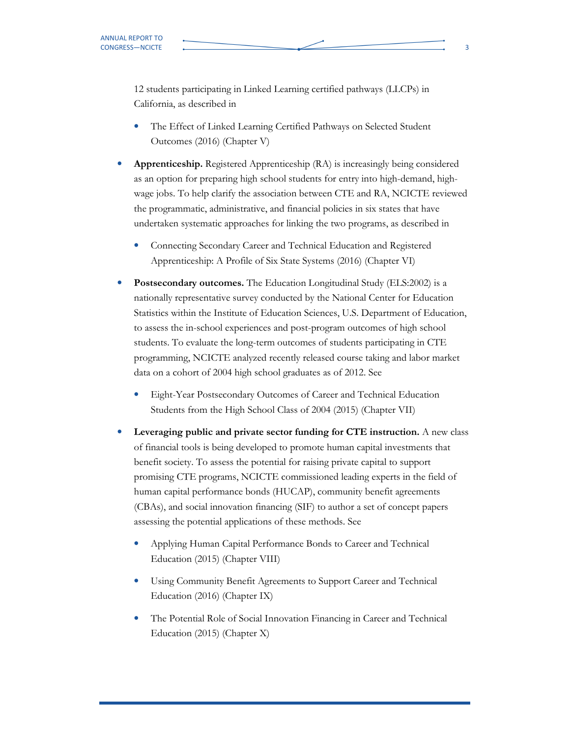12 students participating in Linked Learning certified pathways (LLCPs) in California, as described in

  - The Effect of Linked Learning Certified Pathways on Selected Student Outcomes (2016) (Chapter V)

- **Apprenticeship.** Registered Apprenticeship (RA) is increasingly being considered as an option for preparing high school students for entry into high-demand, high-wage jobs. To help clarify the association between CTE and RA, NCICTE reviewed the programmatic, administrative, and financial policies in six states that have undertaken systematic approaches for linking the two programs, as described in

  - Connecting Secondary Career and Technical Education and Registered Apprenticeship: A Profile of Six State Systems (2016) (Chapter VI)

- **Postsecondary outcomes.** The Education Longitudinal Study (ELS:2002) is a nationally representative survey conducted by the National Center for Education Statistics within the Institute of Education Sciences, U.S. Department of Education, to assess the in-school experiences and post-program outcomes of high school students. To evaluate the long-term outcomes of students participating in CTE programming, NCICTE analyzed recently released course taking and labor market data on a cohort of 2004 high school graduates as of 2012. See

  - Eight-Year Postsecondary Outcomes of Career and Technical Education Students from the High School Class of 2004 (2015) (Chapter VII)

- **Leveraging public and private sector funding for CTE instruction.** A new class of financial tools is being developed to promote human capital investments that benefit society. To assess the potential for raising private capital to support promising CTE programs, NCICTE commissioned leading experts in the field of human capital performance bonds (HUCAP), community benefit agreements (CBAs), and social innovation financing (SIF) to author a set of concept papers assessing the potential applications of these methods. See

  - Applying Human Capital Performance Bonds to Career and Technical Education (2015) (Chapter VIII)

  - Using Community Benefit Agreements to Support Career and Technical Education (2016) (Chapter IX)

  - The Potential Role of Social Innovation Financing in Career and Technical Education (2015) (Chapter X)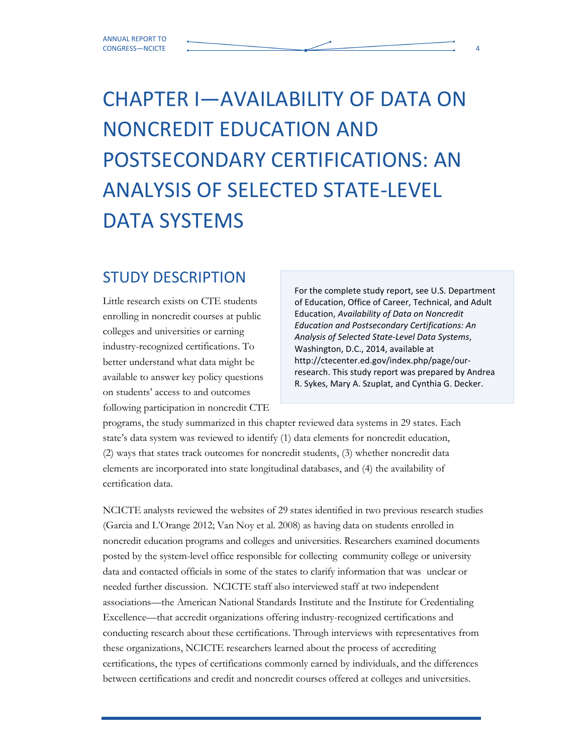# CHAPTER I—AVAILABILITY OF DATA ON NONCREDIT EDUCATION AND POSTSECONDARY CERTIFICATIONS: AN ANALYSIS OF SELECTED STATE-LEVEL DATA SYSTEMS

## STUDY DESCRIPTION

> For the complete study report, see U.S. Department of Education, Office of Career, Technical, and Adult Education, *Availability of Data on Noncredit Education and Postsecondary Certifications: An Analysis of Selected State-Level Data Systems*, Washington, D.C., 2014, available at http://ctecenter.ed.gov/index.php/page/our-research. This study report was prepared by Andrea R. Sykes, Mary A. Szuplat, and Cynthia G. Decker.

Little research exists on CTE students enrolling in noncredit courses at public colleges and universities or earning industry-recognized certifications. To better understand what data might be available to answer key policy questions on students' access to and outcomes following participation in noncredit CTE programs, the study summarized in this chapter reviewed data systems in 29 states. Each state's data system was reviewed to identify (1) data elements for noncredit education, (2) ways that states track outcomes for noncredit students, (3) whether noncredit data elements are incorporated into state longitudinal databases, and (4) the availability of certification data.

NCICTE analysts reviewed the websites of 29 states identified in two previous research studies (Garcia and L'Orange 2012; Van Noy et al. 2008) as having data on students enrolled in noncredit education programs and colleges and universities. Researchers examined documents posted by the system-level office responsible for collecting community college or university data and contacted officials in some of the states to clarify information that was unclear or needed further discussion. NCICTE staff also interviewed staff at two independent associations—the American National Standards Institute and the Institute for Credentialing Excellence—that accredit organizations offering industry-recognized certifications and conducting research about these certifications. Through interviews with representatives from these organizations, NCICTE researchers learned about the process of accrediting certifications, the types of certifications commonly earned by individuals, and the differences between certifications and credit and noncredit courses offered at colleges and universities.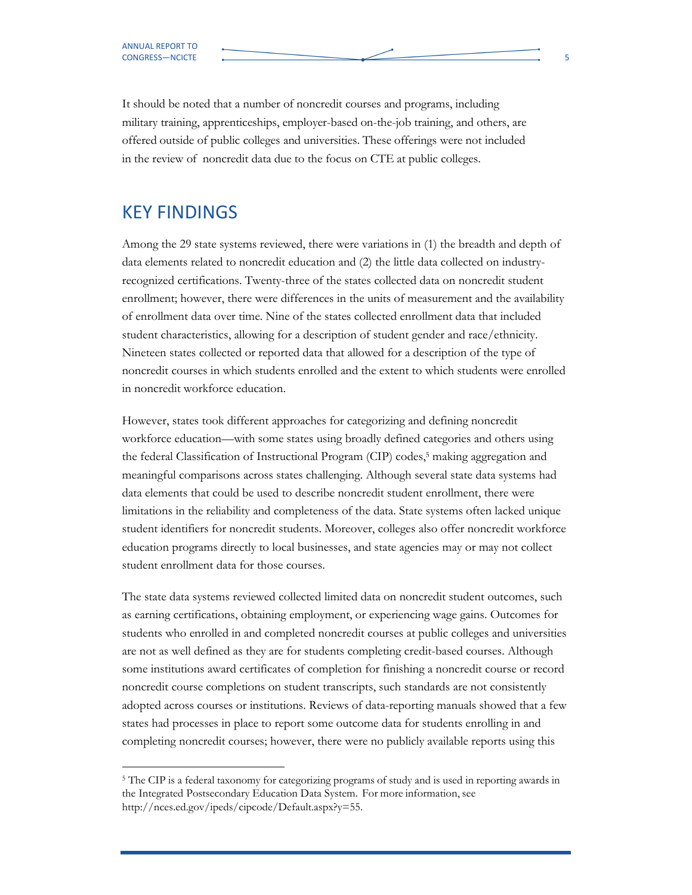It should be noted that a number of noncredit courses and programs, including military training, apprenticeships, employer-based on-the-job training, and others, are offered outside of public colleges and universities. These offerings were not included in the review of noncredit data due to the focus on CTE at public colleges.

## KEY FINDINGS

Among the 29 state systems reviewed, there were variations in (1) the breadth and depth of data elements related to noncredit education and (2) the little data collected on industry-recognized certifications. Twenty-three of the states collected data on noncredit student enrollment; however, there were differences in the units of measurement and the availability of enrollment data over time. Nine of the states collected enrollment data that included student characteristics, allowing for a description of student gender and race/ethnicity. Nineteen states collected or reported data that allowed for a description of the type of noncredit courses in which students enrolled and the extent to which students were enrolled in noncredit workforce education.

However, states took different approaches for categorizing and defining noncredit workforce education—with some states using broadly defined categories and others using the federal Classification of Instructional Program (CIP) codes,[5] making aggregation and meaningful comparisons across states challenging. Although several state data systems had data elements that could be used to describe noncredit student enrollment, there were limitations in the reliability and completeness of the data. State systems often lacked unique student identifiers for noncredit students. Moreover, colleges also offer noncredit workforce education programs directly to local businesses, and state agencies may or may not collect student enrollment data for those courses.

The state data systems reviewed collected limited data on noncredit student outcomes, such as earning certifications, obtaining employment, or experiencing wage gains. Outcomes for students who enrolled in and completed noncredit courses at public colleges and universities are not as well defined as they are for students completing credit-based courses. Although some institutions award certificates of completion for finishing a noncredit course or record noncredit course completions on student transcripts, such standards are not consistently adopted across courses or institutions. Reviews of data-reporting manuals showed that a few states had processes in place to report some outcome data for students enrolling in and completing noncredit courses; however, there were no publicly available reports using this

[5] The CIP is a federal taxonomy for categorizing programs of study and is used in reporting awards in the Integrated Postsecondary Education Data System. For more information, see http://nces.ed.gov/ipeds/cipcode/Default.aspx?y=55.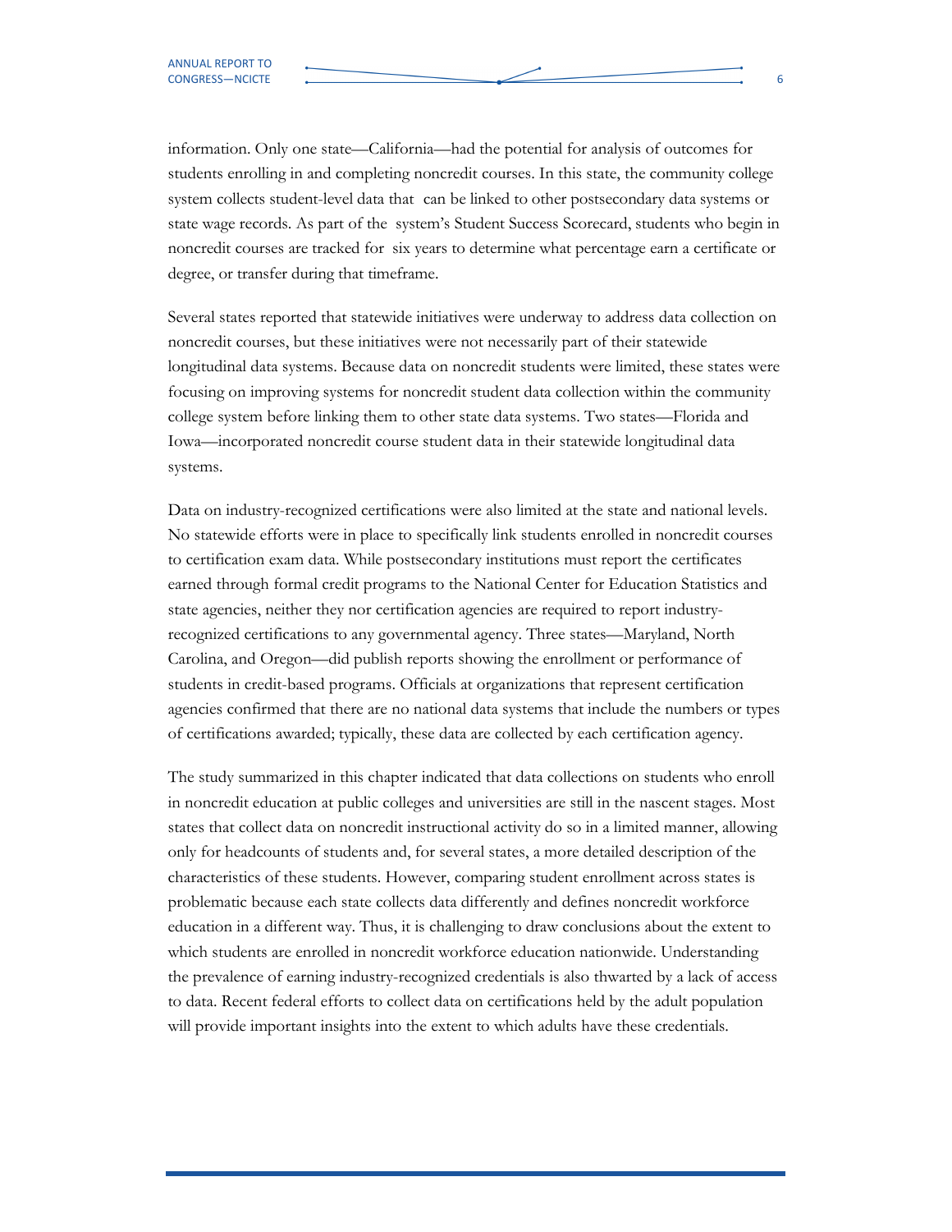information. Only one state—California—had the potential for analysis of outcomes for students enrolling in and completing noncredit courses. In this state, the community college system collects student-level data that can be linked to other postsecondary data systems or state wage records. As part of the system's Student Success Scorecard, students who begin in noncredit courses are tracked for six years to determine what percentage earn a certificate or degree, or transfer during that timeframe.

Several states reported that statewide initiatives were underway to address data collection on noncredit courses, but these initiatives were not necessarily part of their statewide longitudinal data systems. Because data on noncredit students were limited, these states were focusing on improving systems for noncredit student data collection within the community college system before linking them to other state data systems. Two states—Florida and Iowa—incorporated noncredit course student data in their statewide longitudinal data systems.

Data on industry-recognized certifications were also limited at the state and national levels. No statewide efforts were in place to specifically link students enrolled in noncredit courses to certification exam data. While postsecondary institutions must report the certificates earned through formal credit programs to the National Center for Education Statistics and state agencies, neither they nor certification agencies are required to report industry-recognized certifications to any governmental agency. Three states—Maryland, North Carolina, and Oregon—did publish reports showing the enrollment or performance of students in credit-based programs. Officials at organizations that represent certification agencies confirmed that there are no national data systems that include the numbers or types of certifications awarded; typically, these data are collected by each certification agency.

The study summarized in this chapter indicated that data collections on students who enroll in noncredit education at public colleges and universities are still in the nascent stages. Most states that collect data on noncredit instructional activity do so in a limited manner, allowing only for headcounts of students and, for several states, a more detailed description of the characteristics of these students. However, comparing student enrollment across states is problematic because each state collects data differently and defines noncredit workforce education in a different way. Thus, it is challenging to draw conclusions about the extent to which students are enrolled in noncredit workforce education nationwide. Understanding the prevalence of earning industry-recognized credentials is also thwarted by a lack of access to data. Recent federal efforts to collect data on certifications held by the adult population will provide important insights into the extent to which adults have these credentials.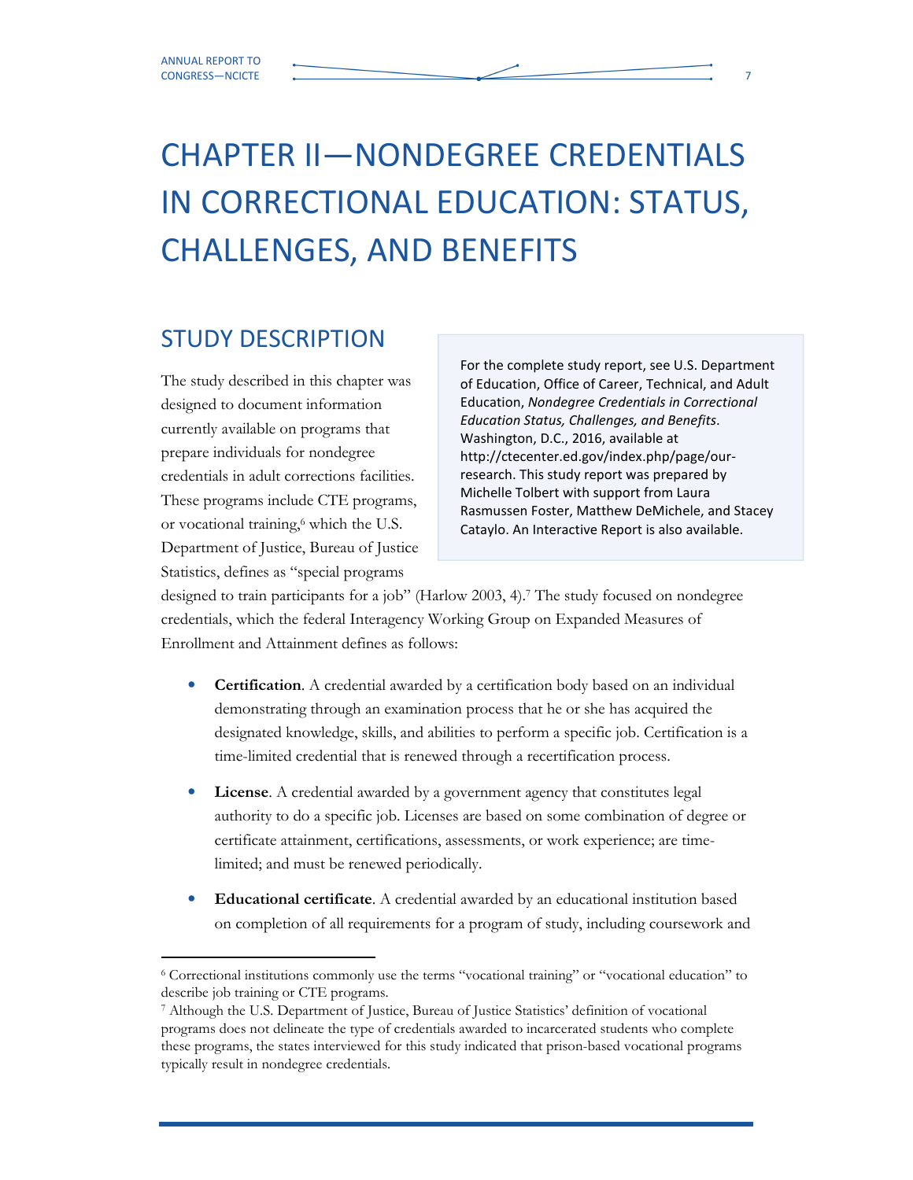# CHAPTER II—NONDEGREE CREDENTIALS IN CORRECTIONAL EDUCATION: STATUS, CHALLENGES, AND BENEFITS

## STUDY DESCRIPTION

> For the complete study report, see U.S. Department of Education, Office of Career, Technical, and Adult Education, *Nondegree Credentials in Correctional Education Status, Challenges, and Benefits*. Washington, D.C., 2016, available at http://ctecenter.ed.gov/index.php/page/our-research. This study report was prepared by Michelle Tolbert with support from Laura Rasmussen Foster, Matthew DeMichele, and Stacey Cataylo. An Interactive Report is also available.

The study described in this chapter was designed to document information currently available on programs that prepare individuals for nondegree credentials in adult corrections facilities. These programs include CTE programs, or vocational training,[6] which the U.S. Department of Justice, Bureau of Justice Statistics, defines as "special programs designed to train participants for a job" (Harlow 2003, 4).[7] The study focused on nondegree credentials, which the federal Interagency Working Group on Expanded Measures of Enrollment and Attainment defines as follows:

- **Certification**. A credential awarded by a certification body based on an individual demonstrating through an examination process that he or she has acquired the designated knowledge, skills, and abilities to perform a specific job. Certification is a time-limited credential that is renewed through a recertification process.
- **License**. A credential awarded by a government agency that constitutes legal authority to do a specific job. Licenses are based on some combination of degree or certificate attainment, certifications, assessments, or work experience; are time-limited; and must be renewed periodically.
- **Educational certificate**. A credential awarded by an educational institution based on completion of all requirements for a program of study, including coursework and

[6] Correctional institutions commonly use the terms "vocational training" or "vocational education" to describe job training or CTE programs.

[7] Although the U.S. Department of Justice, Bureau of Justice Statistics' definition of vocational programs does not delineate the type of credentials awarded to incarcerated students who complete these programs, the states interviewed for this study indicated that prison-based vocational programs typically result in nondegree credentials.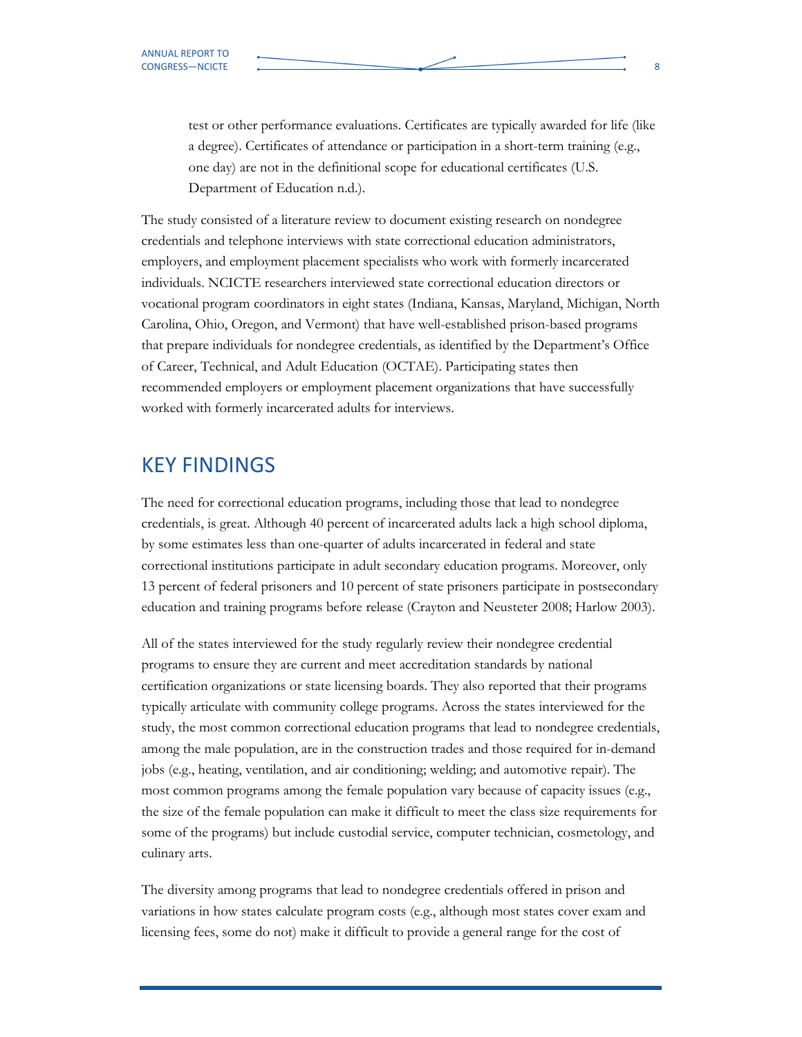test or other performance evaluations. Certificates are typically awarded for life (like a degree). Certificates of attendance or participation in a short-term training (e.g., one day) are not in the definitional scope for educational certificates (U.S. Department of Education n.d.).

The study consisted of a literature review to document existing research on nondegree credentials and telephone interviews with state correctional education administrators, employers, and employment placement specialists who work with formerly incarcerated individuals. NCICTE researchers interviewed state correctional education directors or vocational program coordinators in eight states (Indiana, Kansas, Maryland, Michigan, North Carolina, Ohio, Oregon, and Vermont) that have well-established prison-based programs that prepare individuals for nondegree credentials, as identified by the Department's Office of Career, Technical, and Adult Education (OCTAE). Participating states then recommended employers or employment placement organizations that have successfully worked with formerly incarcerated adults for interviews.

## KEY FINDINGS

The need for correctional education programs, including those that lead to nondegree credentials, is great. Although 40 percent of incarcerated adults lack a high school diploma, by some estimates less than one-quarter of adults incarcerated in federal and state correctional institutions participate in adult secondary education programs. Moreover, only 13 percent of federal prisoners and 10 percent of state prisoners participate in postsecondary education and training programs before release (Crayton and Neusteter 2008; Harlow 2003).

All of the states interviewed for the study regularly review their nondegree credential programs to ensure they are current and meet accreditation standards by national certification organizations or state licensing boards. They also reported that their programs typically articulate with community college programs. Across the states interviewed for the study, the most common correctional education programs that lead to nondegree credentials, among the male population, are in the construction trades and those required for in-demand jobs (e.g., heating, ventilation, and air conditioning; welding; and automotive repair). The most common programs among the female population vary because of capacity issues (e.g., the size of the female population can make it difficult to meet the class size requirements for some of the programs) but include custodial service, computer technician, cosmetology, and culinary arts.

The diversity among programs that lead to nondegree credentials offered in prison and variations in how states calculate program costs (e.g., although most states cover exam and licensing fees, some do not) make it difficult to provide a general range for the cost of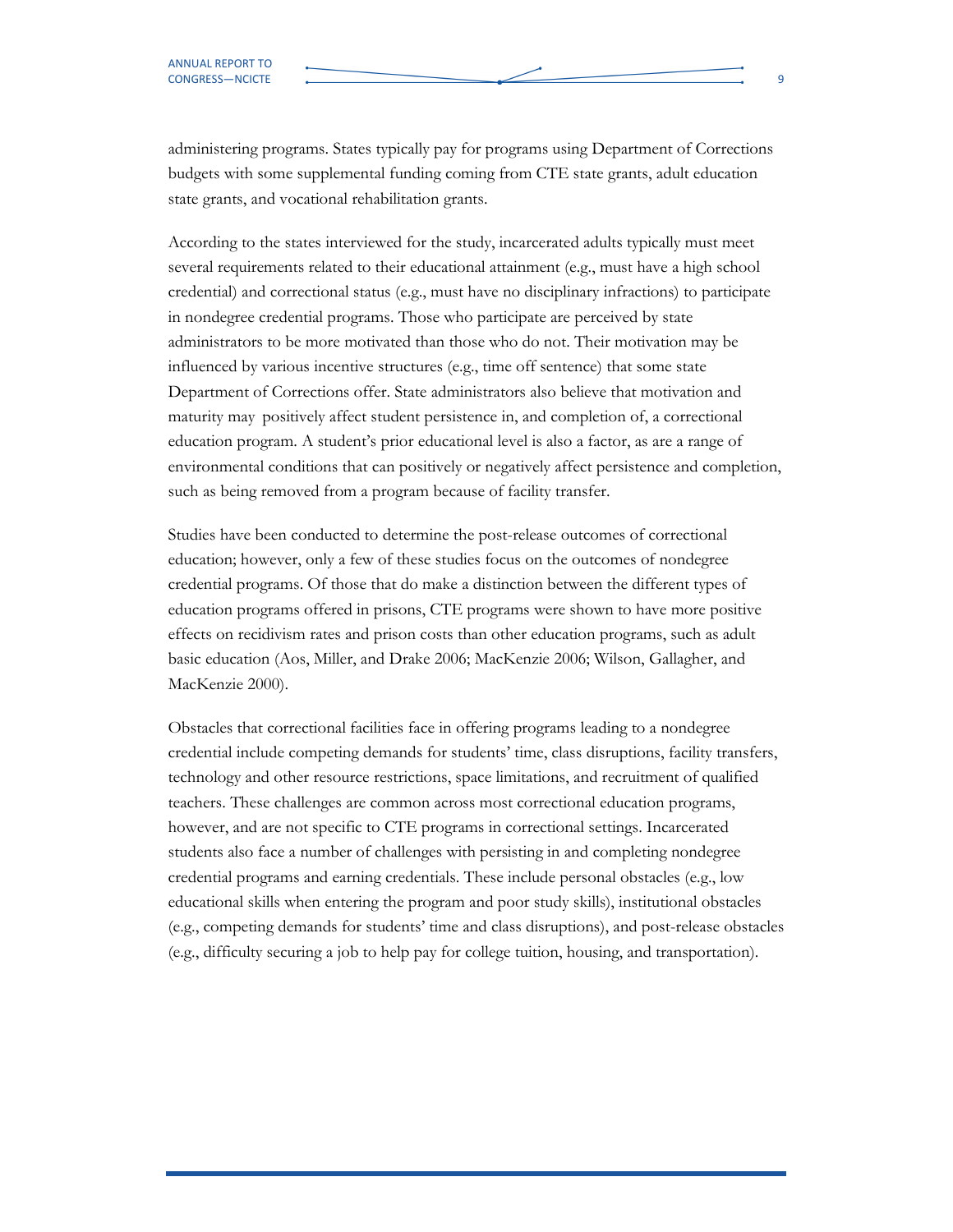administering programs. States typically pay for programs using Department of Corrections budgets with some supplemental funding coming from CTE state grants, adult education state grants, and vocational rehabilitation grants.

According to the states interviewed for the study, incarcerated adults typically must meet several requirements related to their educational attainment (e.g., must have a high school credential) and correctional status (e.g., must have no disciplinary infractions) to participate in nondegree credential programs. Those who participate are perceived by state administrators to be more motivated than those who do not. Their motivation may be influenced by various incentive structures (e.g., time off sentence) that some state Department of Corrections offer. State administrators also believe that motivation and maturity may positively affect student persistence in, and completion of, a correctional education program. A student's prior educational level is also a factor, as are a range of environmental conditions that can positively or negatively affect persistence and completion, such as being removed from a program because of facility transfer.

Studies have been conducted to determine the post-release outcomes of correctional education; however, only a few of these studies focus on the outcomes of nondegree credential programs. Of those that do make a distinction between the different types of education programs offered in prisons, CTE programs were shown to have more positive effects on recidivism rates and prison costs than other education programs, such as adult basic education (Aos, Miller, and Drake 2006; MacKenzie 2006; Wilson, Gallagher, and MacKenzie 2000).

Obstacles that correctional facilities face in offering programs leading to a nondegree credential include competing demands for students' time, class disruptions, facility transfers, technology and other resource restrictions, space limitations, and recruitment of qualified teachers. These challenges are common across most correctional education programs, however, and are not specific to CTE programs in correctional settings. Incarcerated students also face a number of challenges with persisting in and completing nondegree credential programs and earning credentials. These include personal obstacles (e.g., low educational skills when entering the program and poor study skills), institutional obstacles (e.g., competing demands for students' time and class disruptions), and post-release obstacles (e.g., difficulty securing a job to help pay for college tuition, housing, and transportation).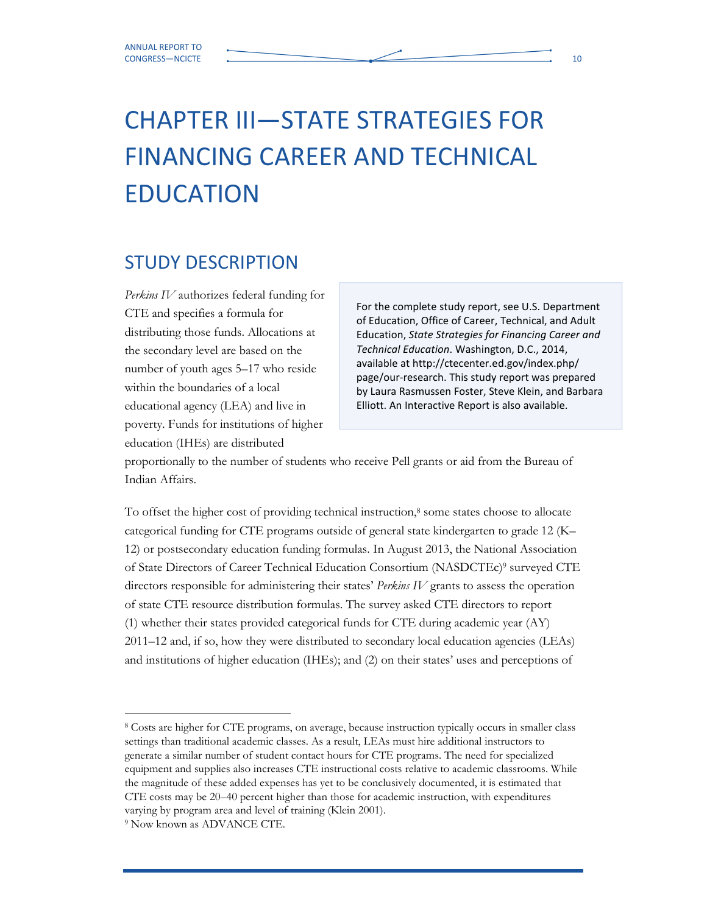# CHAPTER III—STATE STRATEGIES FOR FINANCING CAREER AND TECHNICAL EDUCATION

## STUDY DESCRIPTION

> For the complete study report, see U.S. Department of Education, Office of Career, Technical, and Adult Education, *State Strategies for Financing Career and Technical Education*. Washington, D.C., 2014, available at http://ctecenter.ed.gov/index.php/page/our-research. This study report was prepared by Laura Rasmussen Foster, Steve Klein, and Barbara Elliott. An Interactive Report is also available.

*Perkins IV* authorizes federal funding for CTE and specifies a formula for distributing those funds. Allocations at the secondary level are based on the number of youth ages 5–17 who reside within the boundaries of a local educational agency (LEA) and live in poverty. Funds for institutions of higher education (IHEs) are distributed proportionally to the number of students who receive Pell grants or aid from the Bureau of Indian Affairs.

To offset the higher cost of providing technical instruction,[8] some states choose to allocate categorical funding for CTE programs outside of general state kindergarten to grade 12 (K–12) or postsecondary education funding formulas. In August 2013, the National Association of State Directors of Career Technical Education Consortium (NASDCTEc)[9] surveyed CTE directors responsible for administering their states' *Perkins IV* grants to assess the operation of state CTE resource distribution formulas. The survey asked CTE directors to report (1) whether their states provided categorical funds for CTE during academic year (AY) 2011–12 and, if so, how they were distributed to secondary local education agencies (LEAs) and institutions of higher education (IHEs); and (2) on their states' uses and perceptions of

---

[8] Costs are higher for CTE programs, on average, because instruction typically occurs in smaller class settings than traditional academic classes. As a result, LEAs must hire additional instructors to generate a similar number of student contact hours for CTE programs. The need for specialized equipment and supplies also increases CTE instructional costs relative to academic classrooms. While the magnitude of these added expenses has yet to be conclusively documented, it is estimated that CTE costs may be 20–40 percent higher than those for academic instruction, with expenditures varying by program area and level of training (Klein 2001).

[9] Now known as ADVANCE CTE.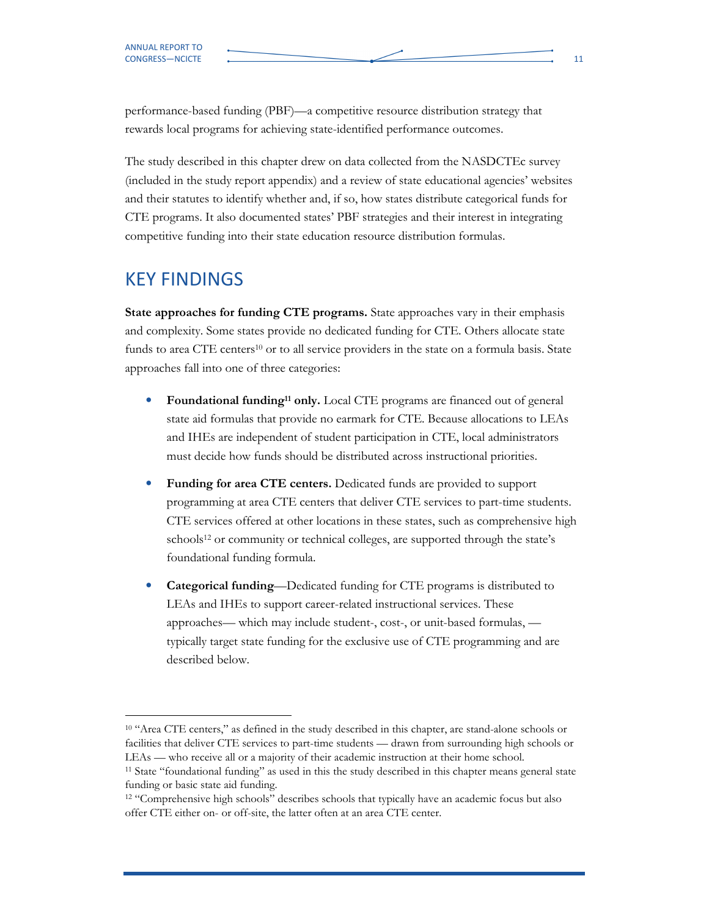performance-based funding (PBF)—a competitive resource distribution strategy that rewards local programs for achieving state-identified performance outcomes.

The study described in this chapter drew on data collected from the NASDCTEc survey (included in the study report appendix) and a review of state educational agencies' websites and their statutes to identify whether and, if so, how states distribute categorical funds for CTE programs. It also documented states' PBF strategies and their interest in integrating competitive funding into their state education resource distribution formulas.

## KEY FINDINGS

**State approaches for funding CTE programs.** State approaches vary in their emphasis and complexity. Some states provide no dedicated funding for CTE. Others allocate state funds to area CTE centers[10] or to all service providers in the state on a formula basis. State approaches fall into one of three categories:

- **Foundational funding[11] only.** Local CTE programs are financed out of general state aid formulas that provide no earmark for CTE. Because allocations to LEAs and IHEs are independent of student participation in CTE, local administrators must decide how funds should be distributed across instructional priorities.
- **Funding for area CTE centers.** Dedicated funds are provided to support programming at area CTE centers that deliver CTE services to part-time students. CTE services offered at other locations in these states, such as comprehensive high schools[12] or community or technical colleges, are supported through the state's foundational funding formula.
- **Categorical funding**—Dedicated funding for CTE programs is distributed to LEAs and IHEs to support career-related instructional services. These approaches— which may include student-, cost-, or unit-based formulas, — typically target state funding for the exclusive use of CTE programming and are described below.

---

[10] "Area CTE centers," as defined in the study described in this chapter, are stand-alone schools or facilities that deliver CTE services to part-time students — drawn from surrounding high schools or LEAs — who receive all or a majority of their academic instruction at their home school.

[11] State "foundational funding" as used in this the study described in this chapter means general state funding or basic state aid funding.

[12] "Comprehensive high schools" describes schools that typically have an academic focus but also offer CTE either on- or off-site, the latter often at an area CTE center.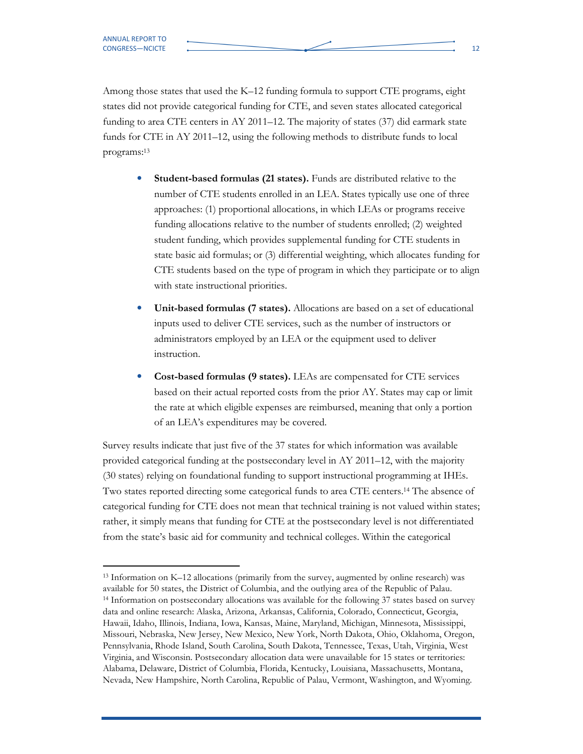Among those states that used the K–12 funding formula to support CTE programs, eight states did not provide categorical funding for CTE, and seven states allocated categorical funding to area CTE centers in AY 2011–12. The majority of states (37) did earmark state funds for CTE in AY 2011–12, using the following methods to distribute funds to local programs:[13]

- **Student-based formulas (21 states).** Funds are distributed relative to the number of CTE students enrolled in an LEA. States typically use one of three approaches: (1) proportional allocations, in which LEAs or programs receive funding allocations relative to the number of students enrolled; (2) weighted student funding, which provides supplemental funding for CTE students in state basic aid formulas; or (3) differential weighting, which allocates funding for CTE students based on the type of program in which they participate or to align with state instructional priorities.

- **Unit-based formulas (7 states).** Allocations are based on a set of educational inputs used to deliver CTE services, such as the number of instructors or administrators employed by an LEA or the equipment used to deliver instruction.

- **Cost-based formulas (9 states).** LEAs are compensated for CTE services based on their actual reported costs from the prior AY. States may cap or limit the rate at which eligible expenses are reimbursed, meaning that only a portion of an LEA's expenditures may be covered.

Survey results indicate that just five of the 37 states for which information was available provided categorical funding at the postsecondary level in AY 2011–12, with the majority (30 states) relying on foundational funding to support instructional programming at IHEs. Two states reported directing some categorical funds to area CTE centers.[14] The absence of categorical funding for CTE does not mean that technical training is not valued within states; rather, it simply means that funding for CTE at the postsecondary level is not differentiated from the state's basic aid for community and technical colleges. Within the categorical

---

[13] Information on K–12 allocations (primarily from the survey, augmented by online research) was available for 50 states, the District of Columbia, and the outlying area of the Republic of Palau.

[14] Information on postsecondary allocations was available for the following 37 states based on survey data and online research: Alaska, Arizona, Arkansas, California, Colorado, Connecticut, Georgia, Hawaii, Idaho, Illinois, Indiana, Iowa, Kansas, Maine, Maryland, Michigan, Minnesota, Mississippi, Missouri, Nebraska, New Jersey, New Mexico, New York, North Dakota, Ohio, Oklahoma, Oregon, Pennsylvania, Rhode Island, South Carolina, South Dakota, Tennessee, Texas, Utah, Virginia, West Virginia, and Wisconsin. Postsecondary allocation data were unavailable for 15 states or territories: Alabama, Delaware, District of Columbia, Florida, Kentucky, Louisiana, Massachusetts, Montana, Nevada, New Hampshire, North Carolina, Republic of Palau, Vermont, Washington, and Wyoming.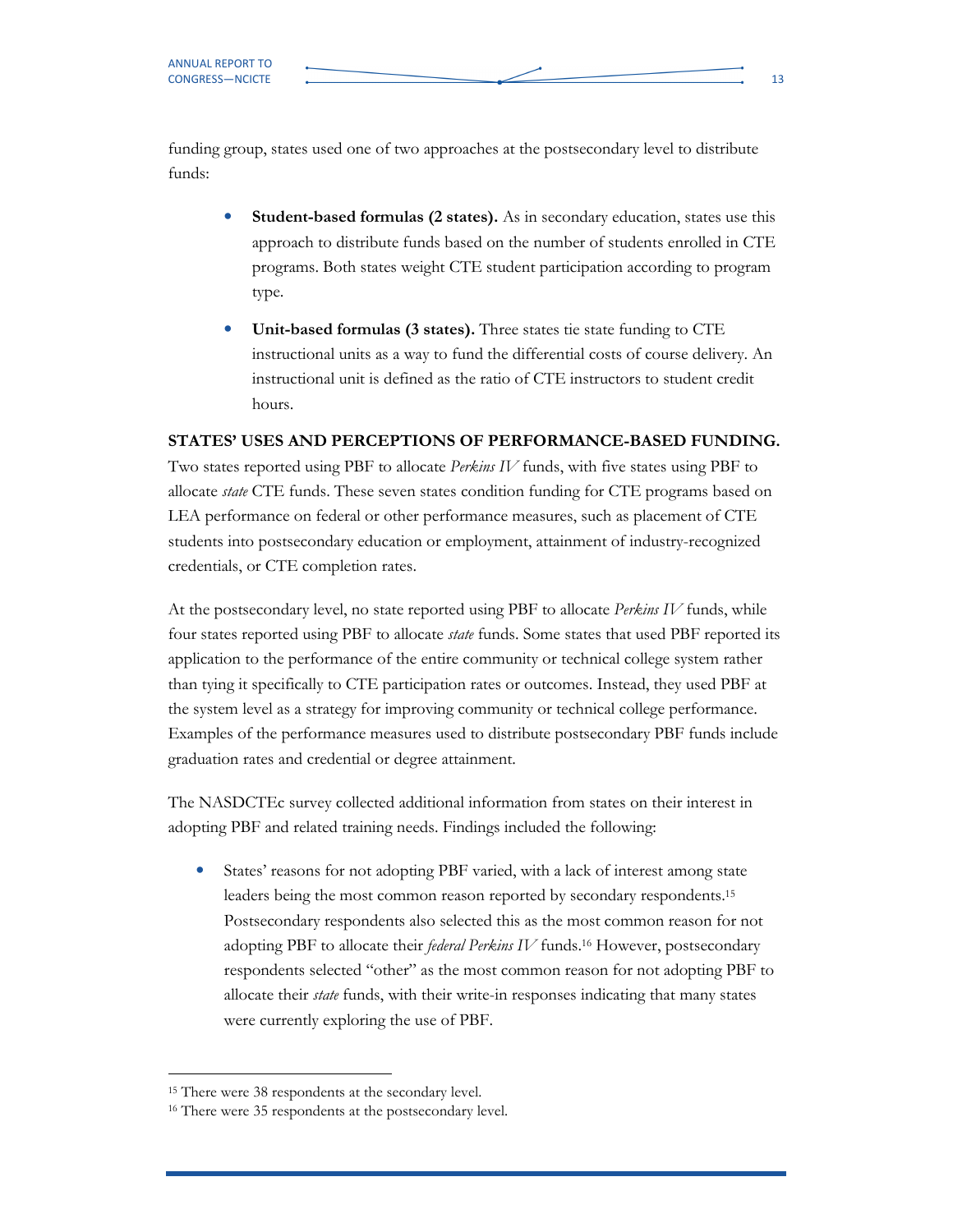funding group, states used one of two approaches at the postsecondary level to distribute funds:

- **Student-based formulas (2 states).** As in secondary education, states use this approach to distribute funds based on the number of students enrolled in CTE programs. Both states weight CTE student participation according to program type.
- **Unit-based formulas (3 states).** Three states tie state funding to CTE instructional units as a way to fund the differential costs of course delivery. An instructional unit is defined as the ratio of CTE instructors to student credit hours.

**STATES' USES AND PERCEPTIONS OF PERFORMANCE-BASED FUNDING.** Two states reported using PBF to allocate *Perkins IV* funds, with five states using PBF to allocate *state* CTE funds. These seven states condition funding for CTE programs based on LEA performance on federal or other performance measures, such as placement of CTE students into postsecondary education or employment, attainment of industry-recognized credentials, or CTE completion rates.

At the postsecondary level, no state reported using PBF to allocate *Perkins IV* funds, while four states reported using PBF to allocate *state* funds. Some states that used PBF reported its application to the performance of the entire community or technical college system rather than tying it specifically to CTE participation rates or outcomes. Instead, they used PBF at the system level as a strategy for improving community or technical college performance. Examples of the performance measures used to distribute postsecondary PBF funds include graduation rates and credential or degree attainment.

The NASDCTEc survey collected additional information from states on their interest in adopting PBF and related training needs. Findings included the following:

- States' reasons for not adopting PBF varied, with a lack of interest among state leaders being the most common reason reported by secondary respondents.[15] Postsecondary respondents also selected this as the most common reason for not adopting PBF to allocate their *federal Perkins IV* funds.[16] However, postsecondary respondents selected "other" as the most common reason for not adopting PBF to allocate their *state* funds, with their write-in responses indicating that many states were currently exploring the use of PBF.

---

[15] There were 38 respondents at the secondary level.

[16] There were 35 respondents at the postsecondary level.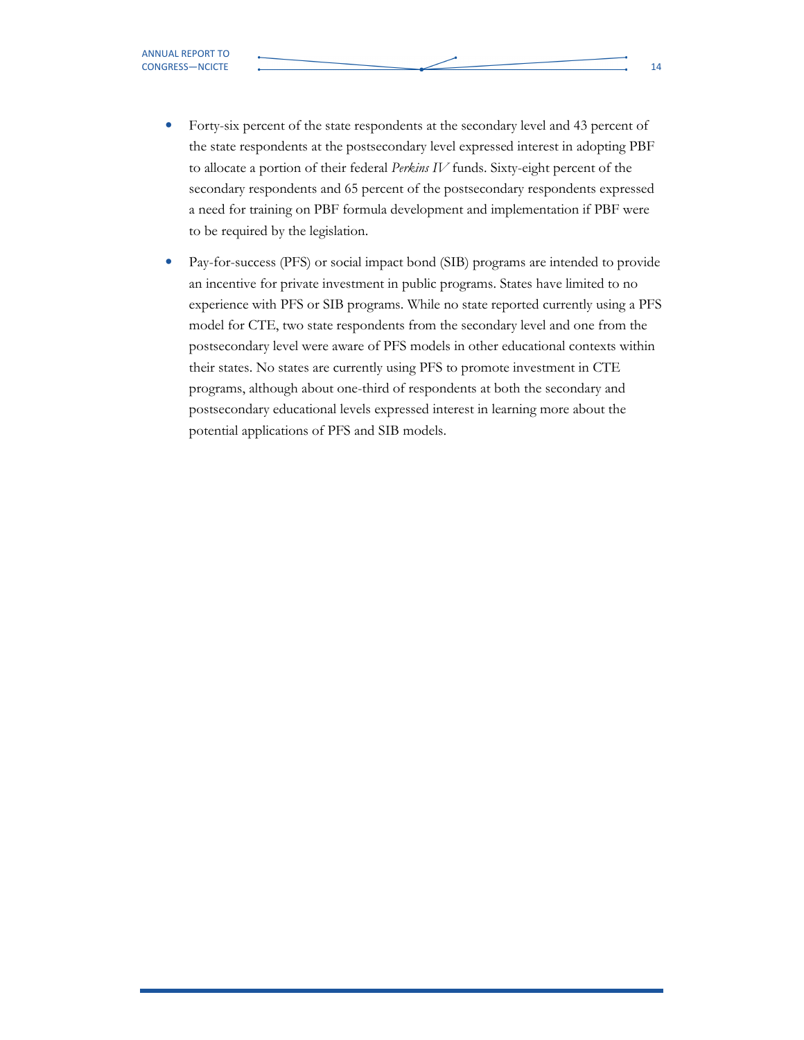- Forty-six percent of the state respondents at the secondary level and 43 percent of the state respondents at the postsecondary level expressed interest in adopting PBF to allocate a portion of their federal *Perkins IV* funds. Sixty-eight percent of the secondary respondents and 65 percent of the postsecondary respondents expressed a need for training on PBF formula development and implementation if PBF were to be required by the legislation.

- Pay-for-success (PFS) or social impact bond (SIB) programs are intended to provide an incentive for private investment in public programs. States have limited to no experience with PFS or SIB programs. While no state reported currently using a PFS model for CTE, two state respondents from the secondary level and one from the postsecondary level were aware of PFS models in other educational contexts within their states. No states are currently using PFS to promote investment in CTE programs, although about one-third of respondents at both the secondary and postsecondary educational levels expressed interest in learning more about the potential applications of PFS and SIB models.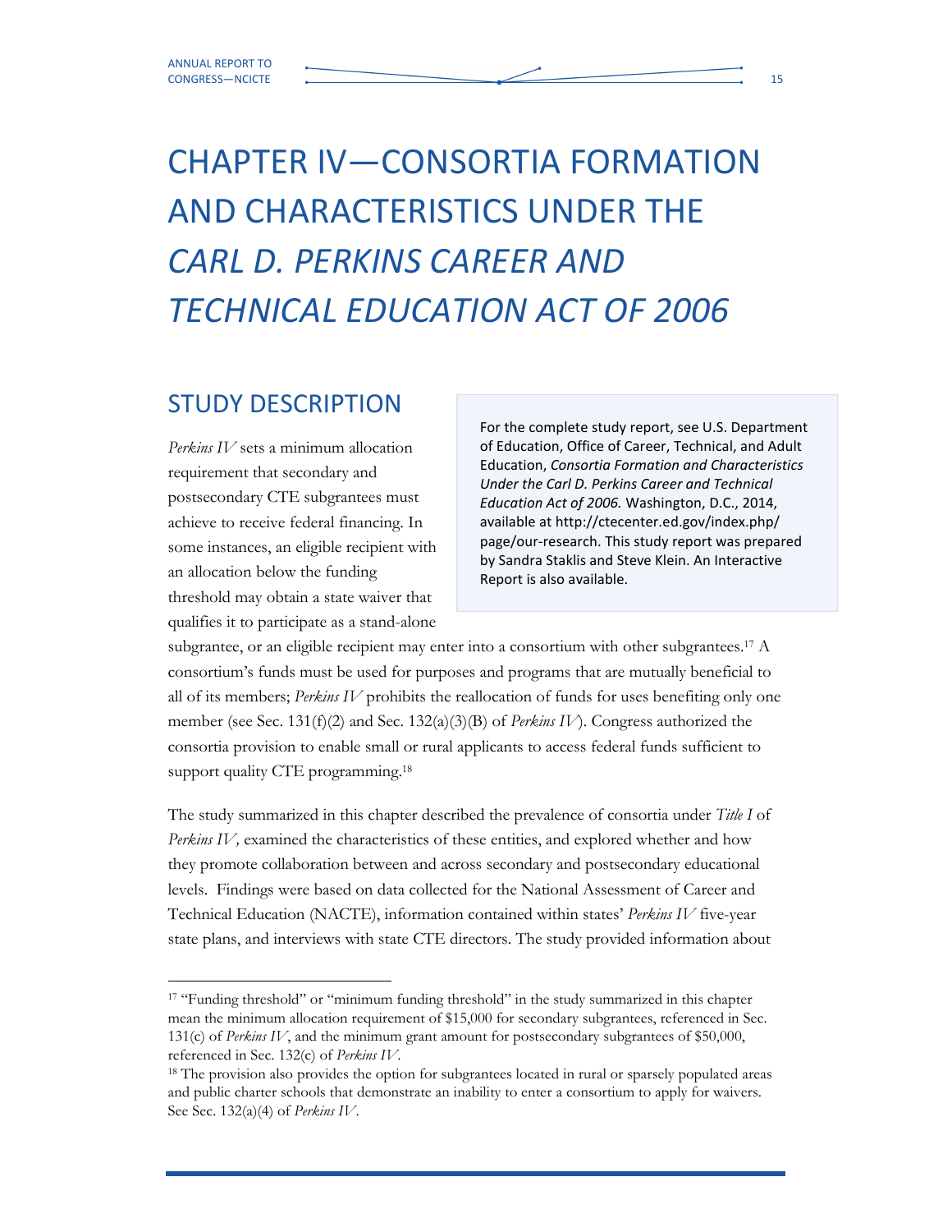# CHAPTER IV—CONSORTIA FORMATION AND CHARACTERISTICS UNDER THE *CARL D. PERKINS CAREER AND TECHNICAL EDUCATION ACT OF 2006*

## STUDY DESCRIPTION

For the complete study report, see U.S. Department of Education, Office of Career, Technical, and Adult Education, *Consortia Formation and Characteristics Under the Carl D. Perkins Career and Technical Education Act of 2006.* Washington, D.C., 2014, available at http://ctecenter.ed.gov/index.php/page/our-research. This study report was prepared by Sandra Staklis and Steve Klein. An Interactive Report is also available.

*Perkins IV* sets a minimum allocation requirement that secondary and postsecondary CTE subgrantees must achieve to receive federal financing. In some instances, an eligible recipient with an allocation below the funding threshold may obtain a state waiver that qualifies it to participate as a stand-alone subgrantee, or an eligible recipient may enter into a consortium with other subgrantees.[17] A consortium's funds must be used for purposes and programs that are mutually beneficial to all of its members; *Perkins IV* prohibits the reallocation of funds for uses benefiting only one member (see Sec. 131(f)(2) and Sec. 132(a)(3)(B) of *Perkins IV*). Congress authorized the consortia provision to enable small or rural applicants to access federal funds sufficient to support quality CTE programming.[18]

The study summarized in this chapter described the prevalence of consortia under *Title I* of *Perkins IV,* examined the characteristics of these entities, and explored whether and how they promote collaboration between and across secondary and postsecondary educational levels. Findings were based on data collected for the National Assessment of Career and Technical Education (NACTE), information contained within states' *Perkins IV* five-year state plans, and interviews with state CTE directors. The study provided information about

---

[17] "Funding threshold" or "minimum funding threshold" in the study summarized in this chapter mean the minimum allocation requirement of $15,000 for secondary subgrantees, referenced in Sec. 131(c) of *Perkins IV*, and the minimum grant amount for postsecondary subgrantees of $50,000, referenced in Sec. 132(c) of *Perkins IV*.

[18] The provision also provides the option for subgrantees located in rural or sparsely populated areas and public charter schools that demonstrate an inability to enter a consortium to apply for waivers. See Sec. 132(a)(4) of *Perkins IV*.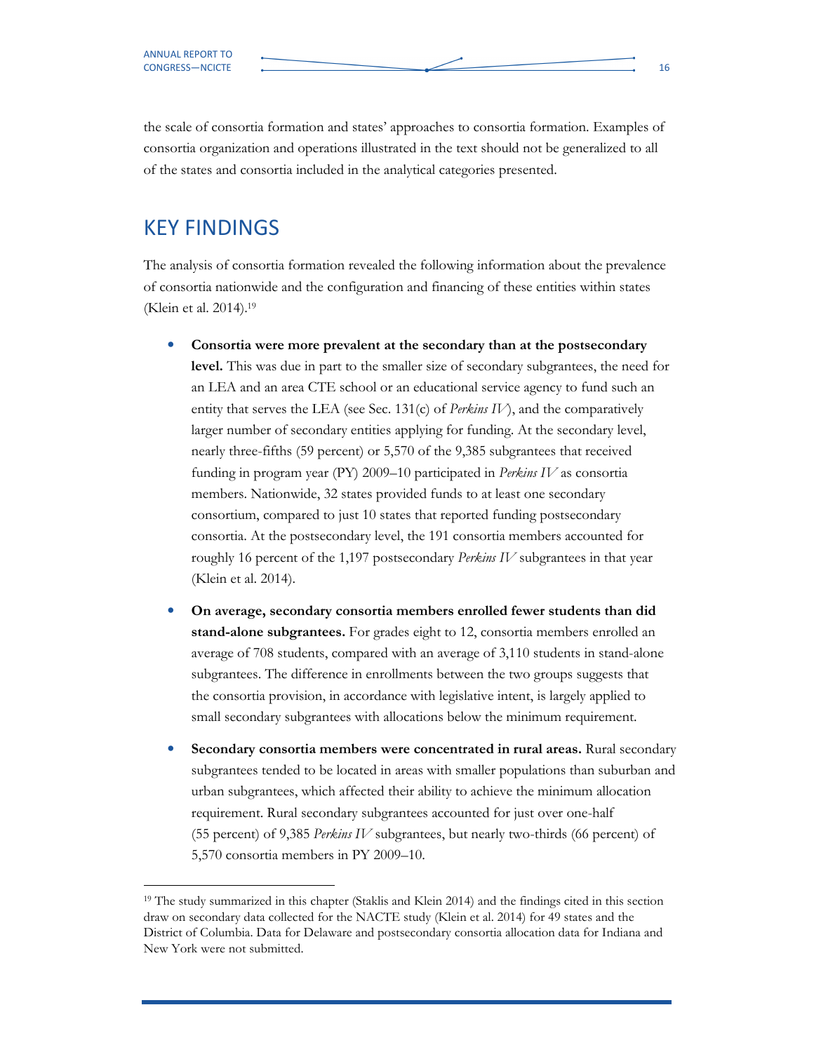the scale of consortia formation and states' approaches to consortia formation. Examples of consortia organization and operations illustrated in the text should not be generalized to all of the states and consortia included in the analytical categories presented.

## KEY FINDINGS

The analysis of consortia formation revealed the following information about the prevalence of consortia nationwide and the configuration and financing of these entities within states (Klein et al. 2014).[19]

- **Consortia were more prevalent at the secondary than at the postsecondary level.** This was due in part to the smaller size of secondary subgrantees, the need for an LEA and an area CTE school or an educational service agency to fund such an entity that serves the LEA (see Sec. 131(c) of *Perkins IV*), and the comparatively larger number of secondary entities applying for funding. At the secondary level, nearly three-fifths (59 percent) or 5,570 of the 9,385 subgrantees that received funding in program year (PY) 2009–10 participated in *Perkins IV* as consortia members. Nationwide, 32 states provided funds to at least one secondary consortium, compared to just 10 states that reported funding postsecondary consortia. At the postsecondary level, the 191 consortia members accounted for roughly 16 percent of the 1,197 postsecondary *Perkins IV* subgrantees in that year (Klein et al. 2014).

- **On average, secondary consortia members enrolled fewer students than did stand-alone subgrantees.** For grades eight to 12, consortia members enrolled an average of 708 students, compared with an average of 3,110 students in stand-alone subgrantees. The difference in enrollments between the two groups suggests that the consortia provision, in accordance with legislative intent, is largely applied to small secondary subgrantees with allocations below the minimum requirement.

- **Secondary consortia members were concentrated in rural areas.** Rural secondary subgrantees tended to be located in areas with smaller populations than suburban and urban subgrantees, which affected their ability to achieve the minimum allocation requirement. Rural secondary subgrantees accounted for just over one-half (55 percent) of 9,385 *Perkins IV* subgrantees, but nearly two-thirds (66 percent) of 5,570 consortia members in PY 2009–10.

---

[19] The study summarized in this chapter (Staklis and Klein 2014) and the findings cited in this section draw on secondary data collected for the NACTE study (Klein et al. 2014) for 49 states and the District of Columbia. Data for Delaware and postsecondary consortia allocation data for Indiana and New York were not submitted.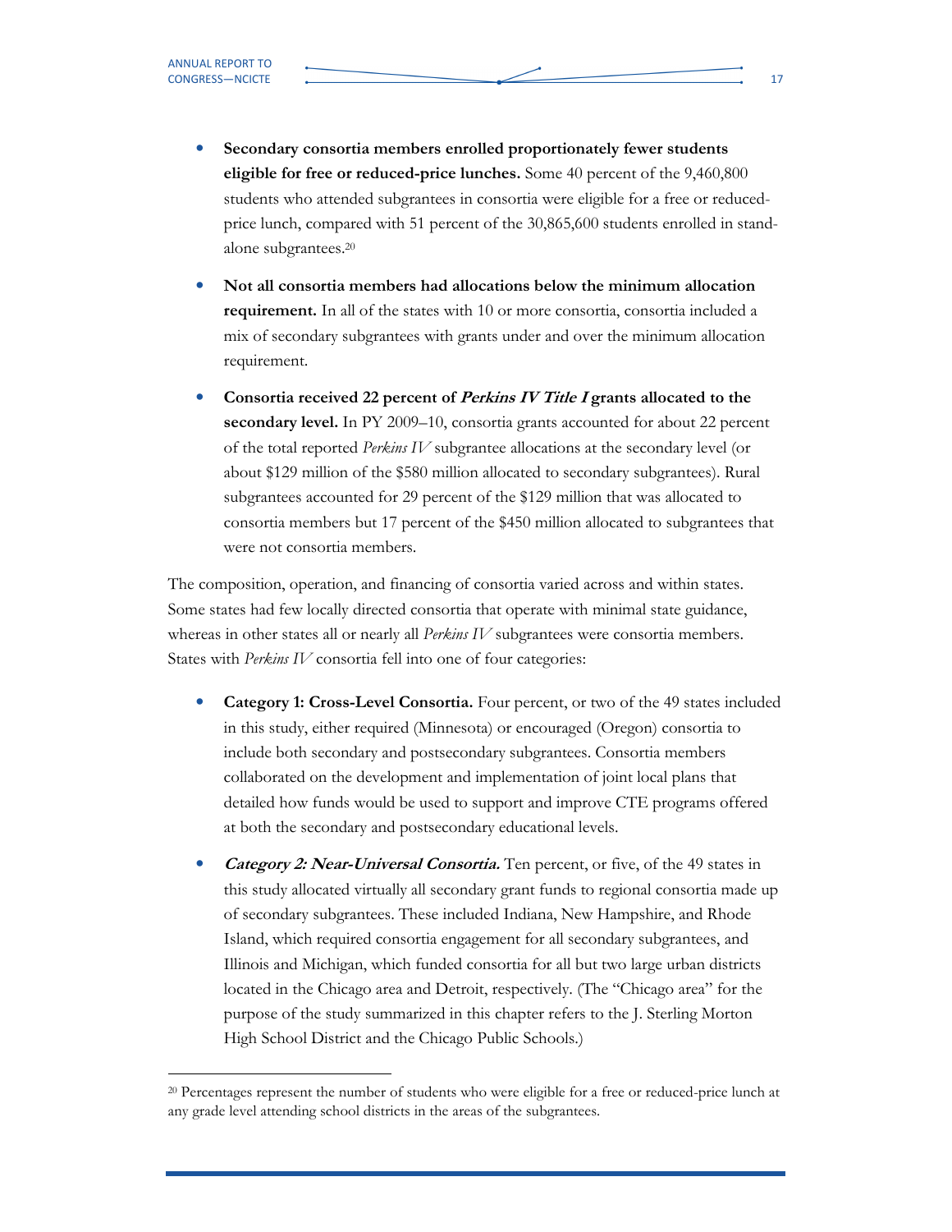- **Secondary consortia members enrolled proportionately fewer students eligible for free or reduced-price lunches.** Some 40 percent of the 9,460,800 students who attended subgrantees in consortia were eligible for a free or reduced-price lunch, compared with 51 percent of the 30,865,600 students enrolled in stand-alone subgrantees.[20]

- **Not all consortia members had allocations below the minimum allocation requirement.** In all of the states with 10 or more consortia, consortia included a mix of secondary subgrantees with grants under and over the minimum allocation requirement.

- **Consortia received 22 percent of *Perkins IV Title I* grants allocated to the secondary level.** In PY 2009–10, consortia grants accounted for about 22 percent of the total reported *Perkins IV* subgrantee allocations at the secondary level (or about $129 million of the $580 million allocated to secondary subgrantees). Rural subgrantees accounted for 29 percent of the $129 million that was allocated to consortia members but 17 percent of the $450 million allocated to subgrantees that were not consortia members.

The composition, operation, and financing of consortia varied across and within states. Some states had few locally directed consortia that operate with minimal state guidance, whereas in other states all or nearly all *Perkins IV* subgrantees were consortia members. States with *Perkins IV* consortia fell into one of four categories:

- **Category 1: Cross-Level Consortia.** Four percent, or two of the 49 states included in this study, either required (Minnesota) or encouraged (Oregon) consortia to include both secondary and postsecondary subgrantees. Consortia members collaborated on the development and implementation of joint local plans that detailed how funds would be used to support and improve CTE programs offered at both the secondary and postsecondary educational levels.

- ***Category 2: Near-Universal Consortia.*** Ten percent, or five, of the 49 states in this study allocated virtually all secondary grant funds to regional consortia made up of secondary subgrantees. These included Indiana, New Hampshire, and Rhode Island, which required consortia engagement for all secondary subgrantees, and Illinois and Michigan, which funded consortia for all but two large urban districts located in the Chicago area and Detroit, respectively. (The "Chicago area" for the purpose of the study summarized in this chapter refers to the J. Sterling Morton High School District and the Chicago Public Schools.)

---

[20] Percentages represent the number of students who were eligible for a free or reduced-price lunch at any grade level attending school districts in the areas of the subgrantees.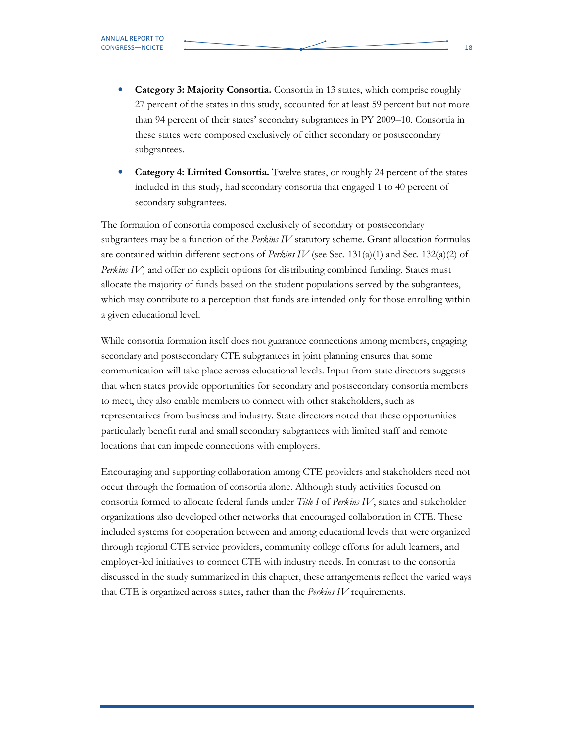- **Category 3: Majority Consortia.** Consortia in 13 states, which comprise roughly 27 percent of the states in this study, accounted for at least 59 percent but not more than 94 percent of their states' secondary subgrantees in PY 2009–10. Consortia in these states were composed exclusively of either secondary or postsecondary subgrantees.
- **Category 4: Limited Consortia.** Twelve states, or roughly 24 percent of the states included in this study, had secondary consortia that engaged 1 to 40 percent of secondary subgrantees.

The formation of consortia composed exclusively of secondary or postsecondary subgrantees may be a function of the *Perkins IV* statutory scheme. Grant allocation formulas are contained within different sections of *Perkins IV* (see Sec. 131(a)(1) and Sec. 132(a)(2) of *Perkins IV*) and offer no explicit options for distributing combined funding. States must allocate the majority of funds based on the student populations served by the subgrantees, which may contribute to a perception that funds are intended only for those enrolling within a given educational level.

While consortia formation itself does not guarantee connections among members, engaging secondary and postsecondary CTE subgrantees in joint planning ensures that some communication will take place across educational levels. Input from state directors suggests that when states provide opportunities for secondary and postsecondary consortia members to meet, they also enable members to connect with other stakeholders, such as representatives from business and industry. State directors noted that these opportunities particularly benefit rural and small secondary subgrantees with limited staff and remote locations that can impede connections with employers.

Encouraging and supporting collaboration among CTE providers and stakeholders need not occur through the formation of consortia alone. Although study activities focused on consortia formed to allocate federal funds under *Title I* of *Perkins IV*, states and stakeholder organizations also developed other networks that encouraged collaboration in CTE. These included systems for cooperation between and among educational levels that were organized through regional CTE service providers, community college efforts for adult learners, and employer-led initiatives to connect CTE with industry needs. In contrast to the consortia discussed in the study summarized in this chapter, these arrangements reflect the varied ways that CTE is organized across states, rather than the *Perkins IV* requirements.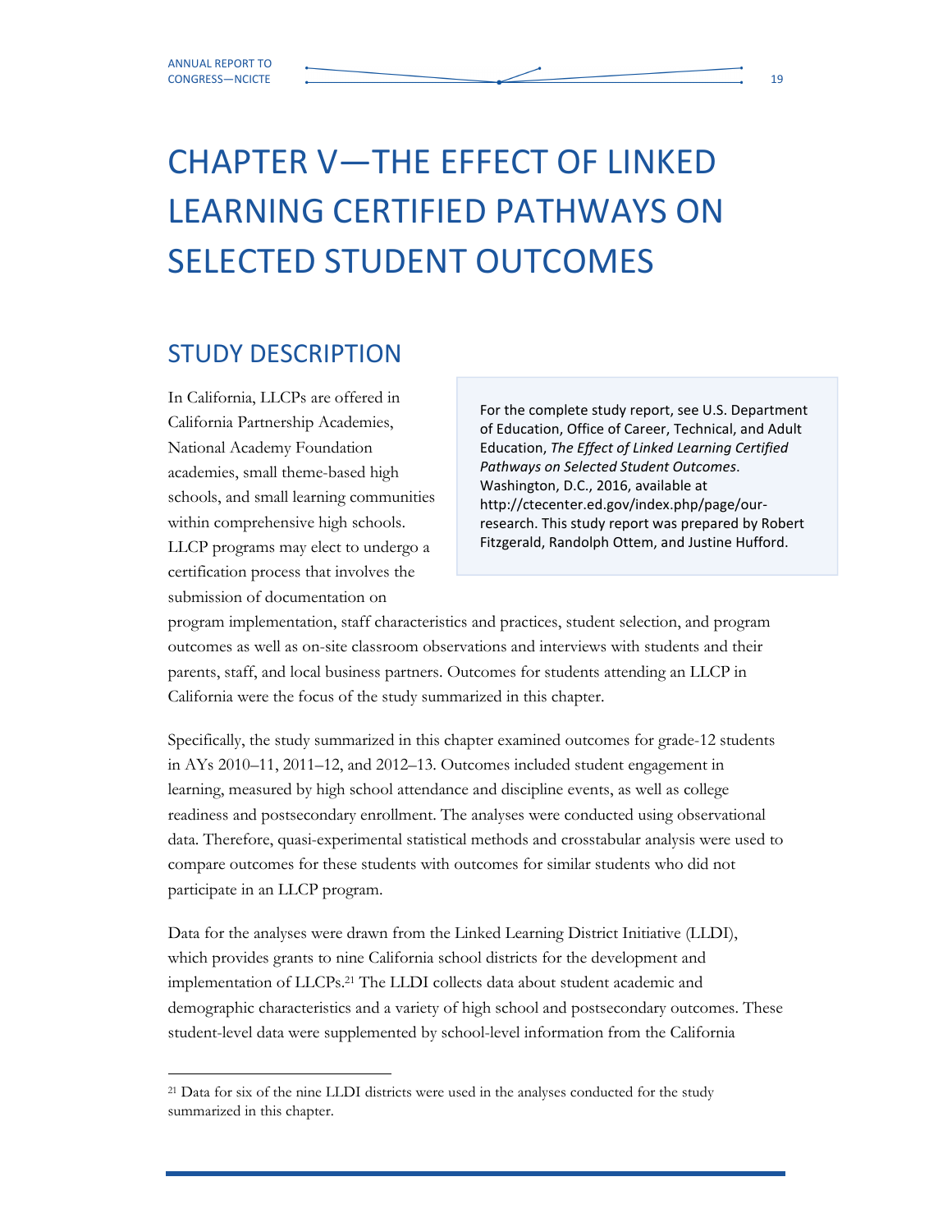# CHAPTER V—THE EFFECT OF LINKED LEARNING CERTIFIED PATHWAYS ON SELECTED STUDENT OUTCOMES

## STUDY DESCRIPTION

> For the complete study report, see U.S. Department of Education, Office of Career, Technical, and Adult Education, *The Effect of Linked Learning Certified Pathways on Selected Student Outcomes*. Washington, D.C., 2016, available at http://ctecenter.ed.gov/index.php/page/our-research. This study report was prepared by Robert Fitzgerald, Randolph Ottem, and Justine Hufford.

In California, LLCPs are offered in California Partnership Academies, National Academy Foundation academies, small theme-based high schools, and small learning communities within comprehensive high schools. LLCP programs may elect to undergo a certification process that involves the submission of documentation on program implementation, staff characteristics and practices, student selection, and program outcomes as well as on-site classroom observations and interviews with students and their parents, staff, and local business partners. Outcomes for students attending an LLCP in California were the focus of the study summarized in this chapter.

Specifically, the study summarized in this chapter examined outcomes for grade-12 students in AYs 2010–11, 2011–12, and 2012–13. Outcomes included student engagement in learning, measured by high school attendance and discipline events, as well as college readiness and postsecondary enrollment. The analyses were conducted using observational data. Therefore, quasi-experimental statistical methods and crosstabular analysis were used to compare outcomes for these students with outcomes for similar students who did not participate in an LLCP program.

Data for the analyses were drawn from the Linked Learning District Initiative (LLDI), which provides grants to nine California school districts for the development and implementation of LLCPs.[21] The LLDI collects data about student academic and demographic characteristics and a variety of high school and postsecondary outcomes. These student-level data were supplemented by school-level information from the California

[21] Data for six of the nine LLDI districts were used in the analyses conducted for the study summarized in this chapter.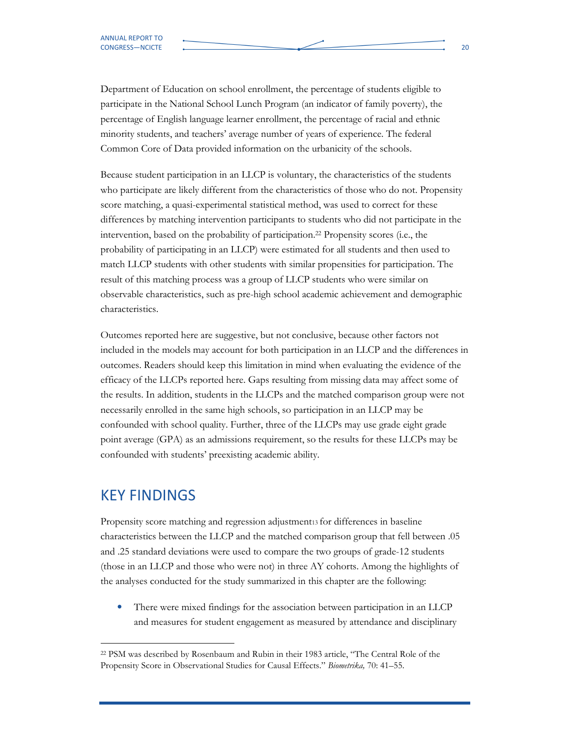Department of Education on school enrollment, the percentage of students eligible to participate in the National School Lunch Program (an indicator of family poverty), the percentage of English language learner enrollment, the percentage of racial and ethnic minority students, and teachers' average number of years of experience. The federal Common Core of Data provided information on the urbanicity of the schools.

Because student participation in an LLCP is voluntary, the characteristics of the students who participate are likely different from the characteristics of those who do not. Propensity score matching, a quasi-experimental statistical method, was used to correct for these differences by matching intervention participants to students who did not participate in the intervention, based on the probability of participation.[22] Propensity scores (i.e., the probability of participating in an LLCP) were estimated for all students and then used to match LLCP students with other students with similar propensities for participation. The result of this matching process was a group of LLCP students who were similar on observable characteristics, such as pre-high school academic achievement and demographic characteristics.

Outcomes reported here are suggestive, but not conclusive, because other factors not included in the models may account for both participation in an LLCP and the differences in outcomes. Readers should keep this limitation in mind when evaluating the evidence of the efficacy of the LLCPs reported here. Gaps resulting from missing data may affect some of the results. In addition, students in the LLCPs and the matched comparison group were not necessarily enrolled in the same high schools, so participation in an LLCP may be confounded with school quality. Further, three of the LLCPs may use grade eight grade point average (GPA) as an admissions requirement, so the results for these LLCPs may be confounded with students' preexisting academic ability.

## KEY FINDINGS

Propensity score matching and regression adjustment[13] for differences in baseline characteristics between the LLCP and the matched comparison group that fell between .05 and .25 standard deviations were used to compare the two groups of grade-12 students (those in an LLCP and those who were not) in three AY cohorts. Among the highlights of the analyses conducted for the study summarized in this chapter are the following:

- There were mixed findings for the association between participation in an LLCP and measures for student engagement as measured by attendance and disciplinary

---

[22] PSM was described by Rosenbaum and Rubin in their 1983 article, "The Central Role of the Propensity Score in Observational Studies for Causal Effects." *Biometrika,* 70: 41–55.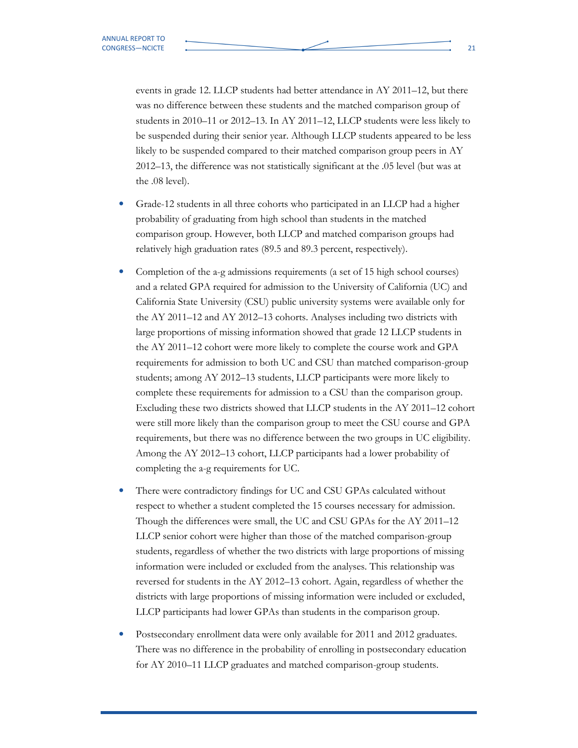events in grade 12. LLCP students had better attendance in AY 2011–12, but there was no difference between these students and the matched comparison group of students in 2010–11 or 2012–13. In AY 2011–12, LLCP students were less likely to be suspended during their senior year. Although LLCP students appeared to be less likely to be suspended compared to their matched comparison group peers in AY 2012–13, the difference was not statistically significant at the .05 level (but was at the .08 level).

- Grade-12 students in all three cohorts who participated in an LLCP had a higher probability of graduating from high school than students in the matched comparison group. However, both LLCP and matched comparison groups had relatively high graduation rates (89.5 and 89.3 percent, respectively).

- Completion of the a-g admissions requirements (a set of 15 high school courses) and a related GPA required for admission to the University of California (UC) and California State University (CSU) public university systems were available only for the AY 2011–12 and AY 2012–13 cohorts. Analyses including two districts with large proportions of missing information showed that grade 12 LLCP students in the AY 2011–12 cohort were more likely to complete the course work and GPA requirements for admission to both UC and CSU than matched comparison-group students; among AY 2012–13 students, LLCP participants were more likely to complete these requirements for admission to a CSU than the comparison group. Excluding these two districts showed that LLCP students in the AY 2011–12 cohort were still more likely than the comparison group to meet the CSU course and GPA requirements, but there was no difference between the two groups in UC eligibility. Among the AY 2012–13 cohort, LLCP participants had a lower probability of completing the a-g requirements for UC.

- There were contradictory findings for UC and CSU GPAs calculated without respect to whether a student completed the 15 courses necessary for admission. Though the differences were small, the UC and CSU GPAs for the AY 2011–12 LLCP senior cohort were higher than those of the matched comparison-group students, regardless of whether the two districts with large proportions of missing information were included or excluded from the analyses. This relationship was reversed for students in the AY 2012–13 cohort. Again, regardless of whether the districts with large proportions of missing information were included or excluded, LLCP participants had lower GPAs than students in the comparison group.

- Postsecondary enrollment data were only available for 2011 and 2012 graduates. There was no difference in the probability of enrolling in postsecondary education for AY 2010–11 LLCP graduates and matched comparison-group students.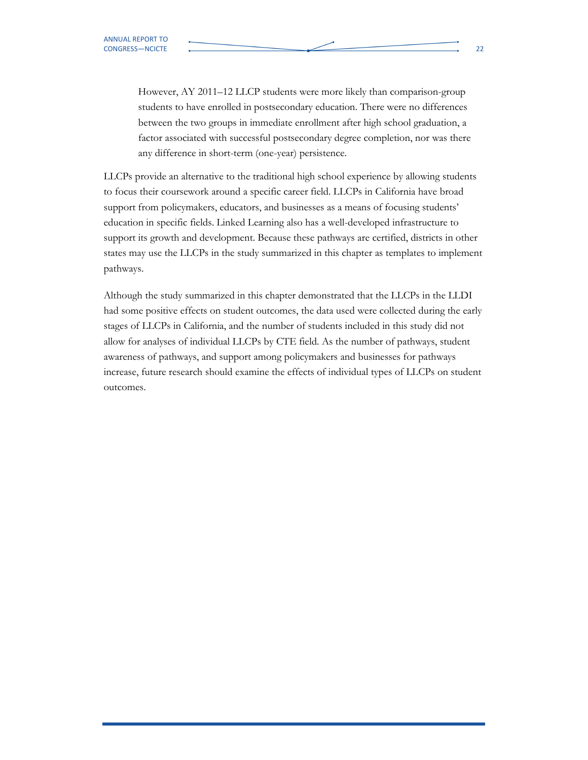> However, AY 2011–12 LLCP students were more likely than comparison-group students to have enrolled in postsecondary education. There were no differences between the two groups in immediate enrollment after high school graduation, a factor associated with successful postsecondary degree completion, nor was there any difference in short-term (one-year) persistence.

LLCPs provide an alternative to the traditional high school experience by allowing students to focus their coursework around a specific career field. LLCPs in California have broad support from policymakers, educators, and businesses as a means of focusing students' education in specific fields. Linked Learning also has a well-developed infrastructure to support its growth and development. Because these pathways are certified, districts in other states may use the LLCPs in the study summarized in this chapter as templates to implement pathways.

Although the study summarized in this chapter demonstrated that the LLCPs in the LLDI had some positive effects on student outcomes, the data used were collected during the early stages of LLCPs in California, and the number of students included in this study did not allow for analyses of individual LLCPs by CTE field. As the number of pathways, student awareness of pathways, and support among policymakers and businesses for pathways increase, future research should examine the effects of individual types of LLCPs on student outcomes.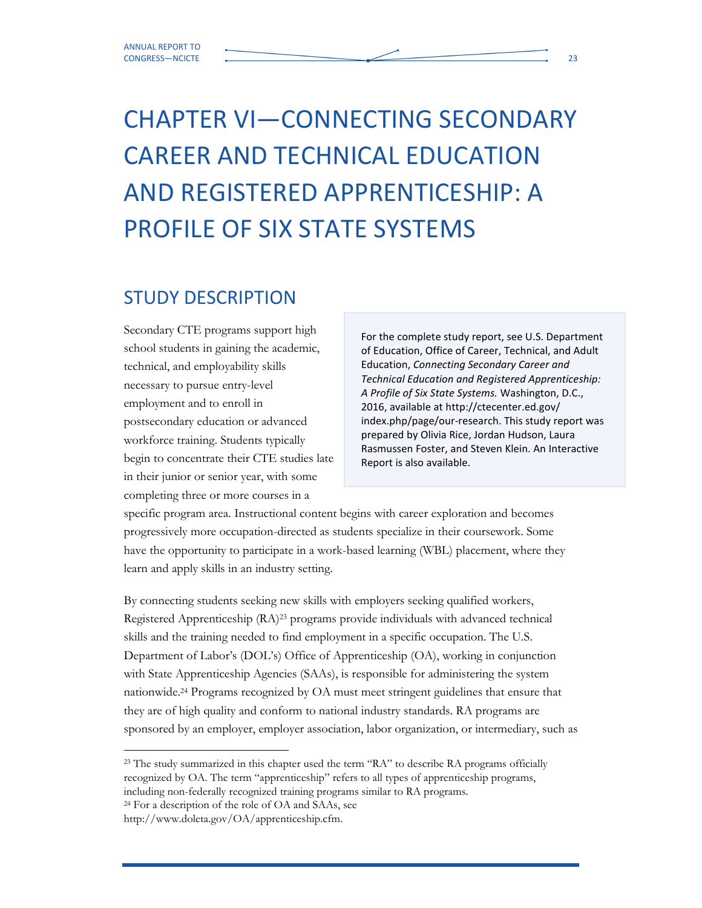# CHAPTER VI—CONNECTING SECONDARY CAREER AND TECHNICAL EDUCATION AND REGISTERED APPRENTICESHIP: A PROFILE OF SIX STATE SYSTEMS

## STUDY DESCRIPTION

> For the complete study report, see U.S. Department of Education, Office of Career, Technical, and Adult Education, *Connecting Secondary Career and Technical Education and Registered Apprenticeship: A Profile of Six State Systems.* Washington, D.C., 2016, available at http://ctecenter.ed.gov/index.php/page/our-research. This study report was prepared by Olivia Rice, Jordan Hudson, Laura Rasmussen Foster, and Steven Klein. An Interactive Report is also available.

Secondary CTE programs support high school students in gaining the academic, technical, and employability skills necessary to pursue entry-level employment and to enroll in postsecondary education or advanced workforce training. Students typically begin to concentrate their CTE studies late in their junior or senior year, with some completing three or more courses in a specific program area. Instructional content begins with career exploration and becomes progressively more occupation-directed as students specialize in their coursework. Some have the opportunity to participate in a work-based learning (WBL) placement, where they learn and apply skills in an industry setting.

By connecting students seeking new skills with employers seeking qualified workers, Registered Apprenticeship (RA)[23] programs provide individuals with advanced technical skills and the training needed to find employment in a specific occupation. The U.S. Department of Labor's (DOL's) Office of Apprenticeship (OA), working in conjunction with State Apprenticeship Agencies (SAAs), is responsible for administering the system nationwide.[24] Programs recognized by OA must meet stringent guidelines that ensure that they are of high quality and conform to national industry standards. RA programs are sponsored by an employer, employer association, labor organization, or intermediary, such as

---

[23] The study summarized in this chapter used the term "RA" to describe RA programs officially recognized by OA. The term "apprenticeship" refers to all types of apprenticeship programs, including non-federally recognized training programs similar to RA programs.

[24] For a description of the role of OA and SAAs, see http://www.doleta.gov/OA/apprenticeship.cfm.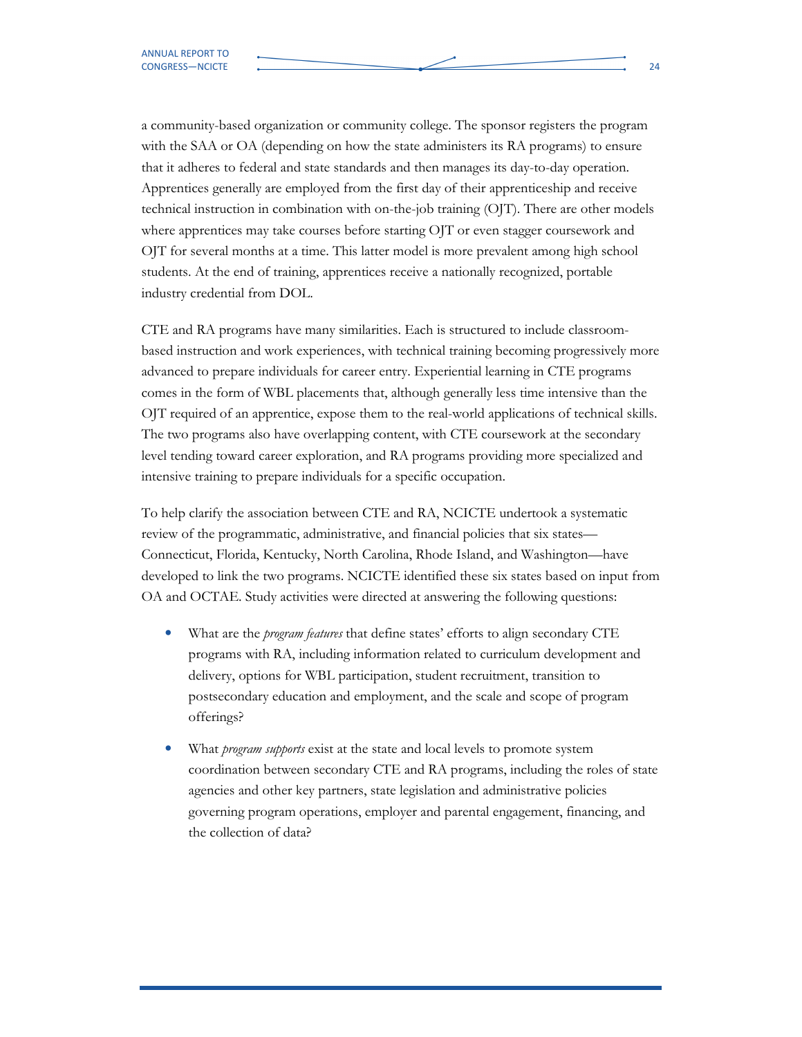a community-based organization or community college. The sponsor registers the program with the SAA or OA (depending on how the state administers its RA programs) to ensure that it adheres to federal and state standards and then manages its day-to-day operation. Apprentices generally are employed from the first day of their apprenticeship and receive technical instruction in combination with on-the-job training (OJT). There are other models where apprentices may take courses before starting OJT or even stagger coursework and OJT for several months at a time. This latter model is more prevalent among high school students. At the end of training, apprentices receive a nationally recognized, portable industry credential from DOL.

CTE and RA programs have many similarities. Each is structured to include classroom-based instruction and work experiences, with technical training becoming progressively more advanced to prepare individuals for career entry. Experiential learning in CTE programs comes in the form of WBL placements that, although generally less time intensive than the OJT required of an apprentice, expose them to the real-world applications of technical skills. The two programs also have overlapping content, with CTE coursework at the secondary level tending toward career exploration, and RA programs providing more specialized and intensive training to prepare individuals for a specific occupation.

To help clarify the association between CTE and RA, NCICTE undertook a systematic review of the programmatic, administrative, and financial policies that six states—Connecticut, Florida, Kentucky, North Carolina, Rhode Island, and Washington—have developed to link the two programs. NCICTE identified these six states based on input from OA and OCTAE. Study activities were directed at answering the following questions:

- What are the *program features* that define states' efforts to align secondary CTE programs with RA, including information related to curriculum development and delivery, options for WBL participation, student recruitment, transition to postsecondary education and employment, and the scale and scope of program offerings?
- What *program supports* exist at the state and local levels to promote system coordination between secondary CTE and RA programs, including the roles of state agencies and other key partners, state legislation and administrative policies governing program operations, employer and parental engagement, financing, and the collection of data?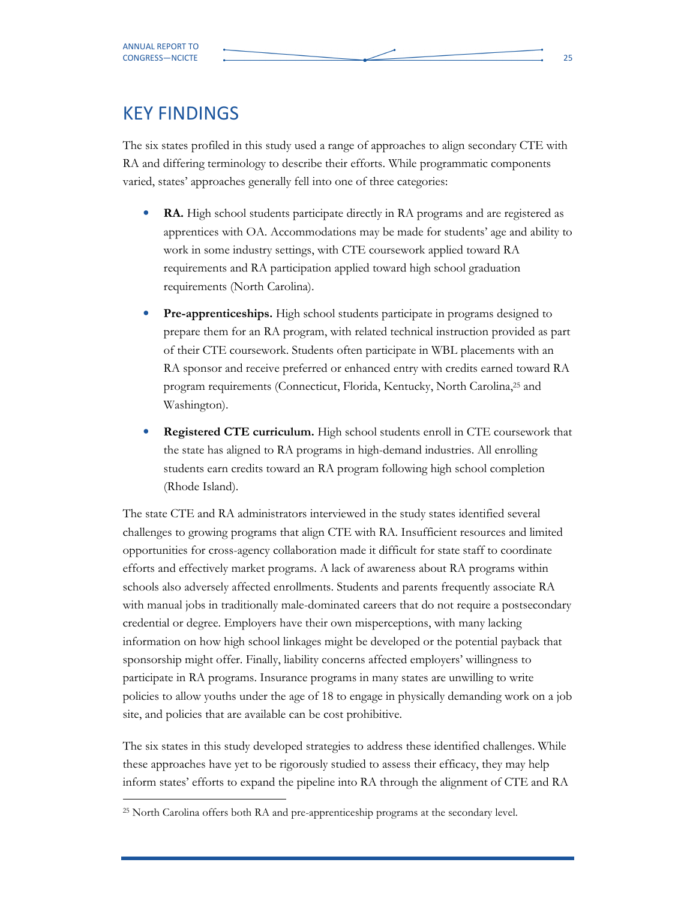## KEY FINDINGS

The six states profiled in this study used a range of approaches to align secondary CTE with RA and differing terminology to describe their efforts. While programmatic components varied, states' approaches generally fell into one of three categories:

- **RA.** High school students participate directly in RA programs and are registered as apprentices with OA. Accommodations may be made for students' age and ability to work in some industry settings, with CTE coursework applied toward RA requirements and RA participation applied toward high school graduation requirements (North Carolina).
- **Pre-apprenticeships.** High school students participate in programs designed to prepare them for an RA program, with related technical instruction provided as part of their CTE coursework. Students often participate in WBL placements with an RA sponsor and receive preferred or enhanced entry with credits earned toward RA program requirements (Connecticut, Florida, Kentucky, North Carolina,[25] and Washington).
- **Registered CTE curriculum.** High school students enroll in CTE coursework that the state has aligned to RA programs in high-demand industries. All enrolling students earn credits toward an RA program following high school completion (Rhode Island).

The state CTE and RA administrators interviewed in the study states identified several challenges to growing programs that align CTE with RA. Insufficient resources and limited opportunities for cross-agency collaboration made it difficult for state staff to coordinate efforts and effectively market programs. A lack of awareness about RA programs within schools also adversely affected enrollments. Students and parents frequently associate RA with manual jobs in traditionally male-dominated careers that do not require a postsecondary credential or degree. Employers have their own misperceptions, with many lacking information on how high school linkages might be developed or the potential payback that sponsorship might offer. Finally, liability concerns affected employers' willingness to participate in RA programs. Insurance programs in many states are unwilling to write policies to allow youths under the age of 18 to engage in physically demanding work on a job site, and policies that are available can be cost prohibitive.

The six states in this study developed strategies to address these identified challenges. While these approaches have yet to be rigorously studied to assess their efficacy, they may help inform states' efforts to expand the pipeline into RA through the alignment of CTE and RA

[25] North Carolina offers both RA and pre-apprenticeship programs at the secondary level.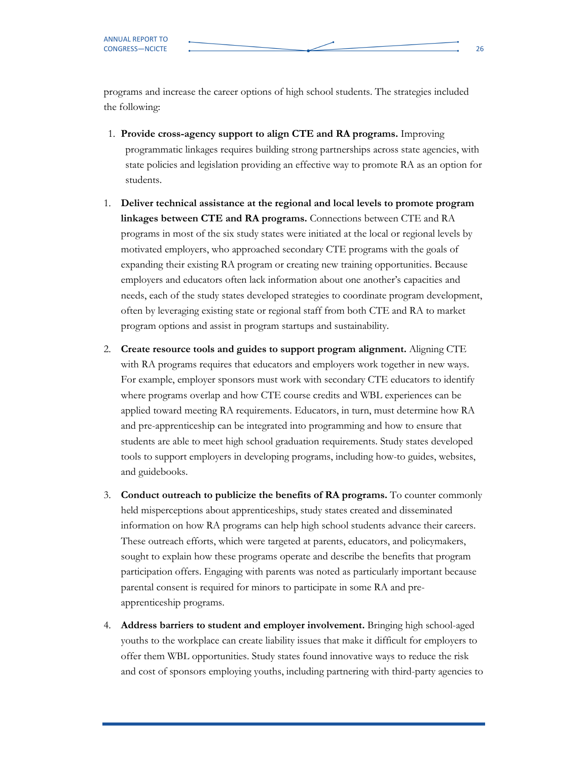programs and increase the career options of high school students. The strategies included the following:

1. **Provide cross-agency support to align CTE and RA programs.** Improving programmatic linkages requires building strong partnerships across state agencies, with state policies and legislation providing an effective way to promote RA as an option for students.

1. **Deliver technical assistance at the regional and local levels to promote program linkages between CTE and RA programs.** Connections between CTE and RA programs in most of the six study states were initiated at the local or regional levels by motivated employers, who approached secondary CTE programs with the goals of expanding their existing RA program or creating new training opportunities. Because employers and educators often lack information about one another's capacities and needs, each of the study states developed strategies to coordinate program development, often by leveraging existing state or regional staff from both CTE and RA to market program options and assist in program startups and sustainability.

2. **Create resource tools and guides to support program alignment.** Aligning CTE with RA programs requires that educators and employers work together in new ways. For example, employer sponsors must work with secondary CTE educators to identify where programs overlap and how CTE course credits and WBL experiences can be applied toward meeting RA requirements. Educators, in turn, must determine how RA and pre-apprenticeship can be integrated into programming and how to ensure that students are able to meet high school graduation requirements. Study states developed tools to support employers in developing programs, including how-to guides, websites, and guidebooks.

3. **Conduct outreach to publicize the benefits of RA programs.** To counter commonly held misperceptions about apprenticeships, study states created and disseminated information on how RA programs can help high school students advance their careers. These outreach efforts, which were targeted at parents, educators, and policymakers, sought to explain how these programs operate and describe the benefits that program participation offers. Engaging with parents was noted as particularly important because parental consent is required for minors to participate in some RA and pre-apprenticeship programs.

4. **Address barriers to student and employer involvement.** Bringing high school-aged youths to the workplace can create liability issues that make it difficult for employers to offer them WBL opportunities. Study states found innovative ways to reduce the risk and cost of sponsors employing youths, including partnering with third-party agencies to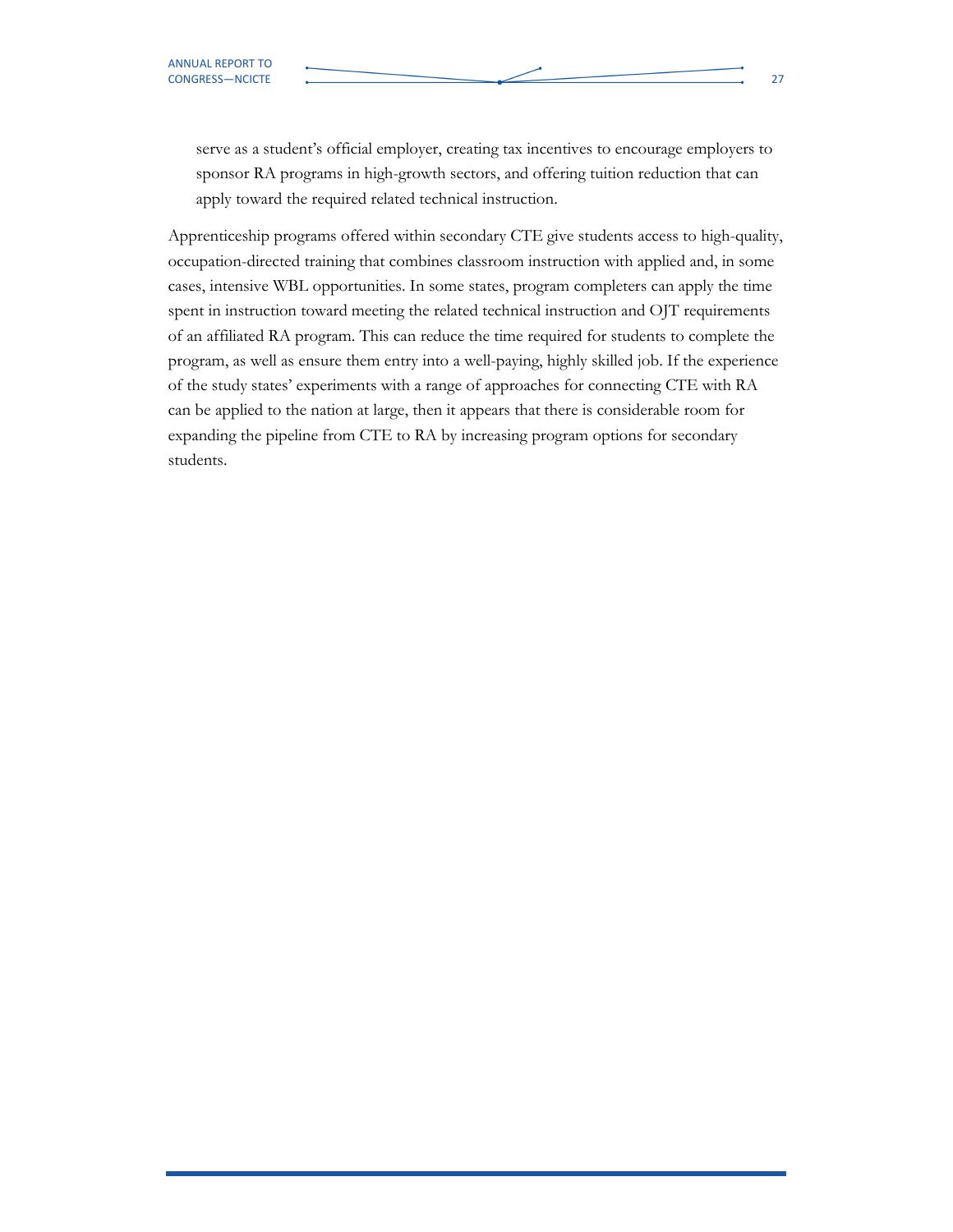serve as a student's official employer, creating tax incentives to encourage employers to sponsor RA programs in high-growth sectors, and offering tuition reduction that can apply toward the required related technical instruction.

Apprenticeship programs offered within secondary CTE give students access to high-quality, occupation-directed training that combines classroom instruction with applied and, in some cases, intensive WBL opportunities. In some states, program completers can apply the time spent in instruction toward meeting the related technical instruction and OJT requirements of an affiliated RA program. This can reduce the time required for students to complete the program, as well as ensure them entry into a well-paying, highly skilled job. If the experience of the study states' experiments with a range of approaches for connecting CTE with RA can be applied to the nation at large, then it appears that there is considerable room for expanding the pipeline from CTE to RA by increasing program options for secondary students.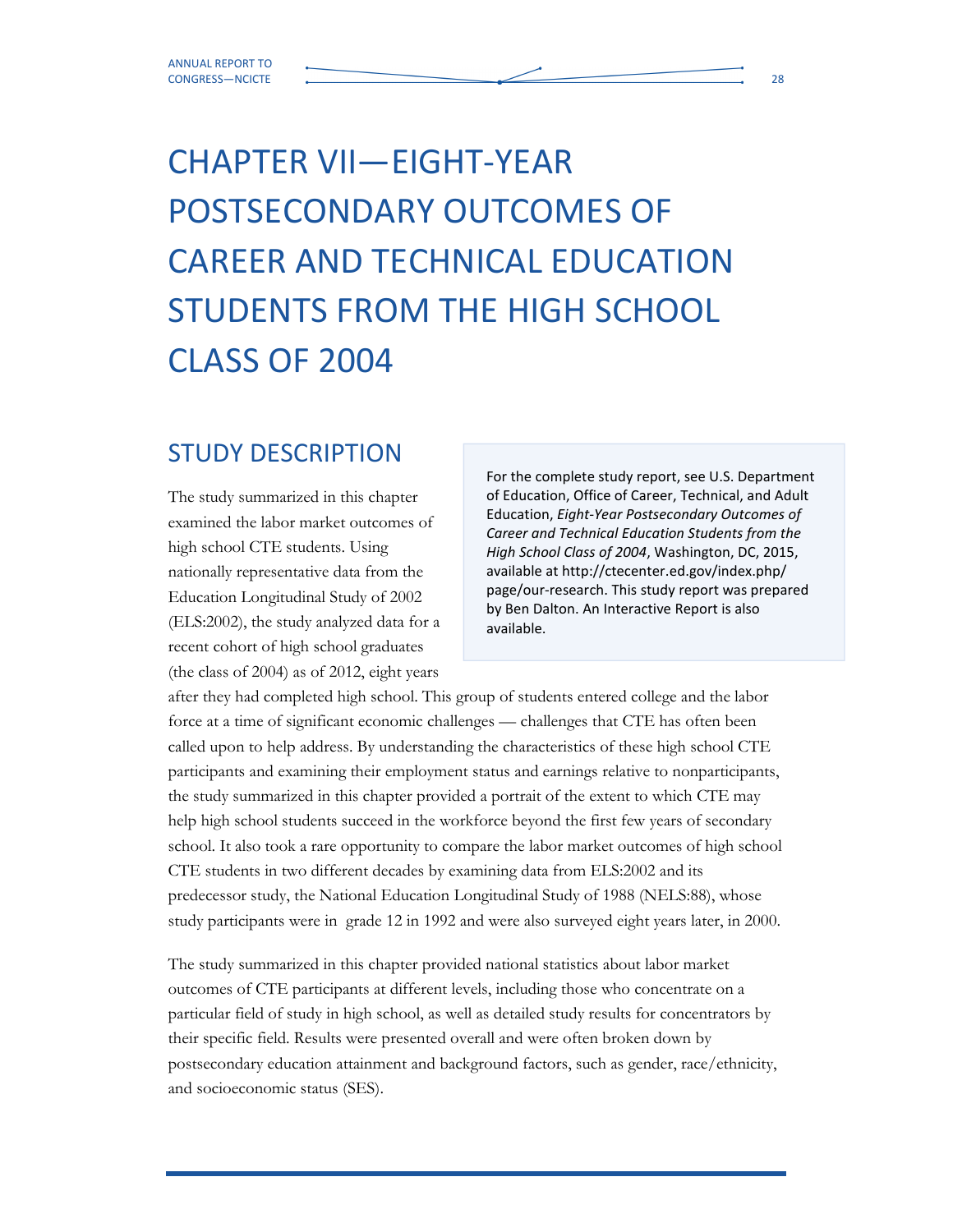# CHAPTER VII—EIGHT-YEAR POSTSECONDARY OUTCOMES OF CAREER AND TECHNICAL EDUCATION STUDENTS FROM THE HIGH SCHOOL CLASS OF 2004

## STUDY DESCRIPTION

For the complete study report, see U.S. Department of Education, Office of Career, Technical, and Adult Education, *Eight-Year Postsecondary Outcomes of Career and Technical Education Students from the High School Class of 2004*, Washington, DC, 2015, available at http://ctecenter.ed.gov/index.php/page/our-research. This study report was prepared by Ben Dalton. An Interactive Report is also available.

The study summarized in this chapter examined the labor market outcomes of high school CTE students. Using nationally representative data from the Education Longitudinal Study of 2002 (ELS:2002), the study analyzed data for a recent cohort of high school graduates (the class of 2004) as of 2012, eight years after they had completed high school. This group of students entered college and the labor force at a time of significant economic challenges — challenges that CTE has often been called upon to help address. By understanding the characteristics of these high school CTE participants and examining their employment status and earnings relative to nonparticipants, the study summarized in this chapter provided a portrait of the extent to which CTE may help high school students succeed in the workforce beyond the first few years of secondary school. It also took a rare opportunity to compare the labor market outcomes of high school CTE students in two different decades by examining data from ELS:2002 and its predecessor study, the National Education Longitudinal Study of 1988 (NELS:88), whose study participants were in grade 12 in 1992 and were also surveyed eight years later, in 2000.

The study summarized in this chapter provided national statistics about labor market outcomes of CTE participants at different levels, including those who concentrate on a particular field of study in high school, as well as detailed study results for concentrators by their specific field. Results were presented overall and were often broken down by postsecondary education attainment and background factors, such as gender, race/ethnicity, and socioeconomic status (SES).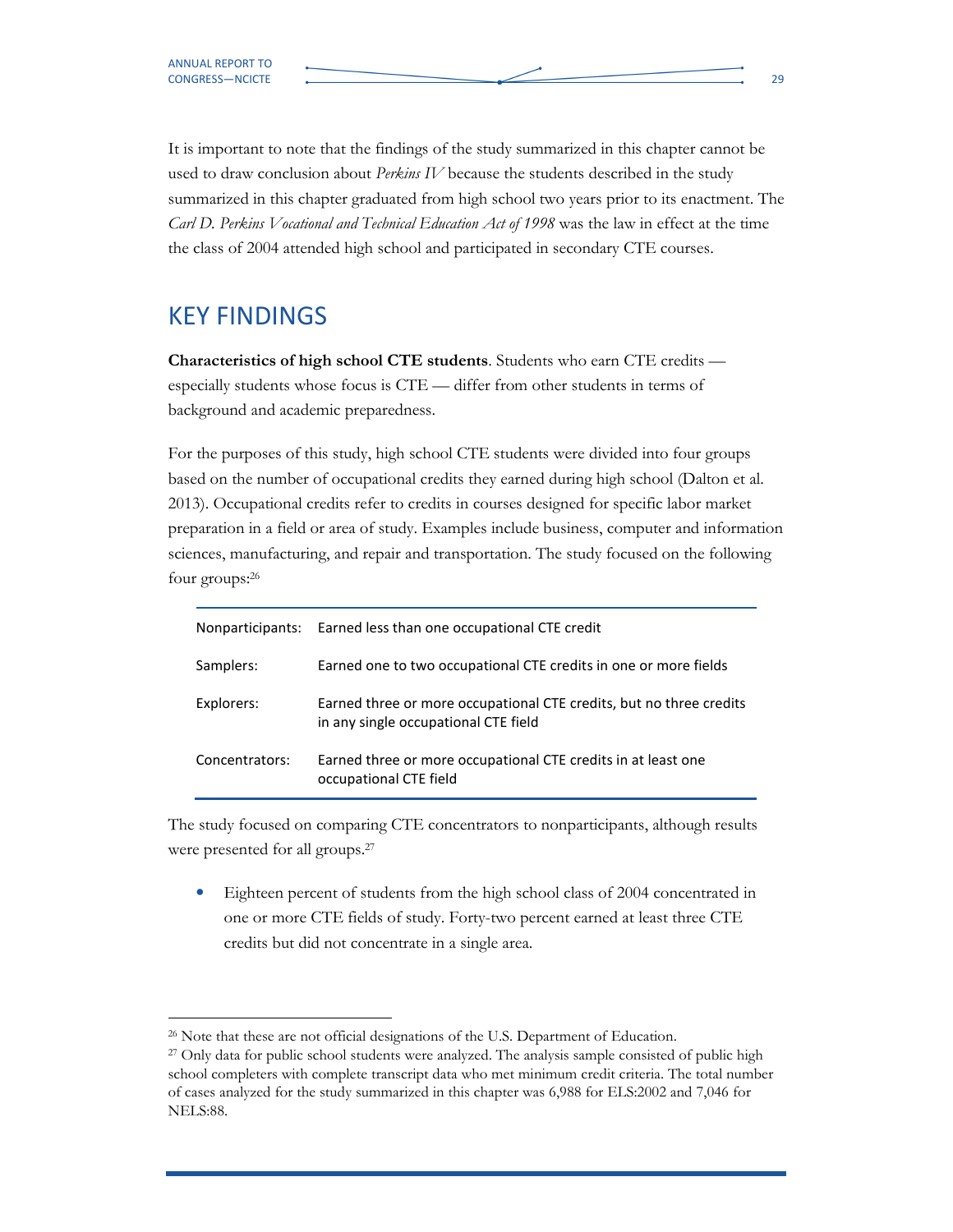It is important to note that the findings of the study summarized in this chapter cannot be used to draw conclusion about *Perkins IV* because the students described in the study summarized in this chapter graduated from high school two years prior to its enactment. The *Carl D. Perkins Vocational and Technical Education Act of 1998* was the law in effect at the time the class of 2004 attended high school and participated in secondary CTE courses.

## KEY FINDINGS

**Characteristics of high school CTE students**. Students who earn CTE credits — especially students whose focus is CTE — differ from other students in terms of background and academic preparedness.

For the purposes of this study, high school CTE students were divided into four groups based on the number of occupational credits they earned during high school (Dalton et al. 2013). Occupational credits refer to credits in courses designed for specific labor market preparation in a field or area of study. Examples include business, computer and information sciences, manufacturing, and repair and transportation. The study focused on the following four groups:[26]

| | |
|---|---|
| Nonparticipants: | Earned less than one occupational CTE credit |
| Samplers: | Earned one to two occupational CTE credits in one or more fields |
| Explorers: | Earned three or more occupational CTE credits, but no three credits in any single occupational CTE field |
| Concentrators: | Earned three or more occupational CTE credits in at least one occupational CTE field |

The study focused on comparing CTE concentrators to nonparticipants, although results were presented for all groups.[27]

- Eighteen percent of students from the high school class of 2004 concentrated in one or more CTE fields of study. Forty-two percent earned at least three CTE credits but did not concentrate in a single area.

---

[26] Note that these are not official designations of the U.S. Department of Education.

[27] Only data for public school students were analyzed. The analysis sample consisted of public high school completers with complete transcript data who met minimum credit criteria. The total number of cases analyzed for the study summarized in this chapter was 6,988 for ELS:2002 and 7,046 for NELS:88.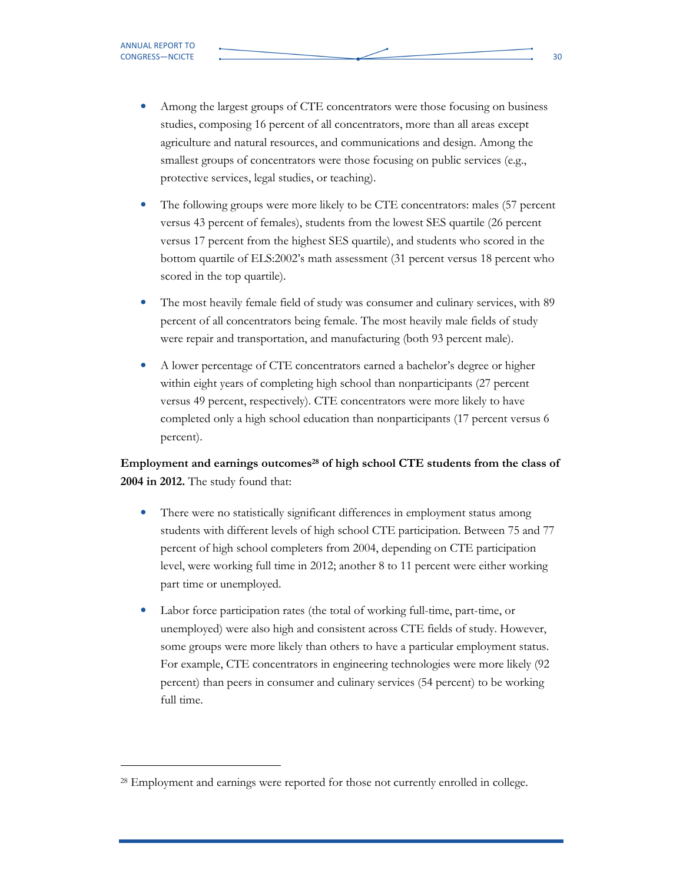- Among the largest groups of CTE concentrators were those focusing on business studies, composing 16 percent of all concentrators, more than all areas except agriculture and natural resources, and communications and design. Among the smallest groups of concentrators were those focusing on public services (e.g., protective services, legal studies, or teaching).

- The following groups were more likely to be CTE concentrators: males (57 percent versus 43 percent of females), students from the lowest SES quartile (26 percent versus 17 percent from the highest SES quartile), and students who scored in the bottom quartile of ELS:2002's math assessment (31 percent versus 18 percent who scored in the top quartile).

- The most heavily female field of study was consumer and culinary services, with 89 percent of all concentrators being female. The most heavily male fields of study were repair and transportation, and manufacturing (both 93 percent male).

- A lower percentage of CTE concentrators earned a bachelor's degree or higher within eight years of completing high school than nonparticipants (27 percent versus 49 percent, respectively). CTE concentrators were more likely to have completed only a high school education than nonparticipants (17 percent versus 6 percent).

**Employment and earnings outcomes[28] of high school CTE students from the class of 2004 in 2012.** The study found that:

- There were no statistically significant differences in employment status among students with different levels of high school CTE participation. Between 75 and 77 percent of high school completers from 2004, depending on CTE participation level, were working full time in 2012; another 8 to 11 percent were either working part time or unemployed.

- Labor force participation rates (the total of working full-time, part-time, or unemployed) were also high and consistent across CTE fields of study. However, some groups were more likely than others to have a particular employment status. For example, CTE concentrators in engineering technologies were more likely (92 percent) than peers in consumer and culinary services (54 percent) to be working full time.

[28] Employment and earnings were reported for those not currently enrolled in college.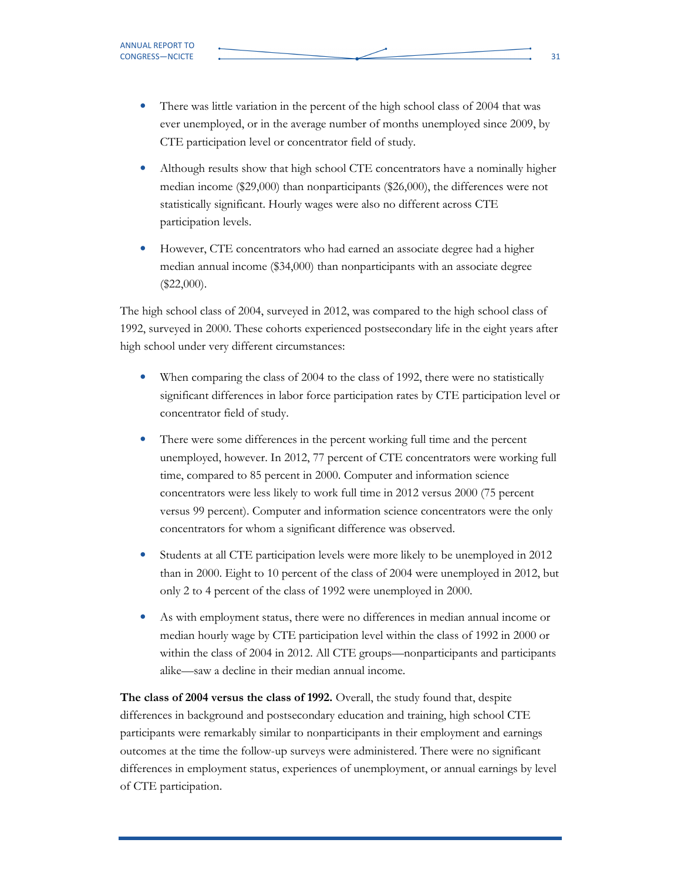- There was little variation in the percent of the high school class of 2004 that was ever unemployed, or in the average number of months unemployed since 2009, by CTE participation level or concentrator field of study.
- Although results show that high school CTE concentrators have a nominally higher median income ($29,000) than nonparticipants ($26,000), the differences were not statistically significant. Hourly wages were also no different across CTE participation levels.
- However, CTE concentrators who had earned an associate degree had a higher median annual income ($34,000) than nonparticipants with an associate degree ($22,000).

The high school class of 2004, surveyed in 2012, was compared to the high school class of 1992, surveyed in 2000. These cohorts experienced postsecondary life in the eight years after high school under very different circumstances:

- When comparing the class of 2004 to the class of 1992, there were no statistically significant differences in labor force participation rates by CTE participation level or concentrator field of study.
- There were some differences in the percent working full time and the percent unemployed, however. In 2012, 77 percent of CTE concentrators were working full time, compared to 85 percent in 2000. Computer and information science concentrators were less likely to work full time in 2012 versus 2000 (75 percent versus 99 percent). Computer and information science concentrators were the only concentrators for whom a significant difference was observed.
- Students at all CTE participation levels were more likely to be unemployed in 2012 than in 2000. Eight to 10 percent of the class of 2004 were unemployed in 2012, but only 2 to 4 percent of the class of 1992 were unemployed in 2000.
- As with employment status, there were no differences in median annual income or median hourly wage by CTE participation level within the class of 1992 in 2000 or within the class of 2004 in 2012. All CTE groups—nonparticipants and participants alike—saw a decline in their median annual income.

**The class of 2004 versus the class of 1992.** Overall, the study found that, despite differences in background and postsecondary education and training, high school CTE participants were remarkably similar to nonparticipants in their employment and earnings outcomes at the time the follow-up surveys were administered. There were no significant differences in employment status, experiences of unemployment, or annual earnings by level of CTE participation.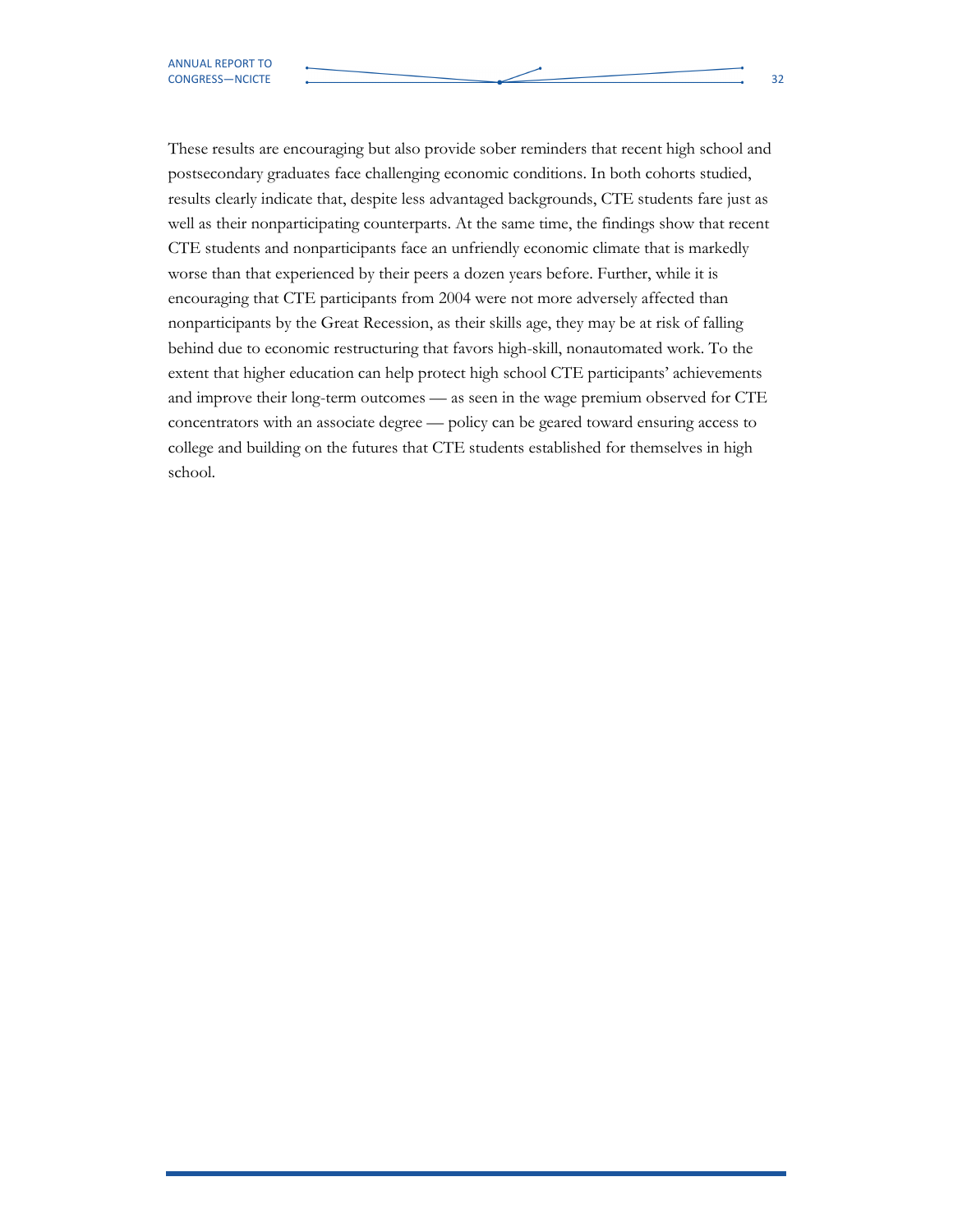These results are encouraging but also provide sober reminders that recent high school and postsecondary graduates face challenging economic conditions. In both cohorts studied, results clearly indicate that, despite less advantaged backgrounds, CTE students fare just as well as their nonparticipating counterparts. At the same time, the findings show that recent CTE students and nonparticipants face an unfriendly economic climate that is markedly worse than that experienced by their peers a dozen years before. Further, while it is encouraging that CTE participants from 2004 were not more adversely affected than nonparticipants by the Great Recession, as their skills age, they may be at risk of falling behind due to economic restructuring that favors high-skill, nonautomated work. To the extent that higher education can help protect high school CTE participants' achievements and improve their long-term outcomes — as seen in the wage premium observed for CTE concentrators with an associate degree — policy can be geared toward ensuring access to college and building on the futures that CTE students established for themselves in high school.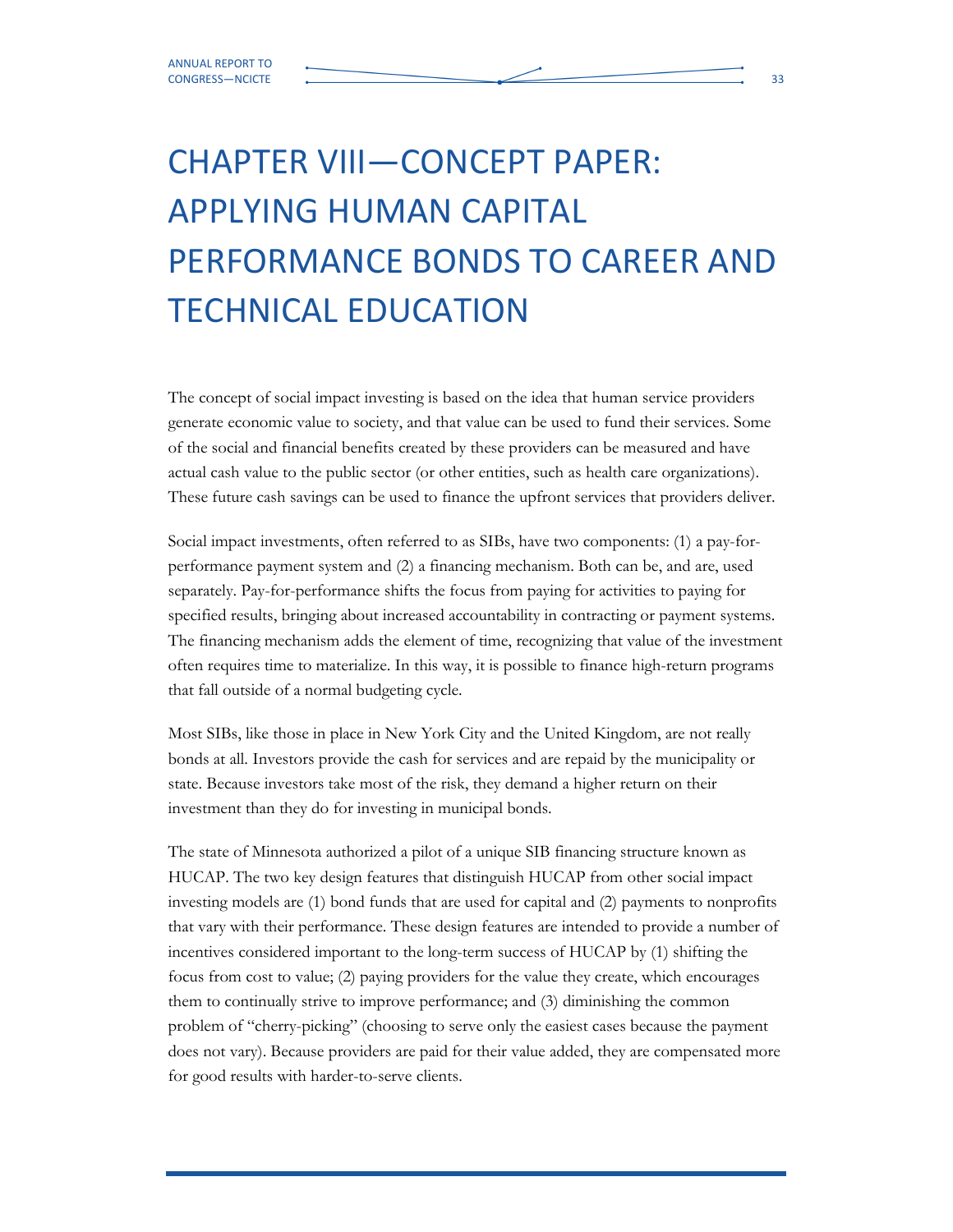# CHAPTER VIII—CONCEPT PAPER: APPLYING HUMAN CAPITAL PERFORMANCE BONDS TO CAREER AND TECHNICAL EDUCATION

The concept of social impact investing is based on the idea that human service providers generate economic value to society, and that value can be used to fund their services. Some of the social and financial benefits created by these providers can be measured and have actual cash value to the public sector (or other entities, such as health care organizations). These future cash savings can be used to finance the upfront services that providers deliver.

Social impact investments, often referred to as SIBs, have two components: (1) a pay-for-performance payment system and (2) a financing mechanism. Both can be, and are, used separately. Pay-for-performance shifts the focus from paying for activities to paying for specified results, bringing about increased accountability in contracting or payment systems. The financing mechanism adds the element of time, recognizing that value of the investment often requires time to materialize. In this way, it is possible to finance high-return programs that fall outside of a normal budgeting cycle.

Most SIBs, like those in place in New York City and the United Kingdom, are not really bonds at all. Investors provide the cash for services and are repaid by the municipality or state. Because investors take most of the risk, they demand a higher return on their investment than they do for investing in municipal bonds.

The state of Minnesota authorized a pilot of a unique SIB financing structure known as HUCAP. The two key design features that distinguish HUCAP from other social impact investing models are (1) bond funds that are used for capital and (2) payments to nonprofits that vary with their performance. These design features are intended to provide a number of incentives considered important to the long-term success of HUCAP by (1) shifting the focus from cost to value; (2) paying providers for the value they create, which encourages them to continually strive to improve performance; and (3) diminishing the common problem of "cherry-picking" (choosing to serve only the easiest cases because the payment does not vary). Because providers are paid for their value added, they are compensated more for good results with harder-to-serve clients.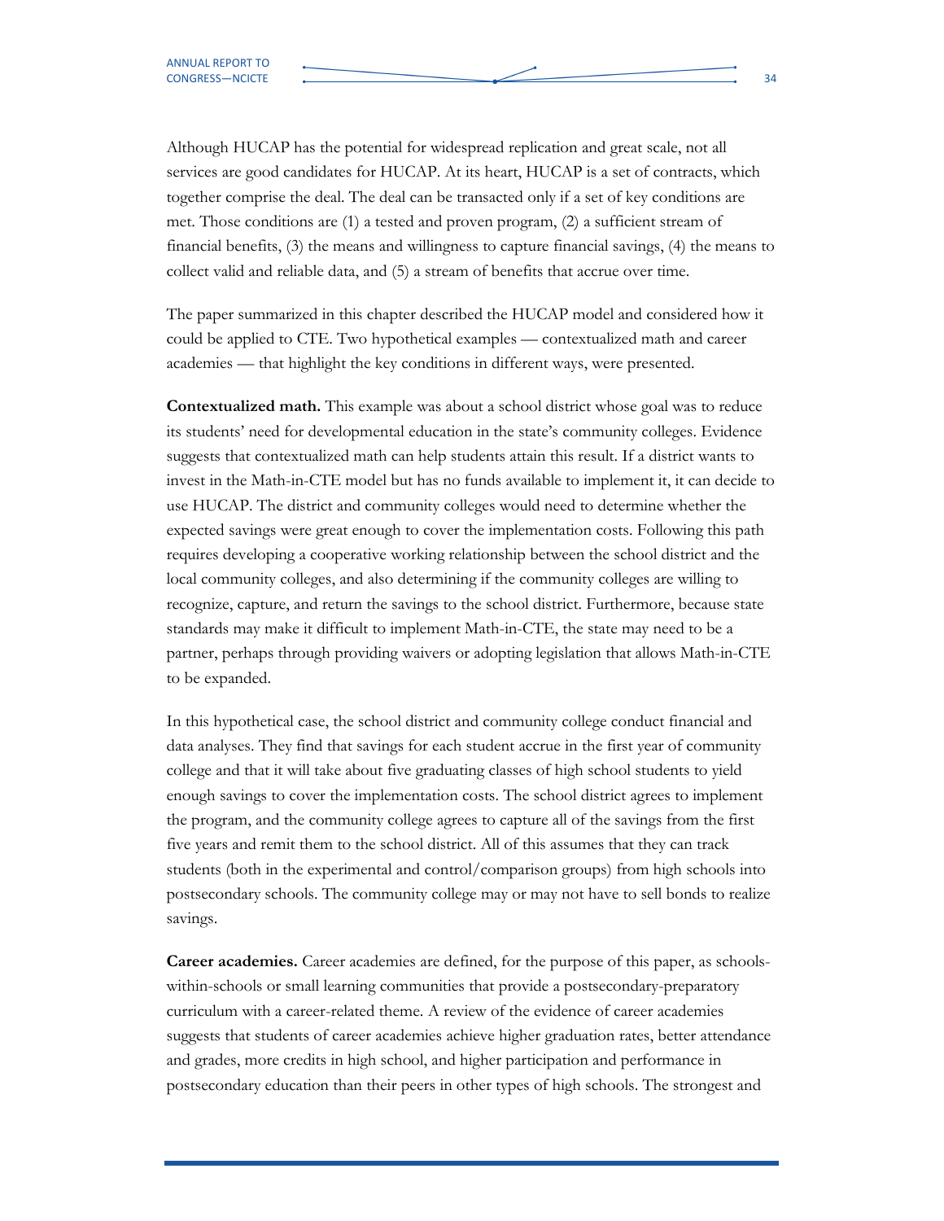Although HUCAP has the potential for widespread replication and great scale, not all services are good candidates for HUCAP. At its heart, HUCAP is a set of contracts, which together comprise the deal. The deal can be transacted only if a set of key conditions are met. Those conditions are (1) a tested and proven program, (2) a sufficient stream of financial benefits, (3) the means and willingness to capture financial savings, (4) the means to collect valid and reliable data, and (5) a stream of benefits that accrue over time.

The paper summarized in this chapter described the HUCAP model and considered how it could be applied to CTE. Two hypothetical examples — contextualized math and career academies — that highlight the key conditions in different ways, were presented.

**Contextualized math.** This example was about a school district whose goal was to reduce its students' need for developmental education in the state's community colleges. Evidence suggests that contextualized math can help students attain this result. If a district wants to invest in the Math-in-CTE model but has no funds available to implement it, it can decide to use HUCAP. The district and community colleges would need to determine whether the expected savings were great enough to cover the implementation costs. Following this path requires developing a cooperative working relationship between the school district and the local community colleges, and also determining if the community colleges are willing to recognize, capture, and return the savings to the school district. Furthermore, because state standards may make it difficult to implement Math-in-CTE, the state may need to be a partner, perhaps through providing waivers or adopting legislation that allows Math-in-CTE to be expanded.

In this hypothetical case, the school district and community college conduct financial and data analyses. They find that savings for each student accrue in the first year of community college and that it will take about five graduating classes of high school students to yield enough savings to cover the implementation costs. The school district agrees to implement the program, and the community college agrees to capture all of the savings from the first five years and remit them to the school district. All of this assumes that they can track students (both in the experimental and control/comparison groups) from high schools into postsecondary schools. The community college may or may not have to sell bonds to realize savings.

**Career academies.** Career academies are defined, for the purpose of this paper, as schools-within-schools or small learning communities that provide a postsecondary-preparatory curriculum with a career-related theme. A review of the evidence of career academies suggests that students of career academies achieve higher graduation rates, better attendance and grades, more credits in high school, and higher participation and performance in postsecondary education than their peers in other types of high schools. The strongest and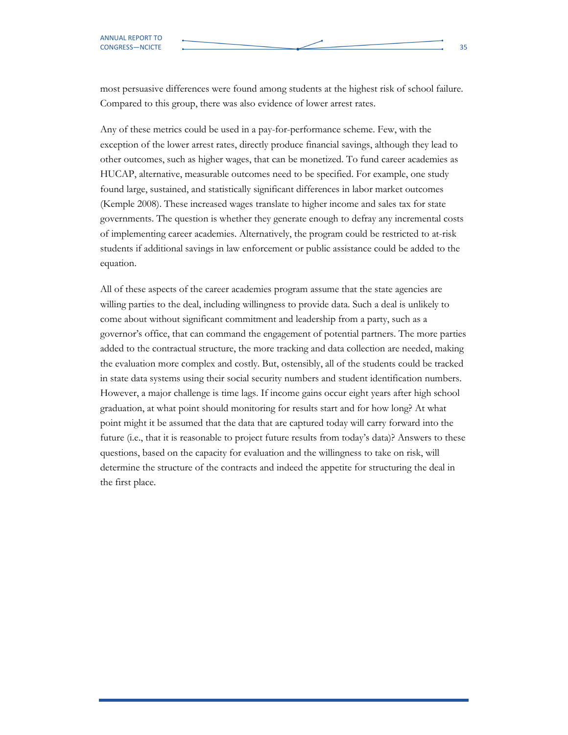most persuasive differences were found among students at the highest risk of school failure. Compared to this group, there was also evidence of lower arrest rates.

Any of these metrics could be used in a pay-for-performance scheme. Few, with the exception of the lower arrest rates, directly produce financial savings, although they lead to other outcomes, such as higher wages, that can be monetized. To fund career academies as HUCAP, alternative, measurable outcomes need to be specified. For example, one study found large, sustained, and statistically significant differences in labor market outcomes (Kemple 2008). These increased wages translate to higher income and sales tax for state governments. The question is whether they generate enough to defray any incremental costs of implementing career academies. Alternatively, the program could be restricted to at-risk students if additional savings in law enforcement or public assistance could be added to the equation.

All of these aspects of the career academies program assume that the state agencies are willing parties to the deal, including willingness to provide data. Such a deal is unlikely to come about without significant commitment and leadership from a party, such as a governor's office, that can command the engagement of potential partners. The more parties added to the contractual structure, the more tracking and data collection are needed, making the evaluation more complex and costly. But, ostensibly, all of the students could be tracked in state data systems using their social security numbers and student identification numbers. However, a major challenge is time lags. If income gains occur eight years after high school graduation, at what point should monitoring for results start and for how long? At what point might it be assumed that the data that are captured today will carry forward into the future (i.e., that it is reasonable to project future results from today's data)? Answers to these questions, based on the capacity for evaluation and the willingness to take on risk, will determine the structure of the contracts and indeed the appetite for structuring the deal in the first place.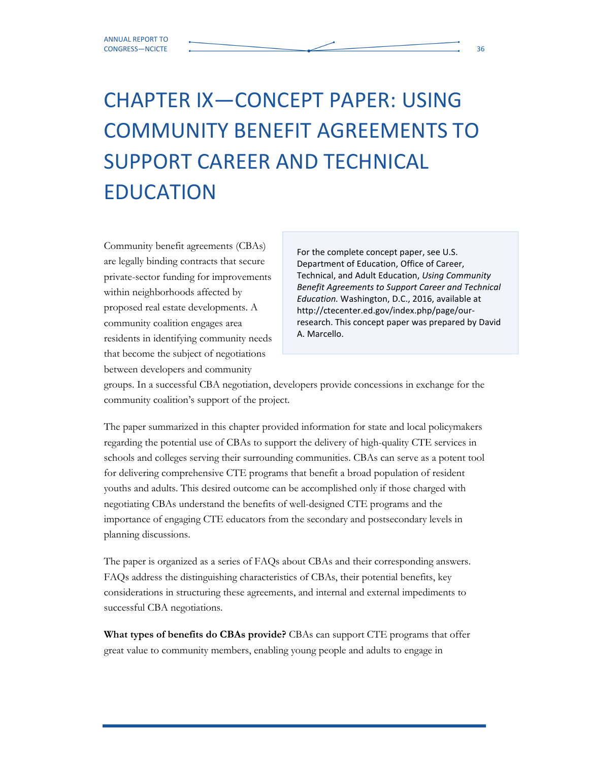# CHAPTER IX—CONCEPT PAPER: USING COMMUNITY BENEFIT AGREEMENTS TO SUPPORT CAREER AND TECHNICAL EDUCATION

> For the complete concept paper, see U.S. Department of Education, Office of Career, Technical, and Adult Education, *Using Community Benefit Agreements to Support Career and Technical Education.* Washington, D.C., 2016, available at http://ctecenter.ed.gov/index.php/page/our-research. This concept paper was prepared by David A. Marcello.

Community benefit agreements (CBAs) are legally binding contracts that secure private-sector funding for improvements within neighborhoods affected by proposed real estate developments. A community coalition engages area residents in identifying community needs that become the subject of negotiations between developers and community groups. In a successful CBA negotiation, developers provide concessions in exchange for the community coalition's support of the project.

The paper summarized in this chapter provided information for state and local policymakers regarding the potential use of CBAs to support the delivery of high-quality CTE services in schools and colleges serving their surrounding communities. CBAs can serve as a potent tool for delivering comprehensive CTE programs that benefit a broad population of resident youths and adults. This desired outcome can be accomplished only if those charged with negotiating CBAs understand the benefits of well-designed CTE programs and the importance of engaging CTE educators from the secondary and postsecondary levels in planning discussions.

The paper is organized as a series of FAQs about CBAs and their corresponding answers. FAQs address the distinguishing characteristics of CBAs, their potential benefits, key considerations in structuring these agreements, and internal and external impediments to successful CBA negotiations.

**What types of benefits do CBAs provide?** CBAs can support CTE programs that offer great value to community members, enabling young people and adults to engage in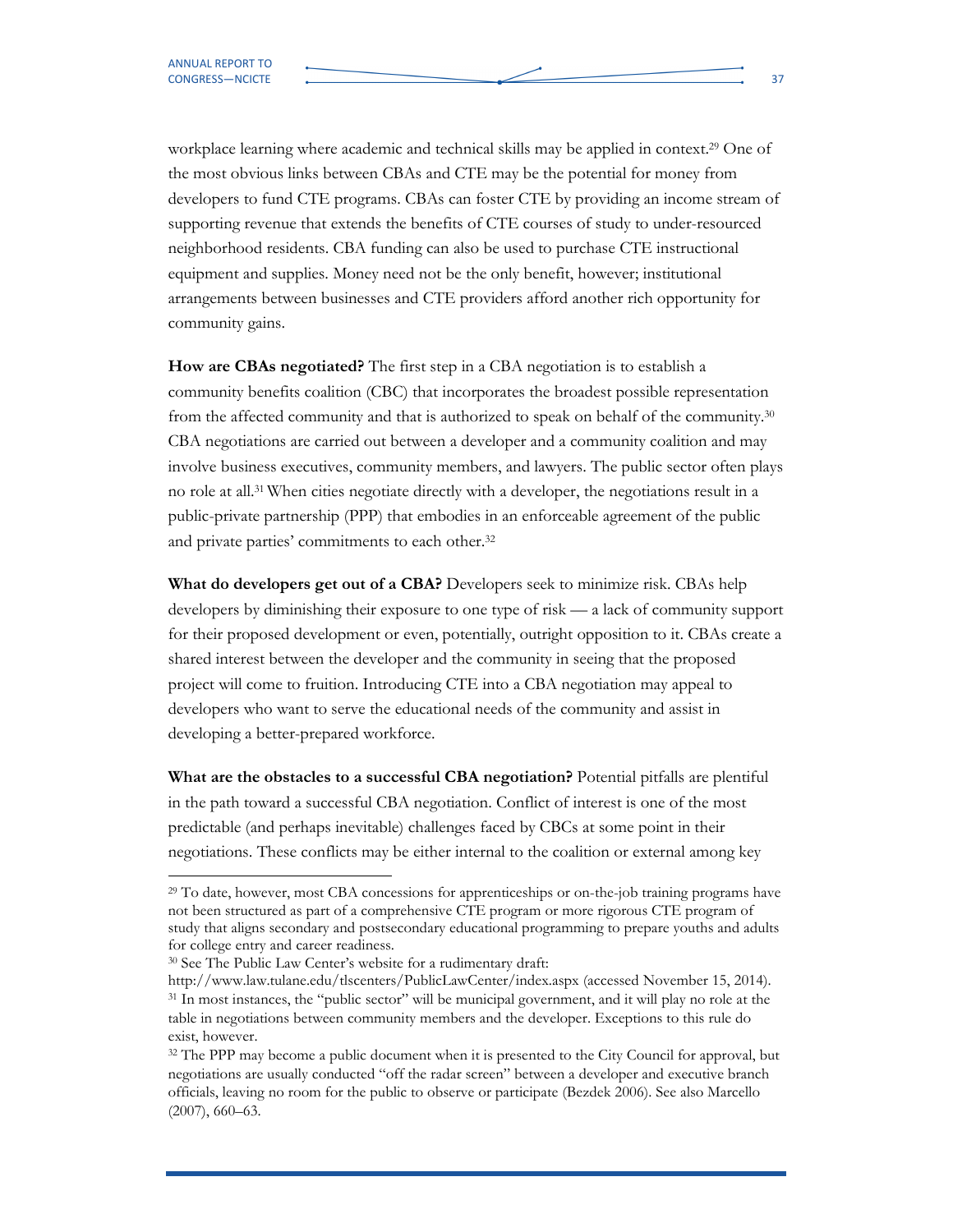workplace learning where academic and technical skills may be applied in context.[29] One of the most obvious links between CBAs and CTE may be the potential for money from developers to fund CTE programs. CBAs can foster CTE by providing an income stream of supporting revenue that extends the benefits of CTE courses of study to under-resourced neighborhood residents. CBA funding can also be used to purchase CTE instructional equipment and supplies. Money need not be the only benefit, however; institutional arrangements between businesses and CTE providers afford another rich opportunity for community gains.

**How are CBAs negotiated?** The first step in a CBA negotiation is to establish a community benefits coalition (CBC) that incorporates the broadest possible representation from the affected community and that is authorized to speak on behalf of the community.[30] CBA negotiations are carried out between a developer and a community coalition and may involve business executives, community members, and lawyers. The public sector often plays no role at all.[31] When cities negotiate directly with a developer, the negotiations result in a public-private partnership (PPP) that embodies in an enforceable agreement of the public and private parties' commitments to each other.[32]

**What do developers get out of a CBA?** Developers seek to minimize risk. CBAs help developers by diminishing their exposure to one type of risk — a lack of community support for their proposed development or even, potentially, outright opposition to it. CBAs create a shared interest between the developer and the community in seeing that the proposed project will come to fruition. Introducing CTE into a CBA negotiation may appeal to developers who want to serve the educational needs of the community and assist in developing a better-prepared workforce.

**What are the obstacles to a successful CBA negotiation?** Potential pitfalls are plentiful in the path toward a successful CBA negotiation. Conflict of interest is one of the most predictable (and perhaps inevitable) challenges faced by CBCs at some point in their negotiations. These conflicts may be either internal to the coalition or external among key

---

[29] To date, however, most CBA concessions for apprenticeships or on-the-job training programs have not been structured as part of a comprehensive CTE program or more rigorous CTE program of study that aligns secondary and postsecondary educational programming to prepare youths and adults for college entry and career readiness.

[30] See The Public Law Center's website for a rudimentary draft: http://www.law.tulane.edu/tlscenters/PublicLawCenter/index.aspx (accessed November 15, 2014).

[31] In most instances, the "public sector" will be municipal government, and it will play no role at the table in negotiations between community members and the developer. Exceptions to this rule do exist, however.

[32] The PPP may become a public document when it is presented to the City Council for approval, but negotiations are usually conducted "off the radar screen" between a developer and executive branch officials, leaving no room for the public to observe or participate (Bezdek 2006). See also Marcello (2007), 660–63.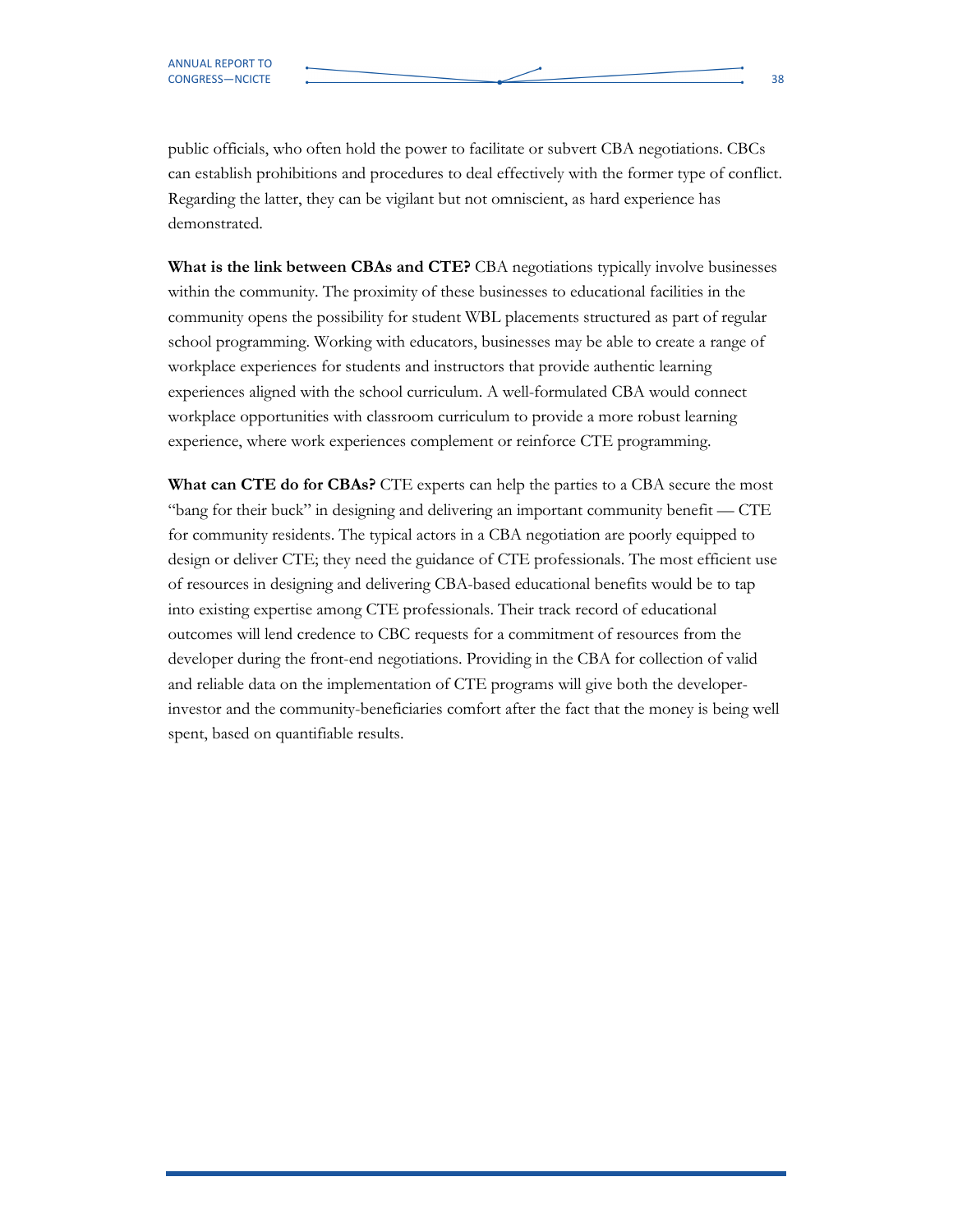public officials, who often hold the power to facilitate or subvert CBA negotiations. CBCs can establish prohibitions and procedures to deal effectively with the former type of conflict. Regarding the latter, they can be vigilant but not omniscient, as hard experience has demonstrated.

**What is the link between CBAs and CTE?** CBA negotiations typically involve businesses within the community. The proximity of these businesses to educational facilities in the community opens the possibility for student WBL placements structured as part of regular school programming. Working with educators, businesses may be able to create a range of workplace experiences for students and instructors that provide authentic learning experiences aligned with the school curriculum. A well-formulated CBA would connect workplace opportunities with classroom curriculum to provide a more robust learning experience, where work experiences complement or reinforce CTE programming.

**What can CTE do for CBAs?** CTE experts can help the parties to a CBA secure the most "bang for their buck" in designing and delivering an important community benefit — CTE for community residents. The typical actors in a CBA negotiation are poorly equipped to design or deliver CTE; they need the guidance of CTE professionals. The most efficient use of resources in designing and delivering CBA-based educational benefits would be to tap into existing expertise among CTE professionals. Their track record of educational outcomes will lend credence to CBC requests for a commitment of resources from the developer during the front-end negotiations. Providing in the CBA for collection of valid and reliable data on the implementation of CTE programs will give both the developer-investor and the community-beneficiaries comfort after the fact that the money is being well spent, based on quantifiable results.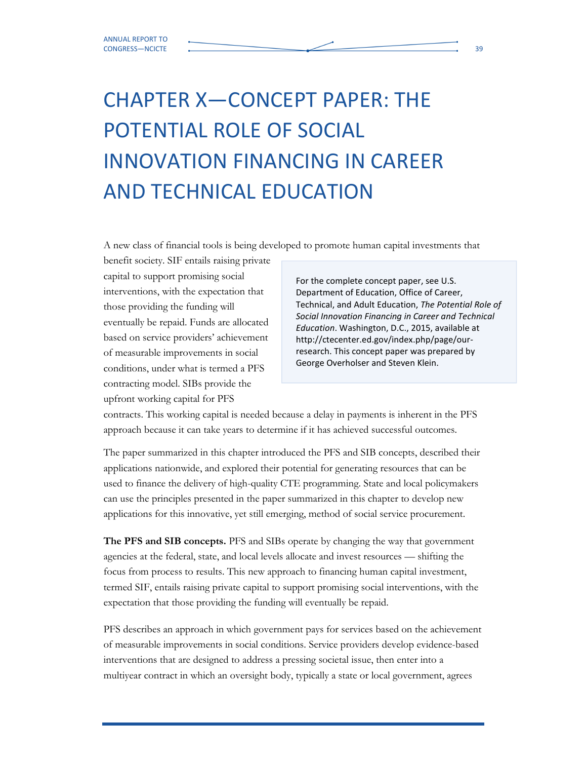# CHAPTER X—CONCEPT PAPER: THE POTENTIAL ROLE OF SOCIAL INNOVATION FINANCING IN CAREER AND TECHNICAL EDUCATION

A new class of financial tools is being developed to promote human capital investments that benefit society. SIF entails raising private capital to support promising social interventions, with the expectation that those providing the funding will eventually be repaid. Funds are allocated based on service providers' achievement of measurable improvements in social conditions, under what is termed a PFS contracting model. SIBs provide the upfront working capital for PFS contracts. This working capital is needed because a delay in payments is inherent in the PFS approach because it can take years to determine if it has achieved successful outcomes.

> For the complete concept paper, see U.S. Department of Education, Office of Career, Technical, and Adult Education, *The Potential Role of Social Innovation Financing in Career and Technical Education*. Washington, D.C., 2015, available at http://ctecenter.ed.gov/index.php/page/our-research. This concept paper was prepared by George Overholser and Steven Klein.

The paper summarized in this chapter introduced the PFS and SIB concepts, described their applications nationwide, and explored their potential for generating resources that can be used to finance the delivery of high-quality CTE programming. State and local policymakers can use the principles presented in the paper summarized in this chapter to develop new applications for this innovative, yet still emerging, method of social service procurement.

**The PFS and SIB concepts.** PFS and SIBs operate by changing the way that government agencies at the federal, state, and local levels allocate and invest resources — shifting the focus from process to results. This new approach to financing human capital investment, termed SIF, entails raising private capital to support promising social interventions, with the expectation that those providing the funding will eventually be repaid.

PFS describes an approach in which government pays for services based on the achievement of measurable improvements in social conditions. Service providers develop evidence-based interventions that are designed to address a pressing societal issue, then enter into a multiyear contract in which an oversight body, typically a state or local government, agrees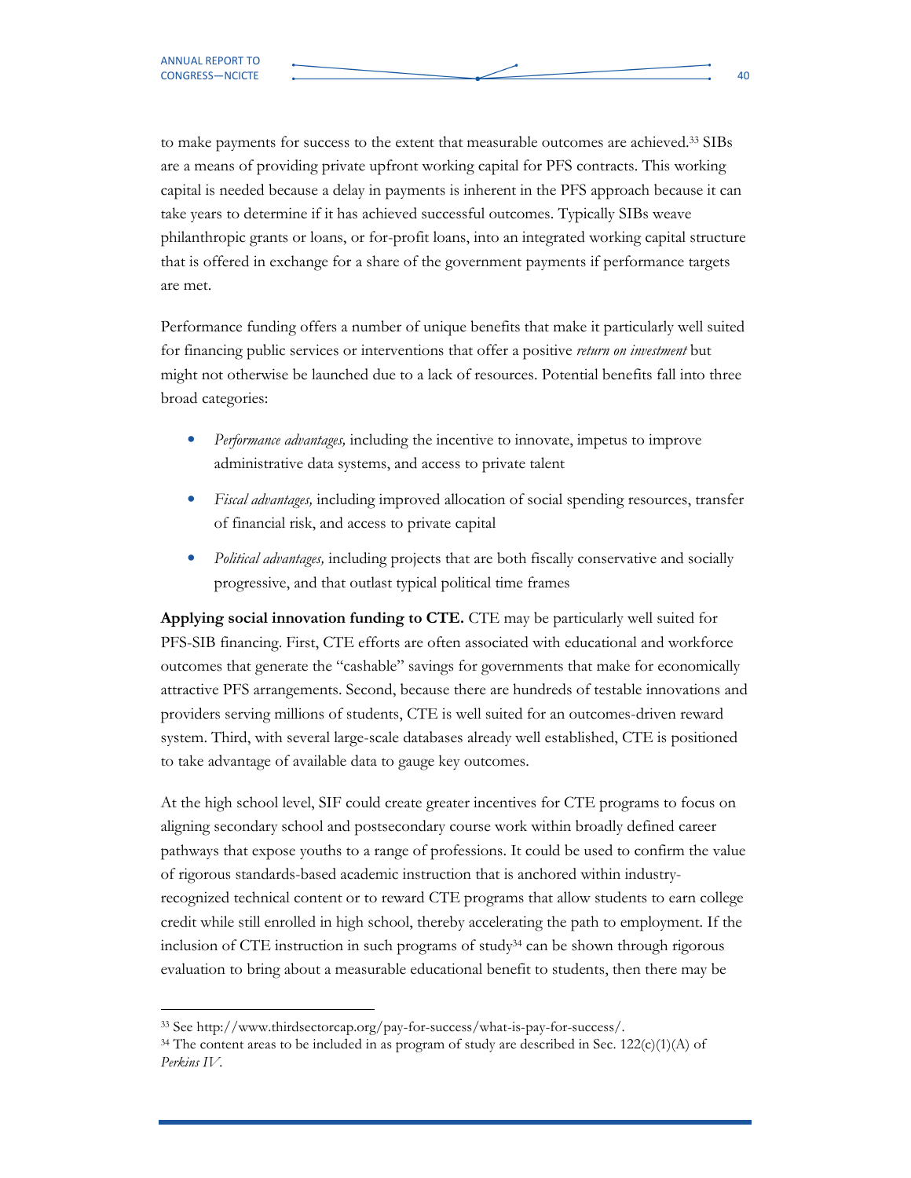to make payments for success to the extent that measurable outcomes are achieved.[33] SIBs are a means of providing private upfront working capital for PFS contracts. This working capital is needed because a delay in payments is inherent in the PFS approach because it can take years to determine if it has achieved successful outcomes. Typically SIBs weave philanthropic grants or loans, or for-profit loans, into an integrated working capital structure that is offered in exchange for a share of the government payments if performance targets are met.

Performance funding offers a number of unique benefits that make it particularly well suited for financing public services or interventions that offer a positive *return on investment* but might not otherwise be launched due to a lack of resources. Potential benefits fall into three broad categories:

- *Performance advantages,* including the incentive to innovate, impetus to improve administrative data systems, and access to private talent
- *Fiscal advantages,* including improved allocation of social spending resources, transfer of financial risk, and access to private capital
- *Political advantages,* including projects that are both fiscally conservative and socially progressive, and that outlast typical political time frames

**Applying social innovation funding to CTE.** CTE may be particularly well suited for PFS-SIB financing. First, CTE efforts are often associated with educational and workforce outcomes that generate the "cashable" savings for governments that make for economically attractive PFS arrangements. Second, because there are hundreds of testable innovations and providers serving millions of students, CTE is well suited for an outcomes-driven reward system. Third, with several large-scale databases already well established, CTE is positioned to take advantage of available data to gauge key outcomes.

At the high school level, SIF could create greater incentives for CTE programs to focus on aligning secondary school and postsecondary course work within broadly defined career pathways that expose youths to a range of professions. It could be used to confirm the value of rigorous standards-based academic instruction that is anchored within industry-recognized technical content or to reward CTE programs that allow students to earn college credit while still enrolled in high school, thereby accelerating the path to employment. If the inclusion of CTE instruction in such programs of study[34] can be shown through rigorous evaluation to bring about a measurable educational benefit to students, then there may be

---

[33] See http://www.thirdsectorcap.org/pay-for-success/what-is-pay-for-success/.

[34] The content areas to be included in as program of study are described in Sec. 122(c)(1)(A) of *Perkins IV*.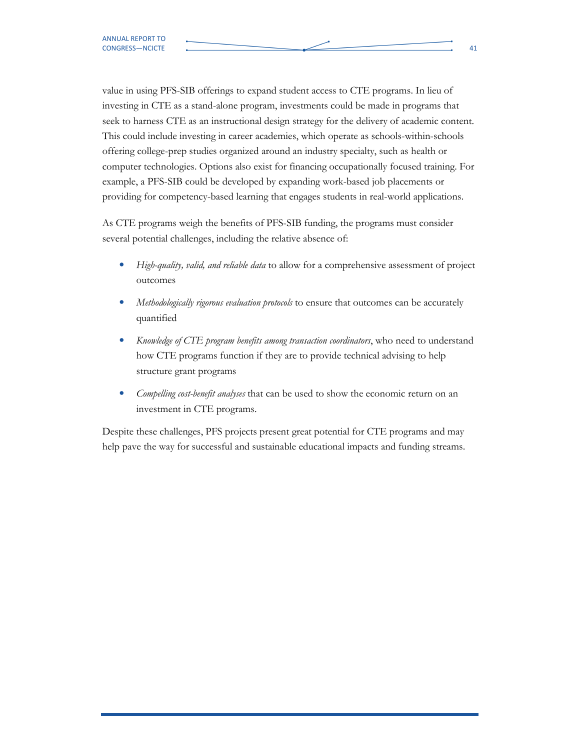value in using PFS-SIB offerings to expand student access to CTE programs. In lieu of investing in CTE as a stand-alone program, investments could be made in programs that seek to harness CTE as an instructional design strategy for the delivery of academic content. This could include investing in career academies, which operate as schools-within-schools offering college-prep studies organized around an industry specialty, such as health or computer technologies. Options also exist for financing occupationally focused training. For example, a PFS-SIB could be developed by expanding work-based job placements or providing for competency-based learning that engages students in real-world applications.

As CTE programs weigh the benefits of PFS-SIB funding, the programs must consider several potential challenges, including the relative absence of:

- *High-quality, valid, and reliable data* to allow for a comprehensive assessment of project outcomes
- *Methodologically rigorous evaluation protocols* to ensure that outcomes can be accurately quantified
- *Knowledge of CTE program benefits among transaction coordinators*, who need to understand how CTE programs function if they are to provide technical advising to help structure grant programs
- *Compelling cost-benefit analyses* that can be used to show the economic return on an investment in CTE programs.

Despite these challenges, PFS projects present great potential for CTE programs and may help pave the way for successful and sustainable educational impacts and funding streams.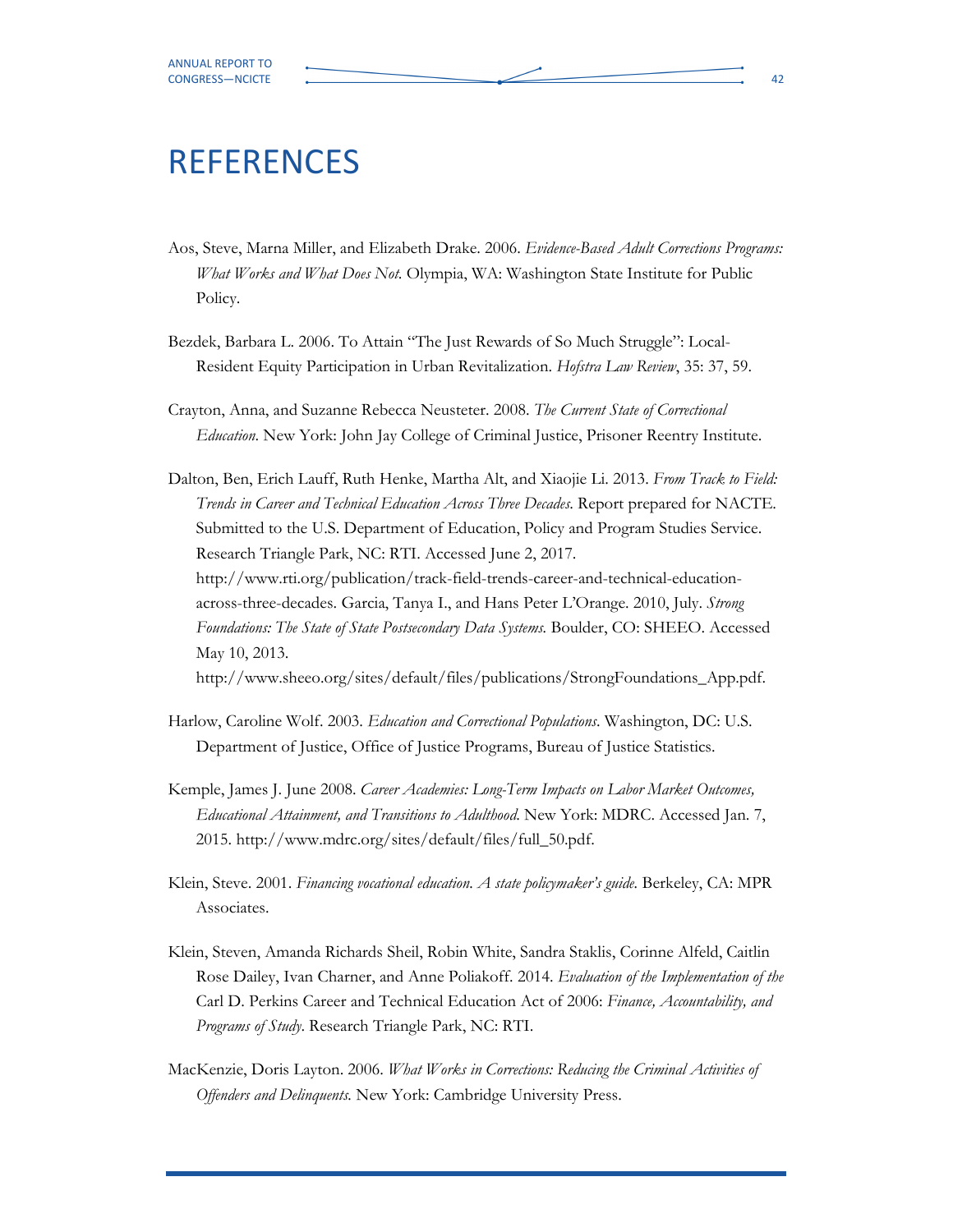# REFERENCES

Aos, Steve, Marna Miller, and Elizabeth Drake. 2006. *Evidence-Based Adult Corrections Programs: What Works and What Does Not.* Olympia, WA: Washington State Institute for Public Policy.

Bezdek, Barbara L. 2006. To Attain "The Just Rewards of So Much Struggle": Local-Resident Equity Participation in Urban Revitalization. *Hofstra Law Review*, 35: 37, 59.

Crayton, Anna, and Suzanne Rebecca Neusteter. 2008. *The Current State of Correctional Education.* New York: John Jay College of Criminal Justice, Prisoner Reentry Institute.

Dalton, Ben, Erich Lauff, Ruth Henke, Martha Alt, and Xiaojie Li. 2013. *From Track to Field: Trends in Career and Technical Education Across Three Decades.* Report prepared for NACTE. Submitted to the U.S. Department of Education, Policy and Program Studies Service. Research Triangle Park, NC: RTI. Accessed June 2, 2017. http://www.rti.org/publication/track-field-trends-career-and-technical-education-across-three-decades. Garcia, Tanya I., and Hans Peter L'Orange. 2010, July. *Strong Foundations: The State of State Postsecondary Data Systems.* Boulder, CO: SHEEO. Accessed May 10, 2013. http://www.sheeo.org/sites/default/files/publications/StrongFoundations_App.pdf.

Harlow, Caroline Wolf. 2003. *Education and Correctional Populations*. Washington, DC: U.S. Department of Justice, Office of Justice Programs, Bureau of Justice Statistics.

Kemple, James J. June 2008. *Career Academies: Long-Term Impacts on Labor Market Outcomes, Educational Attainment, and Transitions to Adulthood.* New York: MDRC. Accessed Jan. 7, 2015. http://www.mdrc.org/sites/default/files/full_50.pdf.

Klein, Steve. 2001. *Financing vocational education. A state policymaker's guide.* Berkeley, CA: MPR Associates.

Klein, Steven, Amanda Richards Sheil, Robin White, Sandra Staklis, Corinne Alfeld, Caitlin Rose Dailey, Ivan Charner, and Anne Poliakoff. 2014. *Evaluation of the Implementation of the* Carl D. Perkins Career and Technical Education Act of 2006: *Finance, Accountability, and Programs of Study.* Research Triangle Park, NC: RTI.

MacKenzie, Doris Layton. 2006. *What Works in Corrections: Reducing the Criminal Activities of Offenders and Delinquents.* New York: Cambridge University Press.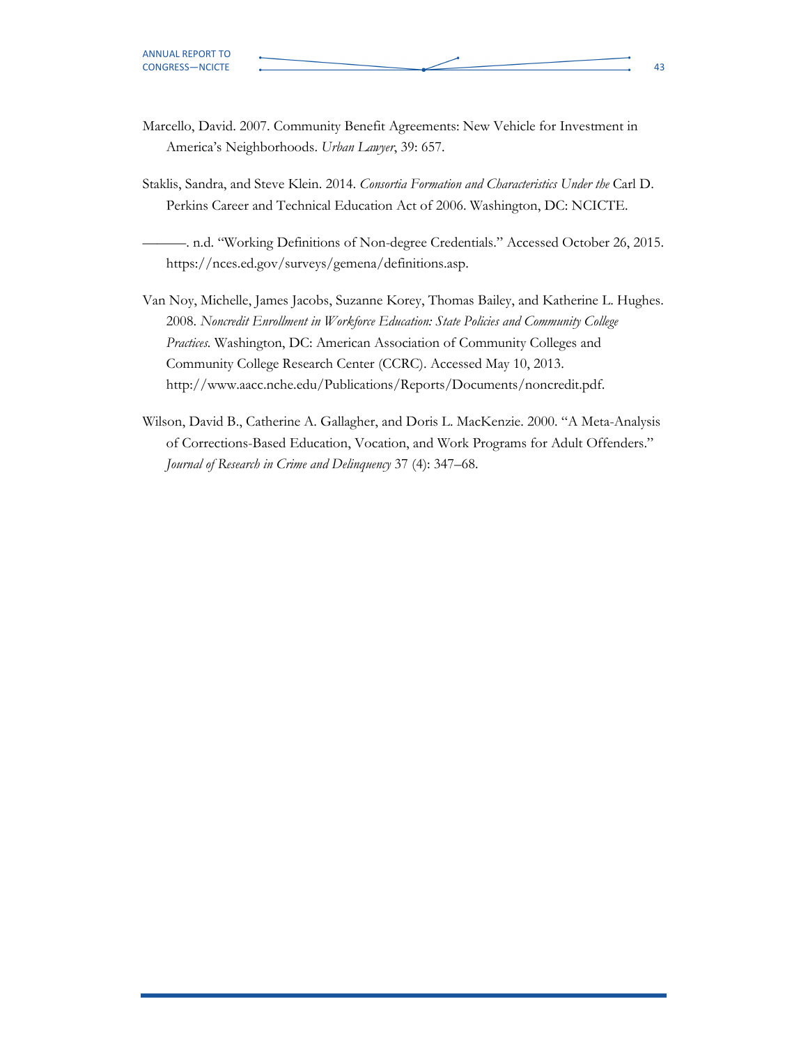Marcello, David. 2007. Community Benefit Agreements: New Vehicle for Investment in America's Neighborhoods. *Urban Lawyer*, 39: 657.

Staklis, Sandra, and Steve Klein. 2014. *Consortia Formation and Characteristics Under the* Carl D. Perkins Career and Technical Education Act of 2006. Washington, DC: NCICTE.

———. n.d. "Working Definitions of Non-degree Credentials." Accessed October 26, 2015. https://nces.ed.gov/surveys/gemena/definitions.asp.

Van Noy, Michelle, James Jacobs, Suzanne Korey, Thomas Bailey, and Katherine L. Hughes. 2008. *Noncredit Enrollment in Workforce Education: State Policies and Community College Practices*. Washington, DC: American Association of Community Colleges and Community College Research Center (CCRC). Accessed May 10, 2013. http://www.aacc.nche.edu/Publications/Reports/Documents/noncredit.pdf.

Wilson, David B., Catherine A. Gallagher, and Doris L. MacKenzie. 2000. "A Meta-Analysis of Corrections-Based Education, Vocation, and Work Programs for Adult Offenders." *Journal of Research in Crime and Delinquency* 37 (4): 347–68.